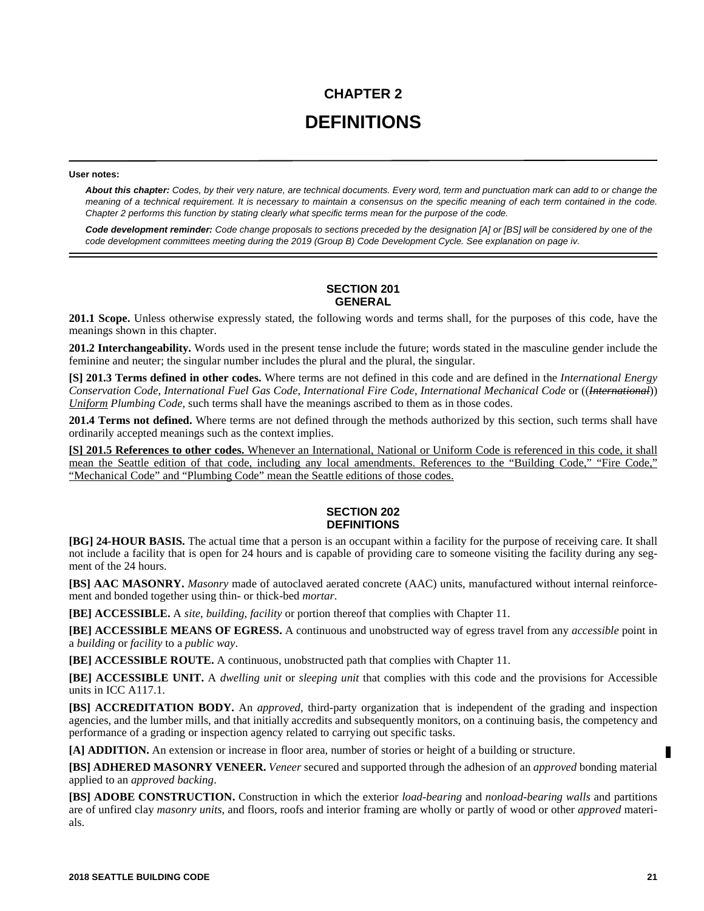# CHAPTER 2

# DEFINITIONS

**User notes:**

***About this chapter:*** *Codes, by their very nature, are technical documents. Every word, term and punctuation mark can add to or change the meaning of a technical requirement. It is necessary to maintain a consensus on the specific meaning of each term contained in the code. Chapter 2 performs this function by stating clearly what specific terms mean for the purpose of the code.*

***Code development reminder:*** *Code change proposals to sections preceded by the designation [A] or [BS] will be considered by one of the code development committees meeting during the 2019 (Group B) Code Development Cycle. See explanation on page iv.*

## SECTION 201
## GENERAL

**201.1 Scope.** Unless otherwise expressly stated, the following words and terms shall, for the purposes of this code, have the meanings shown in this chapter.

**201.2 Interchangeability.** Words used in the present tense include the future; words stated in the masculine gender include the feminine and neuter; the singular number includes the plural and the plural, the singular.

**[S] 201.3 Terms defined in other codes.** Where terms are not defined in this code and are defined in the *International Energy Conservation Code*, *International Fuel Gas Code*, *International Fire Code*, *International Mechanical Code* or ((~~*International*~~)) <u>*Uniform*</u> *Plumbing Code*, such terms shall have the meanings ascribed to them as in those codes.

**201.4 Terms not defined.** Where terms are not defined through the methods authorized by this section, such terms shall have ordinarily accepted meanings such as the context implies.

<u>**[S] 201.5 References to other codes.** Whenever an International, National or Uniform Code is referenced in this code, it shall mean the Seattle edition of that code, including any local amendments. References to the "Building Code," "Fire Code," "Mechanical Code" and "Plumbing Code" mean the Seattle editions of those codes.</u>

## SECTION 202
## DEFINITIONS

**[BG] 24-HOUR BASIS.** The actual time that a person is an occupant within a facility for the purpose of receiving care. It shall not include a facility that is open for 24 hours and is capable of providing care to someone visiting the facility during any segment of the 24 hours.

**[BS] AAC MASONRY.** *Masonry* made of autoclaved aerated concrete (AAC) units, manufactured without internal reinforcement and bonded together using thin- or thick-bed *mortar*.

**[BE] ACCESSIBLE.** A *site*, *building*, *facility* or portion thereof that complies with Chapter 11.

**[BE] ACCESSIBLE MEANS OF EGRESS.** A continuous and unobstructed way of egress travel from any *accessible* point in a *building* or *facility* to a *public way*.

**[BE] ACCESSIBLE ROUTE.** A continuous, unobstructed path that complies with Chapter 11.

**[BE] ACCESSIBLE UNIT.** A *dwelling unit* or *sleeping unit* that complies with this code and the provisions for Accessible units in ICC A117.1.

**[BS] ACCREDITATION BODY.** An *approved*, third-party organization that is independent of the grading and inspection agencies, and the lumber mills, and that initially accredits and subsequently monitors, on a continuing basis, the competency and performance of a grading or inspection agency related to carrying out specific tasks.

**[A] ADDITION.** An extension or increase in floor area, number of stories or height of a building or structure.

**[BS] ADHERED MASONRY VENEER.** *Veneer* secured and supported through the adhesion of an *approved* bonding material applied to an *approved backing*.

**[BS] ADOBE CONSTRUCTION.** Construction in which the exterior *load-bearing* and *nonload-bearing walls* and partitions are of unfired clay *masonry units*, and floors, roofs and interior framing are wholly or partly of wood or other *approved* materials.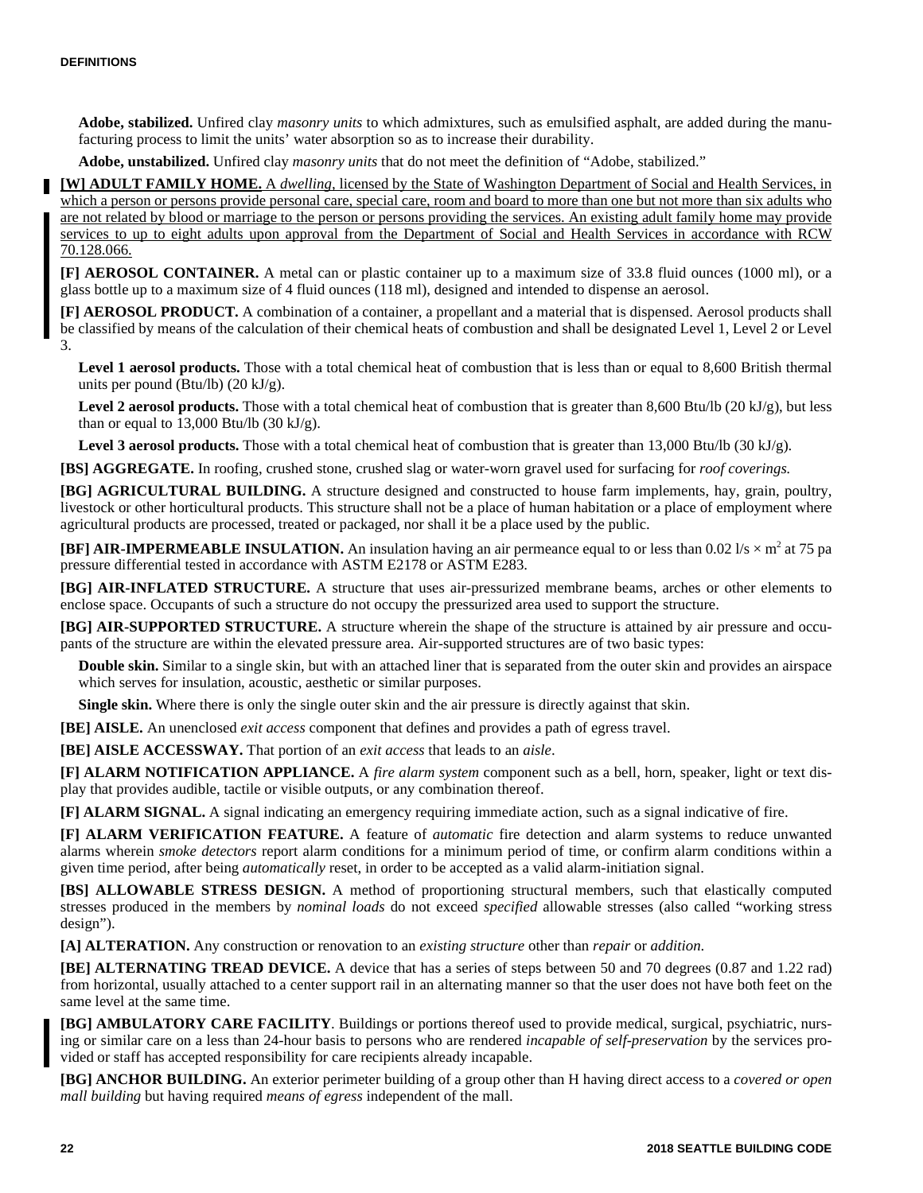**Adobe, stabilized.** Unfired clay *masonry units* to which admixtures, such as emulsified asphalt, are added during the manufacturing process to limit the units' water absorption so as to increase their durability.

**Adobe, unstabilized.** Unfired clay *masonry units* that do not meet the definition of "Adobe, stabilized."

**[W] ADULT FAMILY HOME.** A *dwelling*, licensed by the State of Washington Department of Social and Health Services, in which a person or persons provide personal care, special care, room and board to more than one but not more than six adults who are not related by blood or marriage to the person or persons providing the services. An existing adult family home may provide services to up to eight adults upon approval from the Department of Social and Health Services in accordance with RCW 70.128.066.

**[F] AEROSOL CONTAINER.** A metal can or plastic container up to a maximum size of 33.8 fluid ounces (1000 ml), or a glass bottle up to a maximum size of 4 fluid ounces (118 ml), designed and intended to dispense an aerosol.

**[F] AEROSOL PRODUCT.** A combination of a container, a propellant and a material that is dispensed. Aerosol products shall be classified by means of the calculation of their chemical heats of combustion and shall be designated Level 1, Level 2 or Level 3.

**Level 1 aerosol products.** Those with a total chemical heat of combustion that is less than or equal to 8,600 British thermal units per pound (Btu/lb) (20 kJ/g).

**Level 2 aerosol products.** Those with a total chemical heat of combustion that is greater than 8,600 Btu/lb (20 kJ/g), but less than or equal to 13,000 Btu/lb (30 kJ/g).

**Level 3 aerosol products.** Those with a total chemical heat of combustion that is greater than 13,000 Btu/lb (30 kJ/g).

**[BS] AGGREGATE.** In roofing, crushed stone, crushed slag or water-worn gravel used for surfacing for *roof coverings.*

**[BG] AGRICULTURAL BUILDING.** A structure designed and constructed to house farm implements, hay, grain, poultry, livestock or other horticultural products. This structure shall not be a place of human habitation or a place of employment where agricultural products are processed, treated or packaged, nor shall it be a place used by the public.

**[BF] AIR-IMPERMEABLE INSULATION.** An insulation having an air permeance equal to or less than 0.02 $l/s \times m^2$ at 75 pa pressure differential tested in accordance with ASTM E2178 or ASTM E283.

**[BG] AIR-INFLATED STRUCTURE.** A structure that uses air-pressurized membrane beams, arches or other elements to enclose space. Occupants of such a structure do not occupy the pressurized area used to support the structure.

**[BG] AIR-SUPPORTED STRUCTURE.** A structure wherein the shape of the structure is attained by air pressure and occupants of the structure are within the elevated pressure area. Air-supported structures are of two basic types:

**Double skin.** Similar to a single skin, but with an attached liner that is separated from the outer skin and provides an airspace which serves for insulation, acoustic, aesthetic or similar purposes.

**Single skin.** Where there is only the single outer skin and the air pressure is directly against that skin.

**[BE] AISLE.** An unenclosed *exit access* component that defines and provides a path of egress travel.

**[BE] AISLE ACCESSWAY.** That portion of an *exit access* that leads to an *aisle*.

**[F] ALARM NOTIFICATION APPLIANCE.** A *fire alarm system* component such as a bell, horn, speaker, light or text display that provides audible, tactile or visible outputs, or any combination thereof.

**[F] ALARM SIGNAL.** A signal indicating an emergency requiring immediate action, such as a signal indicative of fire.

**[F] ALARM VERIFICATION FEATURE.** A feature of *automatic* fire detection and alarm systems to reduce unwanted alarms wherein *smoke detectors* report alarm conditions for a minimum period of time, or confirm alarm conditions within a given time period, after being *automatically* reset, in order to be accepted as a valid alarm-initiation signal.

**[BS] ALLOWABLE STRESS DESIGN.** A method of proportioning structural members, such that elastically computed stresses produced in the members by *nominal loads* do not exceed *specified* allowable stresses (also called "working stress design").

**[A] ALTERATION.** Any construction or renovation to an *existing structure* other than *repair* or *addition*.

**[BE] ALTERNATING TREAD DEVICE.** A device that has a series of steps between 50 and 70 degrees (0.87 and 1.22 rad) from horizontal, usually attached to a center support rail in an alternating manner so that the user does not have both feet on the same level at the same time.

**[BG] AMBULATORY CARE FACILITY**. Buildings or portions thereof used to provide medical, surgical, psychiatric, nursing or similar care on a less than 24-hour basis to persons who are rendered *incapable of self-preservation* by the services provided or staff has accepted responsibility for care recipients already incapable.

**[BG] ANCHOR BUILDING.** An exterior perimeter building of a group other than H having direct access to a *covered or open mall building* but having required *means of egress* independent of the mall.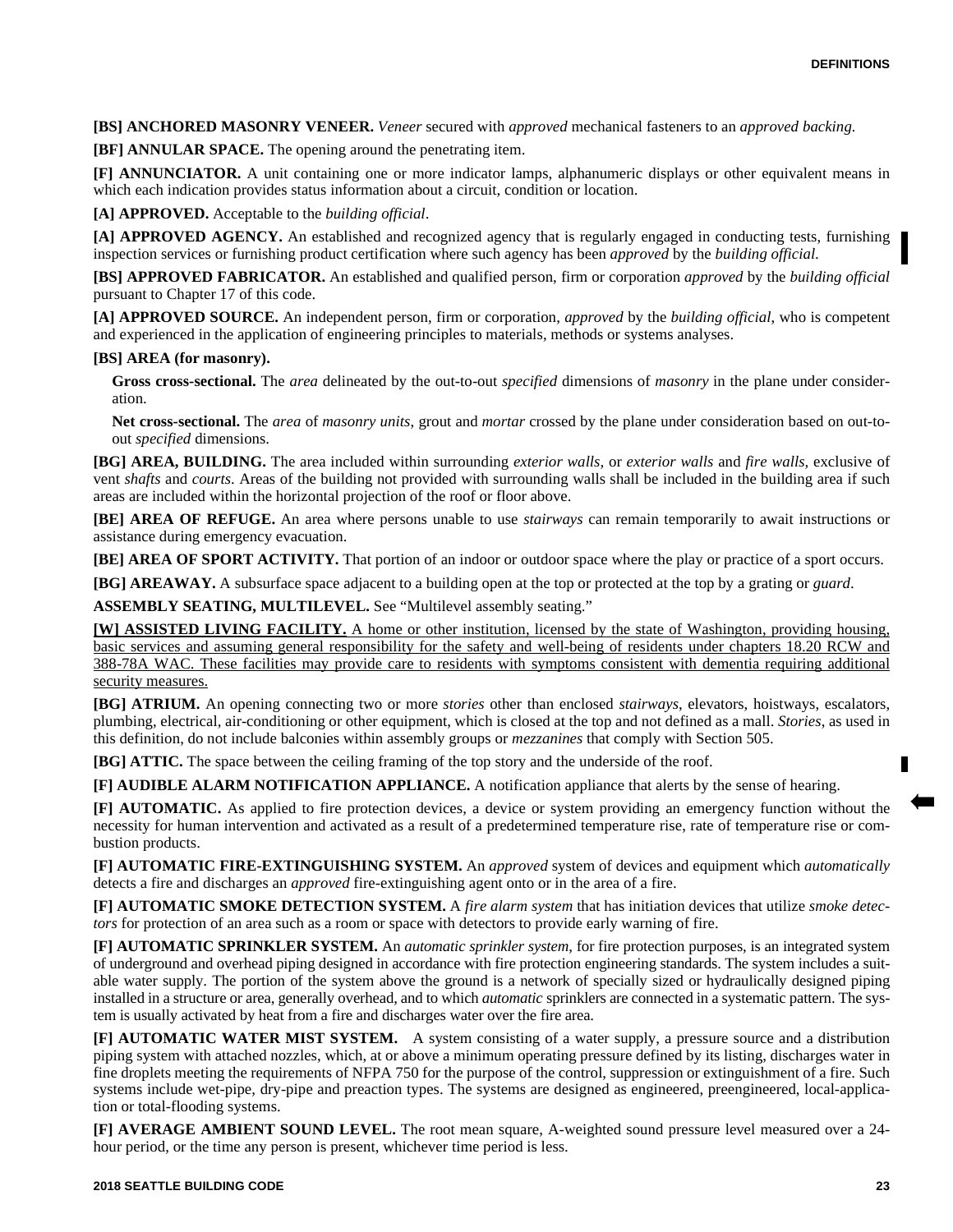**[BS] ANCHORED MASONRY VENEER.** *Veneer* secured with *approved* mechanical fasteners to an *approved backing.*

**[BF] ANNULAR SPACE.** The opening around the penetrating item.

**[F] ANNUNCIATOR.** A unit containing one or more indicator lamps, alphanumeric displays or other equivalent means in which each indication provides status information about a circuit, condition or location.

**[A] APPROVED.** Acceptable to the *building official*.

**[A] APPROVED AGENCY.** An established and recognized agency that is regularly engaged in conducting tests, furnishing inspection services or furnishing product certification where such agency has been *approved* by the *building official.*

**[BS] APPROVED FABRICATOR.** An established and qualified person, firm or corporation *approved* by the *building official* pursuant to Chapter 17 of this code.

**[A] APPROVED SOURCE.** An independent person, firm or corporation, *approved* by the *building official,* who is competent and experienced in the application of engineering principles to materials, methods or systems analyses.

**[BS] AREA (for masonry).**

**Gross cross-sectional.** The *area* delineated by the out-to-out *specified* dimensions of *masonry* in the plane under consideration.

**Net cross-sectional.** The *area* of *masonry units*, grout and *mortar* crossed by the plane under consideration based on out-to-out *specified* dimensions.

**[BG] AREA, BUILDING.** The area included within surrounding *exterior walls,* or *exterior walls* and *fire walls,* exclusive of vent *shafts* and *courts*. Areas of the building not provided with surrounding walls shall be included in the building area if such areas are included within the horizontal projection of the roof or floor above.

**[BE] AREA OF REFUGE.** An area where persons unable to use *stairways* can remain temporarily to await instructions or assistance during emergency evacuation.

**[BE] AREA OF SPORT ACTIVITY.** That portion of an indoor or outdoor space where the play or practice of a sport occurs.

**[BG] AREAWAY.** A subsurface space adjacent to a building open at the top or protected at the top by a grating or *guard*.

**ASSEMBLY SEATING, MULTILEVEL.** See "Multilevel assembly seating."

<u>**[W] ASSISTED LIVING FACILITY.** A home or other institution, licensed by the state of Washington, providing housing, basic services and assuming general responsibility for the safety and well-being of residents under chapters 18.20 RCW and 388-78A WAC. These facilities may provide care to residents with symptoms consistent with dementia requiring additional security measures.</u>

**[BG] ATRIUM.** An opening connecting two or more *stories* other than enclosed *stairways*, elevators, hoistways, escalators, plumbing, electrical, air-conditioning or other equipment, which is closed at the top and not defined as a mall. *Stories*, as used in this definition, do not include balconies within assembly groups or *mezzanines* that comply with Section 505.

**[BG] ATTIC.** The space between the ceiling framing of the top story and the underside of the roof.

**[F] AUDIBLE ALARM NOTIFICATION APPLIANCE.** A notification appliance that alerts by the sense of hearing.

**[F] AUTOMATIC.** As applied to fire protection devices, a device or system providing an emergency function without the necessity for human intervention and activated as a result of a predetermined temperature rise, rate of temperature rise or combustion products.

**[F] AUTOMATIC FIRE-EXTINGUISHING SYSTEM.** An *approved* system of devices and equipment which *automatically* detects a fire and discharges an *approved* fire-extinguishing agent onto or in the area of a fire.

**[F] AUTOMATIC SMOKE DETECTION SYSTEM.** A *fire alarm system* that has initiation devices that utilize *smoke detectors* for protection of an area such as a room or space with detectors to provide early warning of fire.

**[F] AUTOMATIC SPRINKLER SYSTEM.** An *automatic sprinkler system*, for fire protection purposes, is an integrated system of underground and overhead piping designed in accordance with fire protection engineering standards. The system includes a suitable water supply. The portion of the system above the ground is a network of specially sized or hydraulically designed piping installed in a structure or area, generally overhead, and to which *automatic* sprinklers are connected in a systematic pattern. The system is usually activated by heat from a fire and discharges water over the fire area.

**[F] AUTOMATIC WATER MIST SYSTEM.** A system consisting of a water supply, a pressure source and a distribution piping system with attached nozzles, which, at or above a minimum operating pressure defined by its listing, discharges water in fine droplets meeting the requirements of NFPA 750 for the purpose of the control, suppression or extinguishment of a fire. Such systems include wet-pipe, dry-pipe and preaction types. The systems are designed as engineered, preengineered, local-application or total-flooding systems.

**[F] AVERAGE AMBIENT SOUND LEVEL.** The root mean square, A-weighted sound pressure level measured over a 24-hour period, or the time any person is present, whichever time period is less.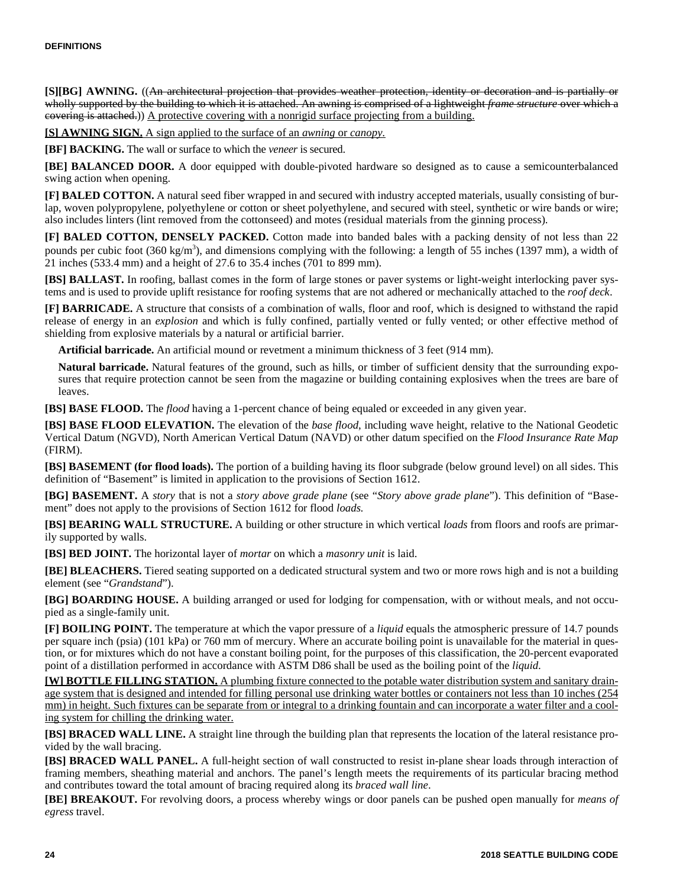**[S][BG] AWNING.** ((~~An architectural projection that provides weather protection, identity or decoration and is partially or wholly supported by the building to which it is attached. An awning is comprised of a lightweight *frame structure* over which a covering is attached.~~)) <u>A protective covering with a nonrigid surface projecting from a building.</u>

<u>**[S] AWNING SIGN.** A sign applied to the surface of an *awning* or *canopy*.</u>

**[BF] BACKING.** The wall or surface to which the *veneer* is secured.

**[BE] BALANCED DOOR.** A door equipped with double-pivoted hardware so designed as to cause a semicounterbalanced swing action when opening.

**[F] BALED COTTON.** A natural seed fiber wrapped in and secured with industry accepted materials, usually consisting of burlap, woven polypropylene, polyethylene or cotton or sheet polyethylene, and secured with steel, synthetic or wire bands or wire; also includes linters (lint removed from the cottonseed) and motes (residual materials from the ginning process).

**[F] BALED COTTON, DENSELY PACKED.** Cotton made into banded bales with a packing density of not less than 22 pounds per cubic foot (360 kg/$m^3$), and dimensions complying with the following: a length of 55 inches (1397 mm), a width of 21 inches (533.4 mm) and a height of 27.6 to 35.4 inches (701 to 899 mm).

**[BS] BALLAST.** In roofing, ballast comes in the form of large stones or paver systems or light-weight interlocking paver systems and is used to provide uplift resistance for roofing systems that are not adhered or mechanically attached to the *roof deck*.

**[F] BARRICADE.** A structure that consists of a combination of walls, floor and roof, which is designed to withstand the rapid release of energy in an *explosion* and which is fully confined, partially vented or fully vented; or other effective method of shielding from explosive materials by a natural or artificial barrier.

**Artificial barricade.** An artificial mound or revetment a minimum thickness of 3 feet (914 mm).

**Natural barricade.** Natural features of the ground, such as hills, or timber of sufficient density that the surrounding exposures that require protection cannot be seen from the magazine or building containing explosives when the trees are bare of leaves.

**[BS] BASE FLOOD.** The *flood* having a 1-percent chance of being equaled or exceeded in any given year.

**[BS] BASE FLOOD ELEVATION.** The elevation of the *base flood*, including wave height, relative to the National Geodetic Vertical Datum (NGVD), North American Vertical Datum (NAVD) or other datum specified on the *Flood Insurance Rate Map* (FIRM).

**[BS] BASEMENT (for flood loads).** The portion of a building having its floor subgrade (below ground level) on all sides. This definition of "Basement" is limited in application to the provisions of Section 1612.

**[BG] BASEMENT.** A *story* that is not a *story above grade plane* (see "*Story above grade plane*"). This definition of "Basement" does not apply to the provisions of Section 1612 for flood *loads*.

**[BS] BEARING WALL STRUCTURE.** A building or other structure in which vertical *loads* from floors and roofs are primarily supported by walls.

**[BS] BED JOINT.** The horizontal layer of *mortar* on which a *masonry unit* is laid.

**[BE] BLEACHERS.** Tiered seating supported on a dedicated structural system and two or more rows high and is not a building element (see "*Grandstand*").

**[BG] BOARDING HOUSE.** A building arranged or used for lodging for compensation, with or without meals, and not occupied as a single-family unit.

**[F] BOILING POINT.** The temperature at which the vapor pressure of a *liquid* equals the atmospheric pressure of 14.7 pounds per square inch (psia) (101 kPa) or 760 mm of mercury. Where an accurate boiling point is unavailable for the material in question, or for mixtures which do not have a constant boiling point, for the purposes of this classification, the 20-percent evaporated point of a distillation performed in accordance with ASTM D86 shall be used as the boiling point of the *liquid*.

<u>**[W] BOTTLE FILLING STATION.** A plumbing fixture connected to the potable water distribution system and sanitary drainage system that is designed and intended for filling personal use drinking water bottles or containers not less than 10 inches (254 mm) in height. Such fixtures can be separate from or integral to a drinking fountain and can incorporate a water filter and a cooling system for chilling the drinking water.</u>

**[BS] BRACED WALL LINE.** A straight line through the building plan that represents the location of the lateral resistance provided by the wall bracing.

**[BS] BRACED WALL PANEL.** A full-height section of wall constructed to resist in-plane shear loads through interaction of framing members, sheathing material and anchors. The panel's length meets the requirements of its particular bracing method and contributes toward the total amount of bracing required along its *braced wall line*.

**[BE] BREAKOUT.** For revolving doors, a process whereby wings or door panels can be pushed open manually for *means of egress* travel.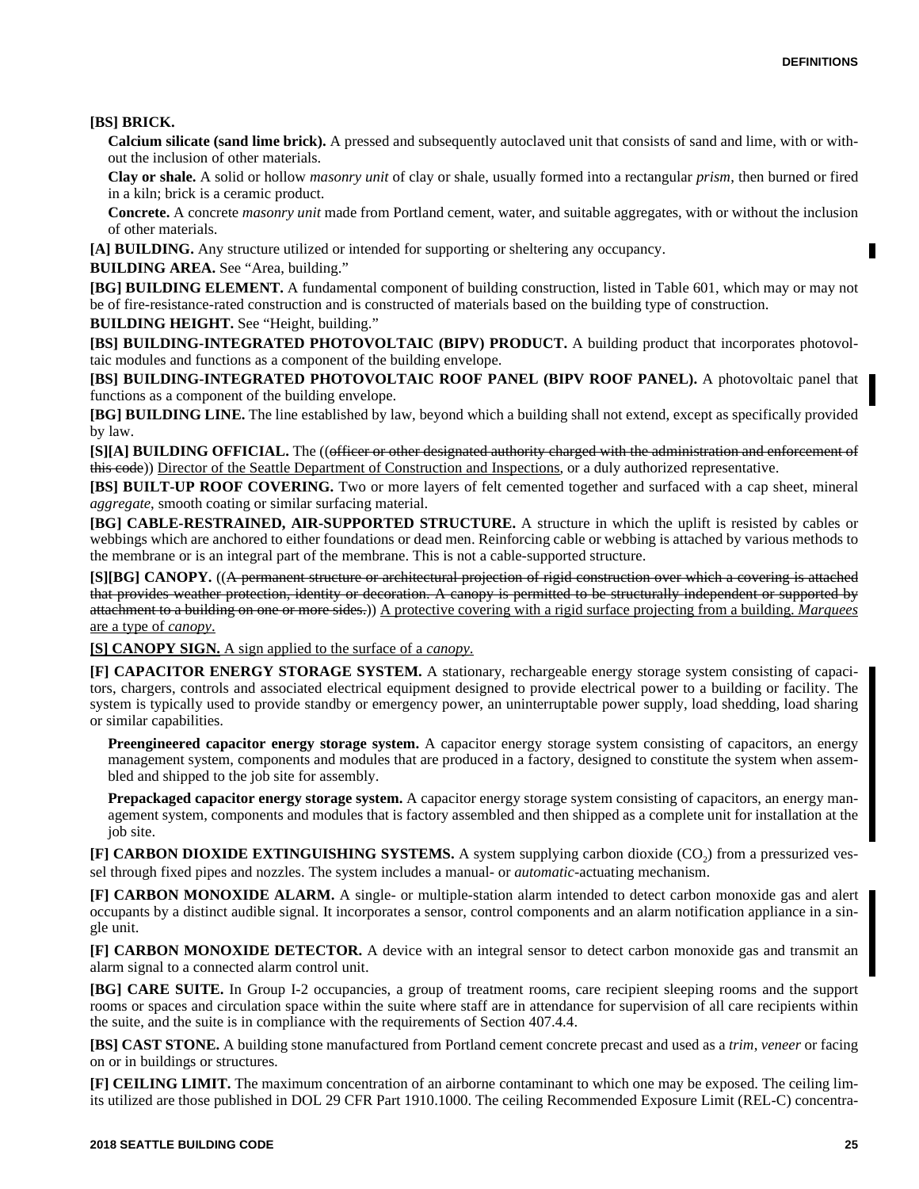**[BS] BRICK.**

**Calcium silicate (sand lime brick).** A pressed and subsequently autoclaved unit that consists of sand and lime, with or without the inclusion of other materials.

**Clay or shale.** A solid or hollow *masonry unit* of clay or shale, usually formed into a rectangular *prism*, then burned or fired in a kiln; brick is a ceramic product.

**Concrete.** A concrete *masonry unit* made from Portland cement, water, and suitable aggregates, with or without the inclusion of other materials.

**[A] BUILDING.** Any structure utilized or intended for supporting or sheltering any occupancy.

**BUILDING AREA.** See "Area, building."

**[BG] BUILDING ELEMENT.** A fundamental component of building construction, listed in Table 601, which may or may not be of fire-resistance-rated construction and is constructed of materials based on the building type of construction.

**BUILDING HEIGHT.** See "Height, building."

**[BS] BUILDING-INTEGRATED PHOTOVOLTAIC (BIPV) PRODUCT.** A building product that incorporates photovoltaic modules and functions as a component of the building envelope.

**[BS] BUILDING-INTEGRATED PHOTOVOLTAIC ROOF PANEL (BIPV ROOF PANEL).** A photovoltaic panel that functions as a component of the building envelope.

**[BG] BUILDING LINE.** The line established by law, beyond which a building shall not extend, except as specifically provided by law.

**[S][A] BUILDING OFFICIAL.** The ((~~officer or other designated authority charged with the administration and enforcement of this code~~)) Director of the Seattle Department of Construction and Inspections, or a duly authorized representative.

**[BS] BUILT-UP ROOF COVERING.** Two or more layers of felt cemented together and surfaced with a cap sheet, mineral *aggregate*, smooth coating or similar surfacing material.

**[BG] CABLE-RESTRAINED, AIR-SUPPORTED STRUCTURE.** A structure in which the uplift is resisted by cables or webbings which are anchored to either foundations or dead men. Reinforcing cable or webbing is attached by various methods to the membrane or is an integral part of the membrane. This is not a cable-supported structure.

**[S][BG] CANOPY.** ((~~A permanent structure or architectural projection of rigid construction over which a covering is attached that provides weather protection, identity or decoration. A canopy is permitted to be structurally independent or supported by attachment to a building on one or more sides.~~)) A protective covering with a rigid surface projecting from a building. *Marquees* are a type of *canopy*.

**[S] CANOPY SIGN.** A sign applied to the surface of a *canopy*.

**[F] CAPACITOR ENERGY STORAGE SYSTEM.** A stationary, rechargeable energy storage system consisting of capacitors, chargers, controls and associated electrical equipment designed to provide electrical power to a building or facility. The system is typically used to provide standby or emergency power, an uninterruptable power supply, load shedding, load sharing or similar capabilities.

**Preengineered capacitor energy storage system.** A capacitor energy storage system consisting of capacitors, an energy management system, components and modules that are produced in a factory, designed to constitute the system when assembled and shipped to the job site for assembly.

**Prepackaged capacitor energy storage system.** A capacitor energy storage system consisting of capacitors, an energy management system, components and modules that is factory assembled and then shipped as a complete unit for installation at the job site.

**[F] CARBON DIOXIDE EXTINGUISHING SYSTEMS.** A system supplying carbon dioxide ($CO_2$) from a pressurized vessel through fixed pipes and nozzles. The system includes a manual- or *automatic*-actuating mechanism.

**[F] CARBON MONOXIDE ALARM.** A single- or multiple-station alarm intended to detect carbon monoxide gas and alert occupants by a distinct audible signal. It incorporates a sensor, control components and an alarm notification appliance in a single unit.

**[F] CARBON MONOXIDE DETECTOR.** A device with an integral sensor to detect carbon monoxide gas and transmit an alarm signal to a connected alarm control unit.

**[BG] CARE SUITE.** In Group I-2 occupancies, a group of treatment rooms, care recipient sleeping rooms and the support rooms or spaces and circulation space within the suite where staff are in attendance for supervision of all care recipients within the suite, and the suite is in compliance with the requirements of Section 407.4.4.

**[BS] CAST STONE.** A building stone manufactured from Portland cement concrete precast and used as a *trim*, *veneer* or facing on or in buildings or structures.

**[F] CEILING LIMIT.** The maximum concentration of an airborne contaminant to which one may be exposed. The ceiling limits utilized are those published in DOL 29 CFR Part 1910.1000. The ceiling Recommended Exposure Limit (REL-C) concentra-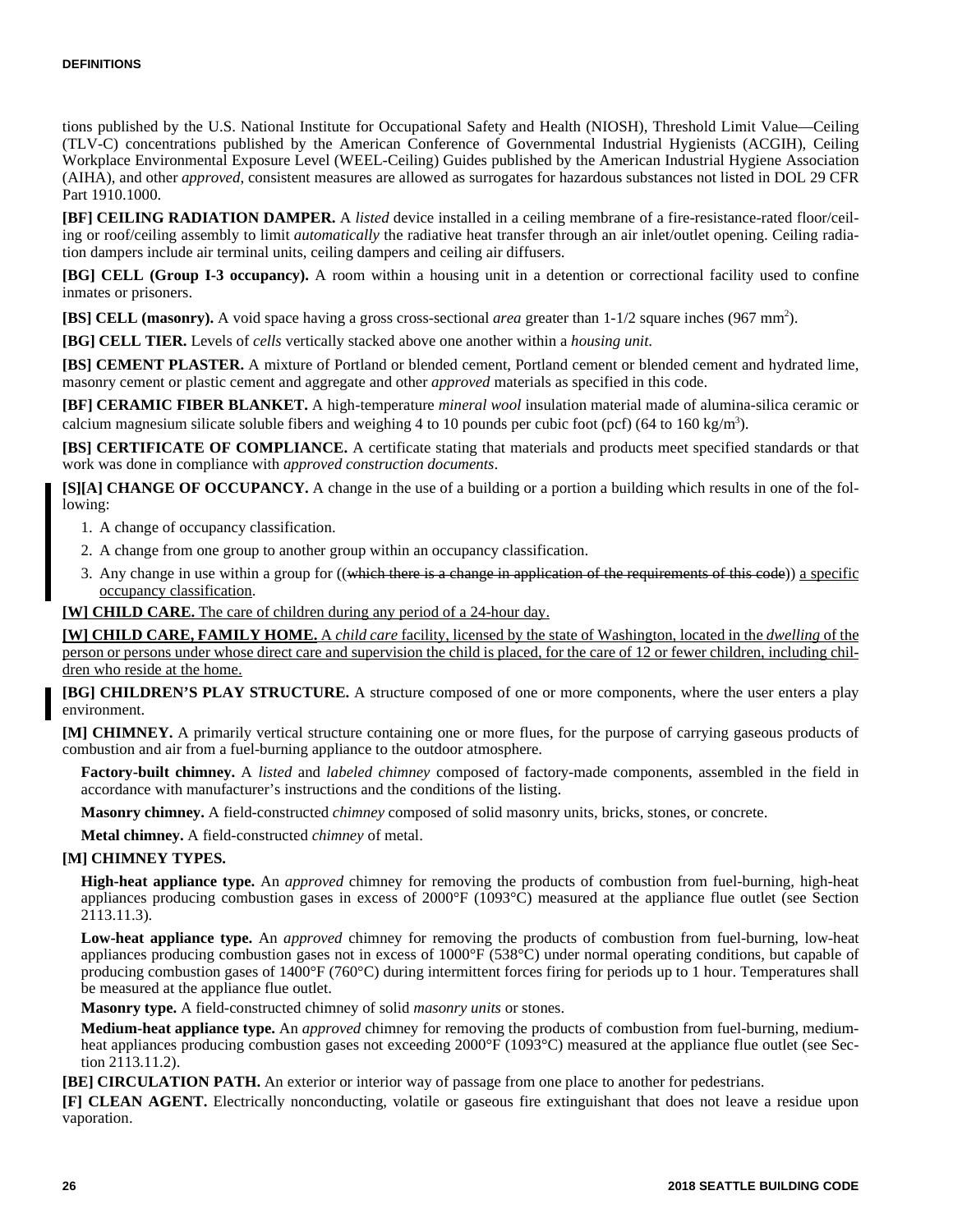tions published by the U.S. National Institute for Occupational Safety and Health (NIOSH), Threshold Limit Value—Ceiling (TLV-C) concentrations published by the American Conference of Governmental Industrial Hygienists (ACGIH), Ceiling Workplace Environmental Exposure Level (WEEL-Ceiling) Guides published by the American Industrial Hygiene Association (AIHA), and other *approved*, consistent measures are allowed as surrogates for hazardous substances not listed in DOL 29 CFR Part 1910.1000.

**[BF] CEILING RADIATION DAMPER.** A *listed* device installed in a ceiling membrane of a fire-resistance-rated floor/ceiling or roof/ceiling assembly to limit *automatically* the radiative heat transfer through an air inlet/outlet opening. Ceiling radiation dampers include air terminal units, ceiling dampers and ceiling air diffusers.

**[BG] CELL (Group I-3 occupancy).** A room within a housing unit in a detention or correctional facility used to confine inmates or prisoners.

**[BS] CELL (masonry).** A void space having a gross cross-sectional *area* greater than 1-1/2 square inches (967 $mm^2$).

**[BG] CELL TIER.** Levels of *cells* vertically stacked above one another within a *housing unit*.

**[BS] CEMENT PLASTER.** A mixture of Portland or blended cement, Portland cement or blended cement and hydrated lime, masonry cement or plastic cement and aggregate and other *approved* materials as specified in this code.

**[BF] CERAMIC FIBER BLANKET.** A high-temperature *mineral wool* insulation material made of alumina-silica ceramic or calcium magnesium silicate soluble fibers and weighing 4 to 10 pounds per cubic foot (pcf) (64 to 160 $kg/m^3$).

**[BS] CERTIFICATE OF COMPLIANCE.** A certificate stating that materials and products meet specified standards or that work was done in compliance with *approved construction documents*.

**[S][A] CHANGE OF OCCUPANCY.** A change in the use of a building or a portion a building which results in one of the following:

1. A change of occupancy classification.
2. A change from one group to another group within an occupancy classification.
3. Any change in use within a group for ((~~which there is a change in application of the requirements of this code~~)) <u>a specific occupancy classification</u>.

<u>**[W] CHILD CARE.** The care of children during any period of a 24-hour day.</u>

<u>**[W] CHILD CARE, FAMILY HOME.** A *child care* facility, licensed by the state of Washington, located in the *dwelling* of the person or persons under whose direct care and supervision the child is placed, for the care of 12 or fewer children, including children who reside at the home.</u>

**[BG] CHILDREN'S PLAY STRUCTURE.** A structure composed of one or more components, where the user enters a play environment.

**[M] CHIMNEY.** A primarily vertical structure containing one or more flues, for the purpose of carrying gaseous products of combustion and air from a fuel-burning appliance to the outdoor atmosphere.

**Factory-built chimney.** A *listed* and *labeled chimney* composed of factory-made components, assembled in the field in accordance with manufacturer's instructions and the conditions of the listing.

**Masonry chimney.** A field-constructed *chimney* composed of solid masonry units, bricks, stones, or concrete.

**Metal chimney.** A field-constructed *chimney* of metal.

**[M] CHIMNEY TYPES.**

**High-heat appliance type.** An *approved* chimney for removing the products of combustion from fuel-burning, high-heat appliances producing combustion gases in excess of 2000°F (1093°C) measured at the appliance flue outlet (see Section 2113.11.3).

**Low-heat appliance type.** An *approved* chimney for removing the products of combustion from fuel-burning, low-heat appliances producing combustion gases not in excess of 1000°F (538°C) under normal operating conditions, but capable of producing combustion gases of 1400°F (760°C) during intermittent forces firing for periods up to 1 hour. Temperatures shall be measured at the appliance flue outlet.

**Masonry type.** A field-constructed chimney of solid *masonry units* or stones.

**Medium-heat appliance type.** An *approved* chimney for removing the products of combustion from fuel-burning, medium-heat appliances producing combustion gases not exceeding 2000°F (1093°C) measured at the appliance flue outlet (see Section 2113.11.2).

**[BE] CIRCULATION PATH.** An exterior or interior way of passage from one place to another for pedestrians.

**[F] CLEAN AGENT.** Electrically nonconducting, volatile or gaseous fire extinguishant that does not leave a residue upon vaporation.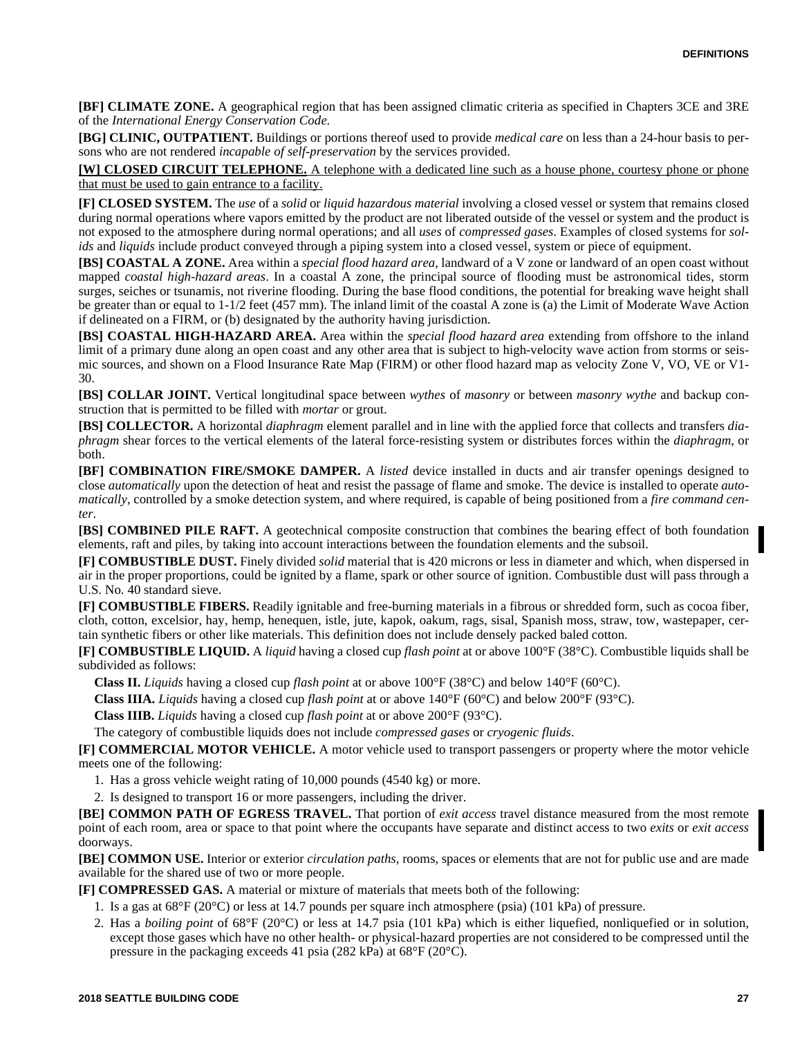**[BF] CLIMATE ZONE.** A geographical region that has been assigned climatic criteria as specified in Chapters 3CE and 3RE of the *International Energy Conservation Code.*

**[BG] CLINIC, OUTPATIENT.** Buildings or portions thereof used to provide *medical care* on less than a 24-hour basis to persons who are not rendered *incapable of self-preservation* by the services provided.

<u>**[W] CLOSED CIRCUIT TELEPHONE.** A telephone with a dedicated line such as a house phone, courtesy phone or phone that must be used to gain entrance to a facility.</u>

**[F] CLOSED SYSTEM.** The *use* of a *solid* or *liquid hazardous material* involving a closed vessel or system that remains closed during normal operations where vapors emitted by the product are not liberated outside of the vessel or system and the product is not exposed to the atmosphere during normal operations; and all *uses* of *compressed gases*. Examples of closed systems for *solids* and *liquids* include product conveyed through a piping system into a closed vessel, system or piece of equipment.

**[BS] COASTAL A ZONE.** Area within a *special flood hazard area,* landward of a V zone or landward of an open coast without mapped *coastal high-hazard areas*. In a coastal A zone, the principal source of flooding must be astronomical tides, storm surges, seiches or tsunamis, not riverine flooding. During the base flood conditions, the potential for breaking wave height shall be greater than or equal to 1-1/2 feet (457 mm). The inland limit of the coastal A zone is (a) the Limit of Moderate Wave Action if delineated on a FIRM, or (b) designated by the authority having jurisdiction.

**[BS] COASTAL HIGH-HAZARD AREA.** Area within the *special flood hazard area* extending from offshore to the inland limit of a primary dune along an open coast and any other area that is subject to high-velocity wave action from storms or seismic sources, and shown on a Flood Insurance Rate Map (FIRM) or other flood hazard map as velocity Zone V, VO, VE or V1-30.

**[BS] COLLAR JOINT.** Vertical longitudinal space between *wythes* of *masonry* or between *masonry wythe* and backup construction that is permitted to be filled with *mortar* or grout.

**[BS] COLLECTOR.** A horizontal *diaphragm* element parallel and in line with the applied force that collects and transfers *diaphragm* shear forces to the vertical elements of the lateral force-resisting system or distributes forces within the *diaphragm*, or both.

**[BF] COMBINATION FIRE/SMOKE DAMPER.** A *listed* device installed in ducts and air transfer openings designed to close *automatically* upon the detection of heat and resist the passage of flame and smoke. The device is installed to operate *automatically*, controlled by a smoke detection system, and where required, is capable of being positioned from a *fire command center*.

**[BS] COMBINED PILE RAFT.** A geotechnical composite construction that combines the bearing effect of both foundation elements, raft and piles, by taking into account interactions between the foundation elements and the subsoil.

**[F] COMBUSTIBLE DUST.** Finely divided *solid* material that is 420 microns or less in diameter and which, when dispersed in air in the proper proportions, could be ignited by a flame, spark or other source of ignition. Combustible dust will pass through a U.S. No. 40 standard sieve.

**[F] COMBUSTIBLE FIBERS.** Readily ignitable and free-burning materials in a fibrous or shredded form, such as cocoa fiber, cloth, cotton, excelsior, hay, hemp, henequen, istle, jute, kapok, oakum, rags, sisal, Spanish moss, straw, tow, wastepaper, certain synthetic fibers or other like materials. This definition does not include densely packed baled cotton.

**[F] COMBUSTIBLE LIQUID.** A *liquid* having a closed cup *flash point* at or above 100°F (38°C). Combustible liquids shall be subdivided as follows:

**Class II.** *Liquids* having a closed cup *flash point* at or above 100°F (38°C) and below 140°F (60°C).

**Class IIIA.** *Liquids* having a closed cup *flash point* at or above 140°F (60°C) and below 200°F (93°C).

**Class IIIB.** *Liquids* having a closed cup *flash point* at or above 200°F (93°C).

The category of combustible liquids does not include *compressed gases* or *cryogenic fluids*.

**[F] COMMERCIAL MOTOR VEHICLE.** A motor vehicle used to transport passengers or property where the motor vehicle meets one of the following:

1. Has a gross vehicle weight rating of 10,000 pounds (4540 kg) or more.
2. Is designed to transport 16 or more passengers, including the driver.

**[BE] COMMON PATH OF EGRESS TRAVEL.** That portion of *exit access* travel distance measured from the most remote point of each room, area or space to that point where the occupants have separate and distinct access to two *exits* or *exit access* doorways.

**[BE] COMMON USE.** Interior or exterior *circulation paths*, rooms, spaces or elements that are not for public use and are made available for the shared use of two or more people.

**[F] COMPRESSED GAS.** A material or mixture of materials that meets both of the following:

1. Is a gas at 68°F (20°C) or less at 14.7 pounds per square inch atmosphere (psia) (101 kPa) of pressure.
2. Has a *boiling point* of 68°F (20°C) or less at 14.7 psia (101 kPa) which is either liquefied, nonliquefied or in solution, except those gases which have no other health- or physical-hazard properties are not considered to be compressed until the pressure in the packaging exceeds 41 psia (282 kPa) at 68°F (20°C).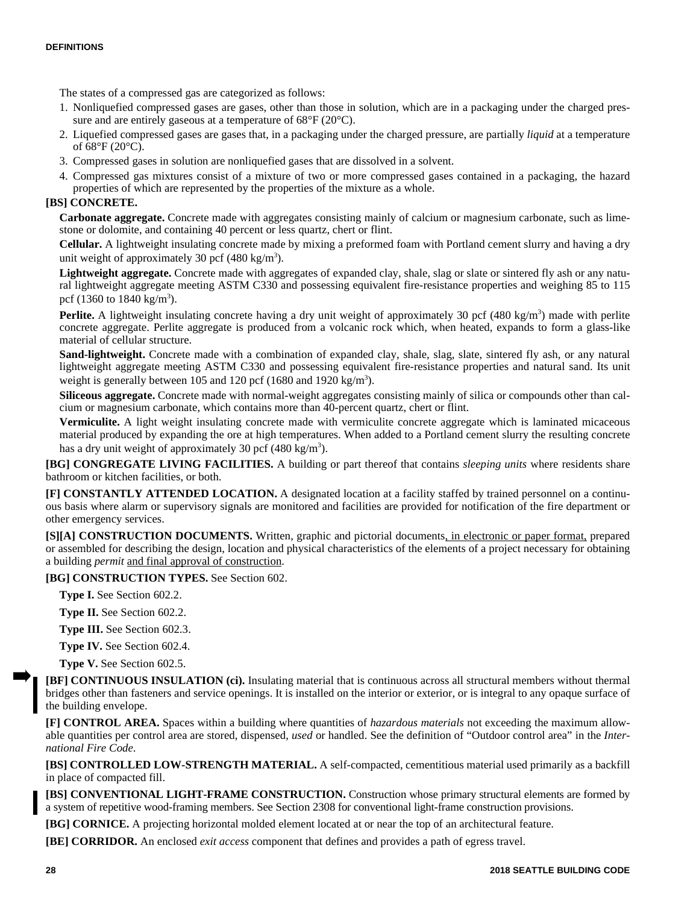The states of a compressed gas are categorized as follows:

1. Nonliquefied compressed gases are gases, other than those in solution, which are in a packaging under the charged pressure and are entirely gaseous at a temperature of 68°F (20°C).
2. Liquefied compressed gases are gases that, in a packaging under the charged pressure, are partially *liquid* at a temperature of 68°F (20°C).
3. Compressed gases in solution are nonliquefied gases that are dissolved in a solvent.
4. Compressed gas mixtures consist of a mixture of two or more compressed gases contained in a packaging, the hazard properties of which are represented by the properties of the mixture as a whole.

**[BS] CONCRETE.**

**Carbonate aggregate.** Concrete made with aggregates consisting mainly of calcium or magnesium carbonate, such as limestone or dolomite, and containing 40 percent or less quartz, chert or flint.

**Cellular.** A lightweight insulating concrete made by mixing a preformed foam with Portland cement slurry and having a dry unit weight of approximately 30 pcf (480 kg/m$^3$).

**Lightweight aggregate.** Concrete made with aggregates of expanded clay, shale, slag or slate or sintered fly ash or any natural lightweight aggregate meeting ASTM C330 and possessing equivalent fire-resistance properties and weighing 85 to 115 pcf (1360 to 1840 kg/m$^3$).

**Perlite.** A lightweight insulating concrete having a dry unit weight of approximately 30 pcf (480 kg/m$^3$) made with perlite concrete aggregate. Perlite aggregate is produced from a volcanic rock which, when heated, expands to form a glass-like material of cellular structure.

**Sand-lightweight.** Concrete made with a combination of expanded clay, shale, slag, slate, sintered fly ash, or any natural lightweight aggregate meeting ASTM C330 and possessing equivalent fire-resistance properties and natural sand. Its unit weight is generally between 105 and 120 pcf (1680 and 1920 kg/m$^3$).

**Siliceous aggregate.** Concrete made with normal-weight aggregates consisting mainly of silica or compounds other than calcium or magnesium carbonate, which contains more than 40-percent quartz, chert or flint.

**Vermiculite.** A light weight insulating concrete made with vermiculite concrete aggregate which is laminated micaceous material produced by expanding the ore at high temperatures. When added to a Portland cement slurry the resulting concrete has a dry unit weight of approximately 30 pcf (480 kg/m$^3$).

**[BG] CONGREGATE LIVING FACILITIES.** A building or part thereof that contains *sleeping units* where residents share bathroom or kitchen facilities, or both.

**[F] CONSTANTLY ATTENDED LOCATION.** A designated location at a facility staffed by trained personnel on a continuous basis where alarm or supervisory signals are monitored and facilities are provided for notification of the fire department or other emergency services.

**[S][A] CONSTRUCTION DOCUMENTS.** Written, graphic and pictorial documents<u>, in electronic or paper format,</u> prepared or assembled for describing the design, location and physical characteristics of the elements of a project necessary for obtaining a building *permit* <u>and final approval of construction</u>.

**[BG] CONSTRUCTION TYPES.** See Section 602.

**Type I.** See Section 602.2.

**Type II.** See Section 602.2.

**Type III.** See Section 602.3.

**Type IV.** See Section 602.4.

**Type V.** See Section 602.5.

**[BF] CONTINUOUS INSULATION (ci).** Insulating material that is continuous across all structural members without thermal bridges other than fasteners and service openings. It is installed on the interior or exterior, or is integral to any opaque surface of the building envelope.

**[F] CONTROL AREA.** Spaces within a building where quantities of *hazardous materials* not exceeding the maximum allowable quantities per control area are stored, dispensed, *used* or handled. See the definition of "Outdoor control area" in the *International Fire Code*.

**[BS] CONTROLLED LOW-STRENGTH MATERIAL.** A self-compacted, cementitious material used primarily as a backfill in place of compacted fill.

**[BS] CONVENTIONAL LIGHT-FRAME CONSTRUCTION.** Construction whose primary structural elements are formed by a system of repetitive wood-framing members. See Section 2308 for conventional light-frame construction provisions.

**[BG] CORNICE.** A projecting horizontal molded element located at or near the top of an architectural feature.

**[BE] CORRIDOR.** An enclosed *exit access* component that defines and provides a path of egress travel.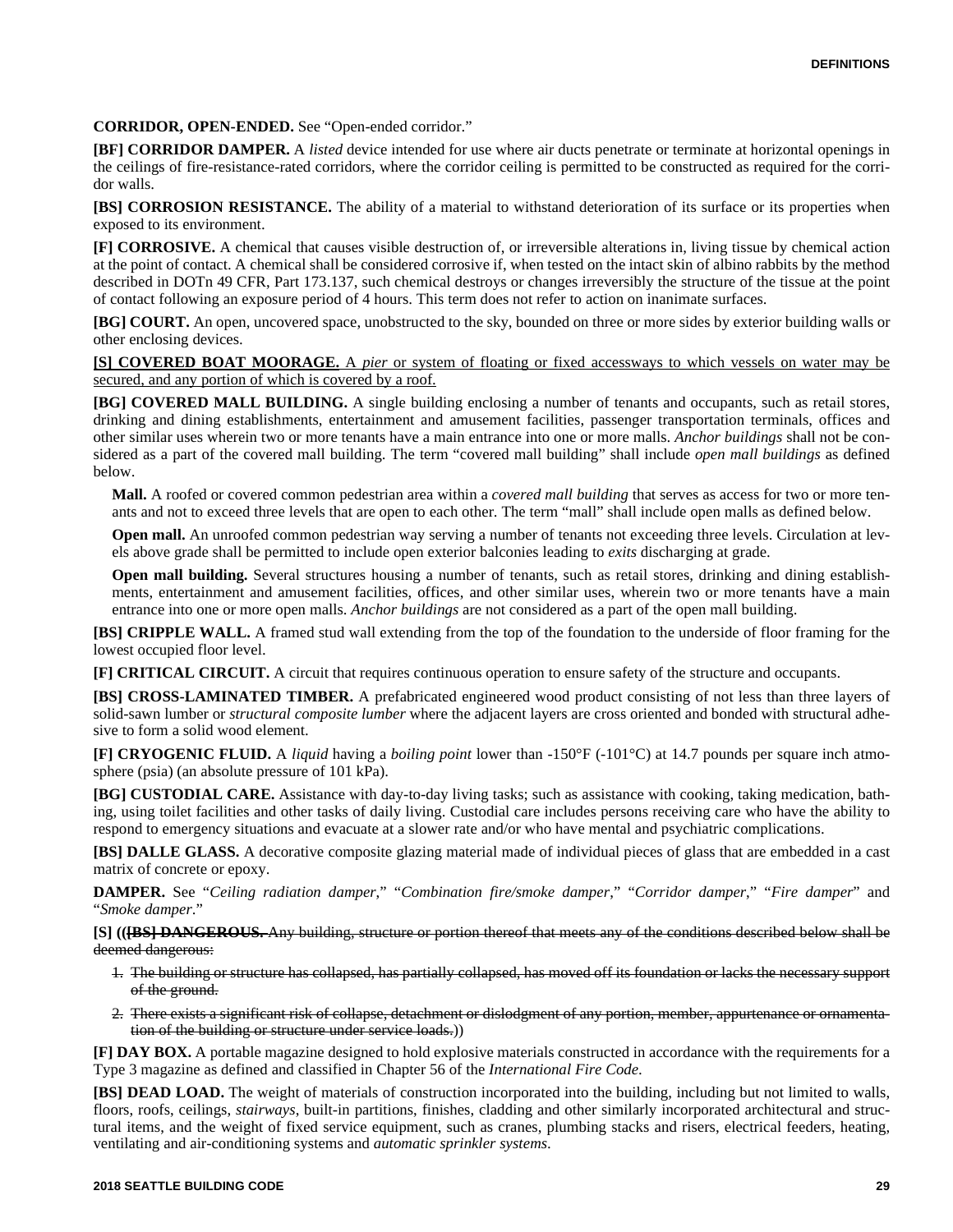**CORRIDOR, OPEN-ENDED.** See “Open-ended corridor.”

**[BF] CORRIDOR DAMPER.** A *listed* device intended for use where air ducts penetrate or terminate at horizontal openings in the ceilings of fire-resistance-rated corridors, where the corridor ceiling is permitted to be constructed as required for the corridor walls.

**[BS] CORROSION RESISTANCE.** The ability of a material to withstand deterioration of its surface or its properties when exposed to its environment.

**[F] CORROSIVE.** A chemical that causes visible destruction of, or irreversible alterations in, living tissue by chemical action at the point of contact. A chemical shall be considered corrosive if, when tested on the intact skin of albino rabbits by the method described in DOTn 49 CFR, Part 173.137, such chemical destroys or changes irreversibly the structure of the tissue at the point of contact following an exposure period of 4 hours. This term does not refer to action on inanimate surfaces.

**[BG] COURT.** An open, uncovered space, unobstructed to the sky, bounded on three or more sides by exterior building walls or other enclosing devices.

<u>**[S] COVERED BOAT MOORAGE.** A *pier* or system of floating or fixed accessways to which vessels on water may be secured, and any portion of which is covered by a roof.</u>

**[BG] COVERED MALL BUILDING.** A single building enclosing a number of tenants and occupants, such as retail stores, drinking and dining establishments, entertainment and amusement facilities, passenger transportation terminals, offices and other similar uses wherein two or more tenants have a main entrance into one or more malls. *Anchor buildings* shall not be considered as a part of the covered mall building. The term “covered mall building” shall include *open mall buildings* as defined below.

**Mall.** A roofed or covered common pedestrian area within a *covered mall building* that serves as access for two or more tenants and not to exceed three levels that are open to each other. The term “mall” shall include open malls as defined below.

**Open mall.** An unroofed common pedestrian way serving a number of tenants not exceeding three levels. Circulation at levels above grade shall be permitted to include open exterior balconies leading to *exits* discharging at grade.

**Open mall building.** Several structures housing a number of tenants, such as retail stores, drinking and dining establishments, entertainment and amusement facilities, offices, and other similar uses, wherein two or more tenants have a main entrance into one or more open malls. *Anchor buildings* are not considered as a part of the open mall building.

**[BS] CRIPPLE WALL.** A framed stud wall extending from the top of the foundation to the underside of floor framing for the lowest occupied floor level.

**[F] CRITICAL CIRCUIT.** A circuit that requires continuous operation to ensure safety of the structure and occupants.

**[BS] CROSS-LAMINATED TIMBER.** A prefabricated engineered wood product consisting of not less than three layers of solid-sawn lumber or *structural composite lumber* where the adjacent layers are cross oriented and bonded with structural adhesive to form a solid wood element.

**[F] CRYOGENIC FLUID.** A *liquid* having a *boiling point* lower than -150°F (-101°C) at 14.7 pounds per square inch atmosphere (psia) (an absolute pressure of 101 kPa).

**[BG] CUSTODIAL CARE.** Assistance with day-to-day living tasks; such as assistance with cooking, taking medication, bathing, using toilet facilities and other tasks of daily living. Custodial care includes persons receiving care who have the ability to respond to emergency situations and evacuate at a slower rate and/or who have mental and psychiatric complications.

**[BS] DALLE GLASS.** A decorative composite glazing material made of individual pieces of glass that are embedded in a cast matrix of concrete or epoxy.

**DAMPER.** See “*Ceiling radiation damper*,” “*Combination fire/smoke damper*,” “*Corridor damper*,” “*Fire damper*” and “*Smoke damper*.”

**[S]** ((~~**[BS] DANGEROUS.** Any building, structure or portion thereof that meets any of the conditions described below shall be deemed dangerous:~~

1. ~~The building or structure has collapsed, has partially collapsed, has moved off its foundation or lacks the necessary support of the ground.~~
2. ~~There exists a significant risk of collapse, detachment or dislodgment of any portion, member, appurtenance or ornamentation of the building or structure under service loads.~~))

**[F] DAY BOX.** A portable magazine designed to hold explosive materials constructed in accordance with the requirements for a Type 3 magazine as defined and classified in Chapter 56 of the *International Fire Code*.

**[BS] DEAD LOAD.** The weight of materials of construction incorporated into the building, including but not limited to walls, floors, roofs, ceilings, *stairways*, built-in partitions, finishes, cladding and other similarly incorporated architectural and structural items, and the weight of fixed service equipment, such as cranes, plumbing stacks and risers, electrical feeders, heating, ventilating and air-conditioning systems and *automatic sprinkler systems*.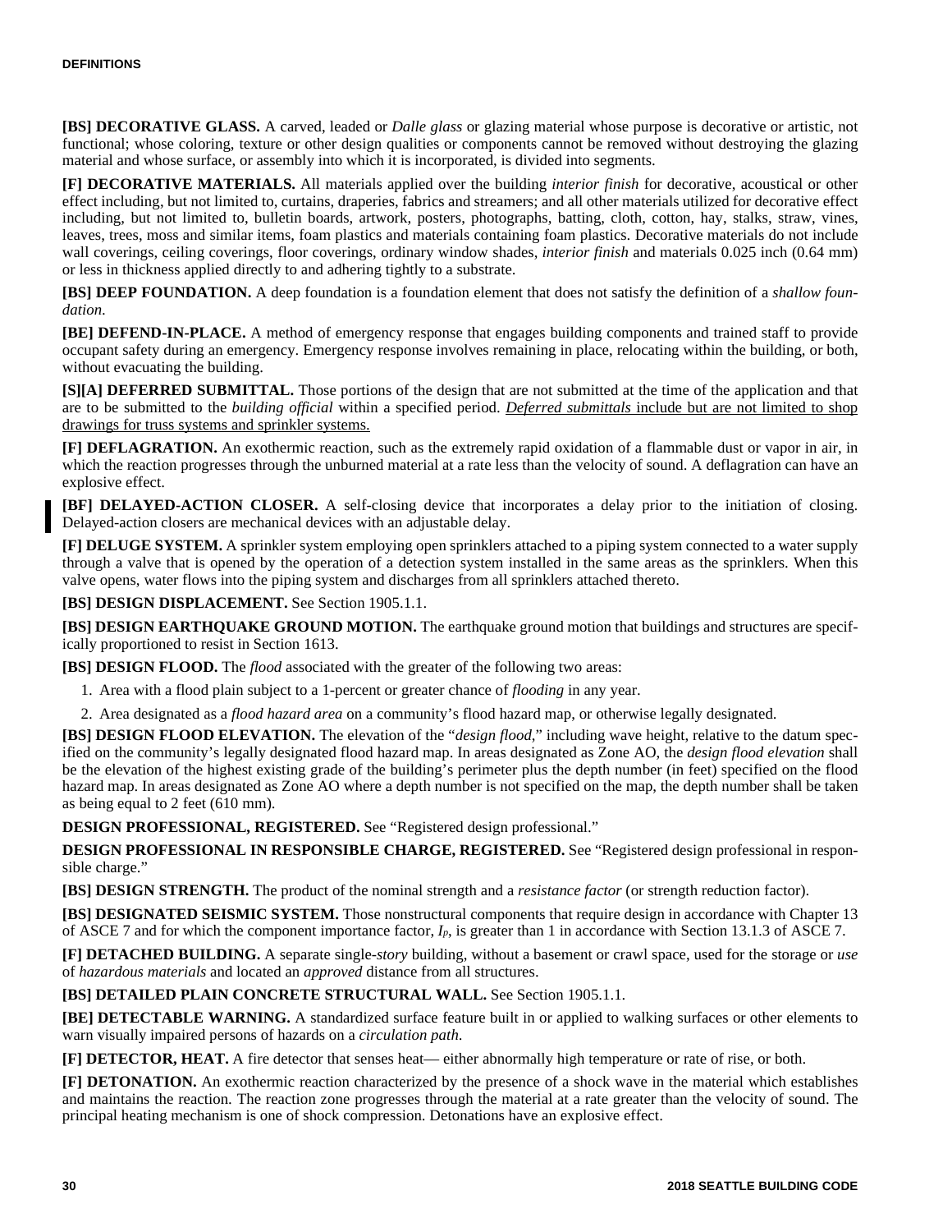**[BS] DECORATIVE GLASS.** A carved, leaded or *Dalle glass* or glazing material whose purpose is decorative or artistic, not functional; whose coloring, texture or other design qualities or components cannot be removed without destroying the glazing material and whose surface, or assembly into which it is incorporated, is divided into segments.

**[F] DECORATIVE MATERIALS.** All materials applied over the building *interior finish* for decorative, acoustical or other effect including, but not limited to, curtains, draperies, fabrics and streamers; and all other materials utilized for decorative effect including, but not limited to, bulletin boards, artwork, posters, photographs, batting, cloth, cotton, hay, stalks, straw, vines, leaves, trees, moss and similar items, foam plastics and materials containing foam plastics. Decorative materials do not include wall coverings, ceiling coverings, floor coverings, ordinary window shades, *interior finish* and materials 0.025 inch (0.64 mm) or less in thickness applied directly to and adhering tightly to a substrate.

**[BS] DEEP FOUNDATION.** A deep foundation is a foundation element that does not satisfy the definition of a *shallow foundation.*

**[BE] DEFEND-IN-PLACE.** A method of emergency response that engages building components and trained staff to provide occupant safety during an emergency. Emergency response involves remaining in place, relocating within the building, or both, without evacuating the building.

**[S][A] DEFERRED SUBMITTAL.** Those portions of the design that are not submitted at the time of the application and that are to be submitted to the *building official* within a specified period. *Deferred submittals* include but are not limited to shop drawings for truss systems and sprinkler systems.

**[F] DEFLAGRATION.** An exothermic reaction, such as the extremely rapid oxidation of a flammable dust or vapor in air, in which the reaction progresses through the unburned material at a rate less than the velocity of sound. A deflagration can have an explosive effect.

**[BF] DELAYED-ACTION CLOSER.** A self-closing device that incorporates a delay prior to the initiation of closing. Delayed-action closers are mechanical devices with an adjustable delay.

**[F] DELUGE SYSTEM.** A sprinkler system employing open sprinklers attached to a piping system connected to a water supply through a valve that is opened by the operation of a detection system installed in the same areas as the sprinklers. When this valve opens, water flows into the piping system and discharges from all sprinklers attached thereto.

**[BS] DESIGN DISPLACEMENT.** See Section 1905.1.1.

**[BS] DESIGN EARTHQUAKE GROUND MOTION.** The earthquake ground motion that buildings and structures are specifically proportioned to resist in Section 1613.

**[BS] DESIGN FLOOD.** The *flood* associated with the greater of the following two areas:

1. Area with a flood plain subject to a 1-percent or greater chance of *flooding* in any year.
2. Area designated as a *flood hazard area* on a community's flood hazard map, or otherwise legally designated.

**[BS] DESIGN FLOOD ELEVATION.** The elevation of the "*design flood*," including wave height, relative to the datum specified on the community's legally designated flood hazard map. In areas designated as Zone AO, the *design flood elevation* shall be the elevation of the highest existing grade of the building's perimeter plus the depth number (in feet) specified on the flood hazard map. In areas designated as Zone AO where a depth number is not specified on the map, the depth number shall be taken as being equal to 2 feet (610 mm).

**DESIGN PROFESSIONAL, REGISTERED.** See "Registered design professional."

**DESIGN PROFESSIONAL IN RESPONSIBLE CHARGE, REGISTERED.** See "Registered design professional in responsible charge."

**[BS] DESIGN STRENGTH.** The product of the nominal strength and a *resistance factor* (or strength reduction factor).

**[BS] DESIGNATED SEISMIC SYSTEM.** Those nonstructural components that require design in accordance with Chapter 13 of ASCE 7 and for which the component importance factor, $I_p$, is greater than 1 in accordance with Section 13.1.3 of ASCE 7.

**[F] DETACHED BUILDING.** A separate single-*story* building, without a basement or crawl space, used for the storage or *use* of *hazardous materials* and located an *approved* distance from all structures.

**[BS] DETAILED PLAIN CONCRETE STRUCTURAL WALL.** See Section 1905.1.1.

**[BE] DETECTABLE WARNING.** A standardized surface feature built in or applied to walking surfaces or other elements to warn visually impaired persons of hazards on a *circulation path*.

**[F] DETECTOR, HEAT.** A fire detector that senses heat— either abnormally high temperature or rate of rise, or both.

**[F] DETONATION.** An exothermic reaction characterized by the presence of a shock wave in the material which establishes and maintains the reaction. The reaction zone progresses through the material at a rate greater than the velocity of sound. The principal heating mechanism is one of shock compression. Detonations have an explosive effect.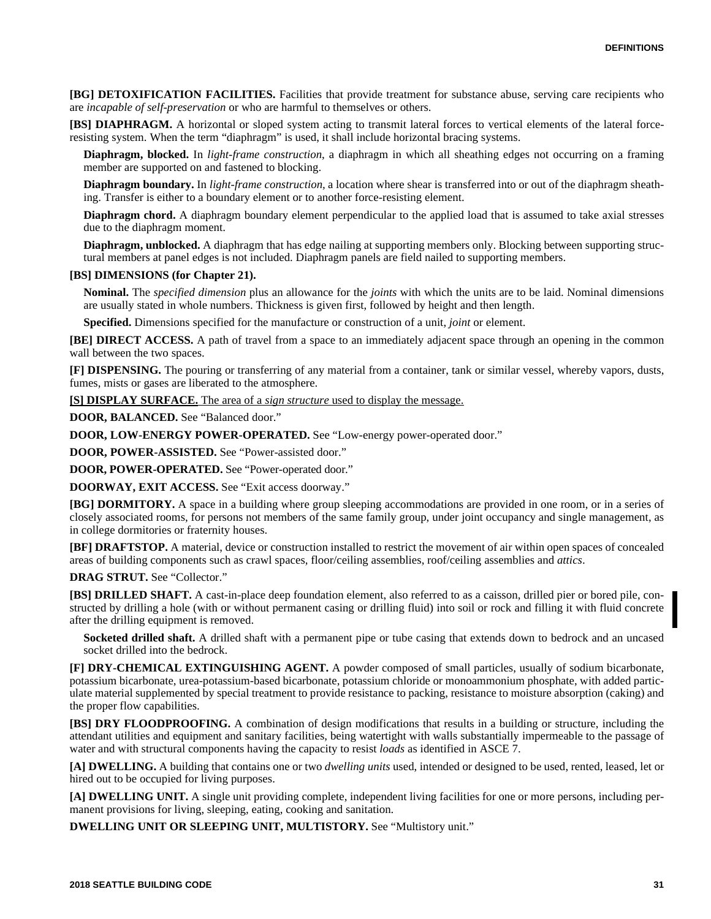**[BG] DETOXIFICATION FACILITIES.** Facilities that provide treatment for substance abuse, serving care recipients who are *incapable of self-preservation* or who are harmful to themselves or others.

**[BS] DIAPHRAGM.** A horizontal or sloped system acting to transmit lateral forces to vertical elements of the lateral force-resisting system. When the term "diaphragm" is used, it shall include horizontal bracing systems.

**Diaphragm, blocked.** In *light-frame construction*, a diaphragm in which all sheathing edges not occurring on a framing member are supported on and fastened to blocking.

**Diaphragm boundary.** In *light-frame construction*, a location where shear is transferred into or out of the diaphragm sheathing. Transfer is either to a boundary element or to another force-resisting element.

**Diaphragm chord.** A diaphragm boundary element perpendicular to the applied load that is assumed to take axial stresses due to the diaphragm moment.

**Diaphragm, unblocked.** A diaphragm that has edge nailing at supporting members only. Blocking between supporting structural members at panel edges is not included. Diaphragm panels are field nailed to supporting members.

**[BS] DIMENSIONS (for Chapter 21).**

**Nominal.** The *specified dimension* plus an allowance for the *joints* with which the units are to be laid. Nominal dimensions are usually stated in whole numbers. Thickness is given first, followed by height and then length.

**Specified.** Dimensions specified for the manufacture or construction of a unit, *joint* or element.

**[BE] DIRECT ACCESS.** A path of travel from a space to an immediately adjacent space through an opening in the common wall between the two spaces.

**[F] DISPENSING.** The pouring or transferring of any material from a container, tank or similar vessel, whereby vapors, dusts, fumes, mists or gases are liberated to the atmosphere.

<u>**[S] DISPLAY SURFACE.** The area of a *sign structure* used to display the message.</u>

**DOOR, BALANCED.** See "Balanced door."

**DOOR, LOW-ENERGY POWER-OPERATED.** See "Low-energy power-operated door."

**DOOR, POWER-ASSISTED.** See "Power-assisted door."

**DOOR, POWER-OPERATED.** See "Power-operated door."

**DOORWAY, EXIT ACCESS.** See "Exit access doorway."

**[BG] DORMITORY.** A space in a building where group sleeping accommodations are provided in one room, or in a series of closely associated rooms, for persons not members of the same family group, under joint occupancy and single management, as in college dormitories or fraternity houses.

**[BF] DRAFTSTOP.** A material, device or construction installed to restrict the movement of air within open spaces of concealed areas of building components such as crawl spaces, floor/ceiling assemblies, roof/ceiling assemblies and *attics*.

**DRAG STRUT.** See "Collector."

**[BS] DRILLED SHAFT.** A cast-in-place deep foundation element, also referred to as a caisson, drilled pier or bored pile, constructed by drilling a hole (with or without permanent casing or drilling fluid) into soil or rock and filling it with fluid concrete after the drilling equipment is removed.

**Socketed drilled shaft.** A drilled shaft with a permanent pipe or tube casing that extends down to bedrock and an uncased socket drilled into the bedrock.

**[F] DRY-CHEMICAL EXTINGUISHING AGENT.** A powder composed of small particles, usually of sodium bicarbonate, potassium bicarbonate, urea-potassium-based bicarbonate, potassium chloride or monoammonium phosphate, with added particulate material supplemented by special treatment to provide resistance to packing, resistance to moisture absorption (caking) and the proper flow capabilities.

**[BS] DRY FLOODPROOFING.** A combination of design modifications that results in a building or structure, including the attendant utilities and equipment and sanitary facilities, being watertight with walls substantially impermeable to the passage of water and with structural components having the capacity to resist *loads* as identified in ASCE 7.

**[A] DWELLING.** A building that contains one or two *dwelling units* used, intended or designed to be used, rented, leased, let or hired out to be occupied for living purposes.

**[A] DWELLING UNIT.** A single unit providing complete, independent living facilities for one or more persons, including permanent provisions for living, sleeping, eating, cooking and sanitation.

**DWELLING UNIT OR SLEEPING UNIT, MULTISTORY.** See "Multistory unit."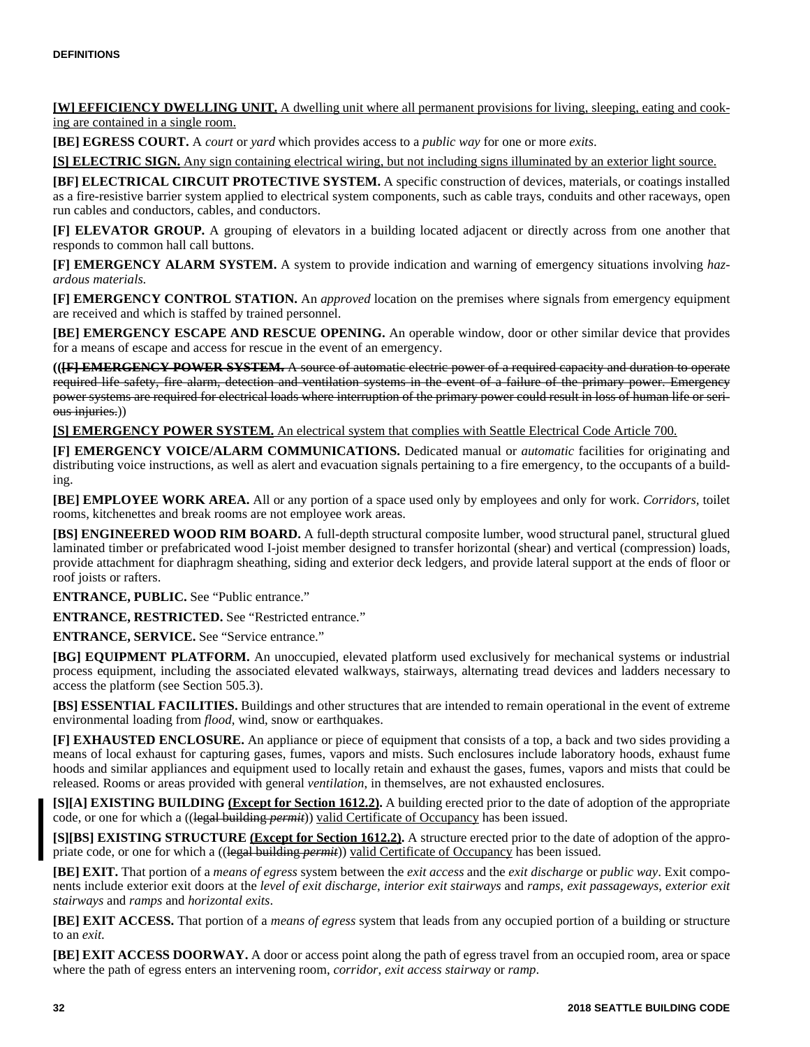**[W] EFFICIENCY DWELLING UNIT.** A dwelling unit where all permanent provisions for living, sleeping, eating and cooking are contained in a single room.

**[BE] EGRESS COURT.** A *court* or *yard* which provides access to a *public way* for one or more *exits*.

**[S] ELECTRIC SIGN.** Any sign containing electrical wiring, but not including signs illuminated by an exterior light source.

**[BF] ELECTRICAL CIRCUIT PROTECTIVE SYSTEM.** A specific construction of devices, materials, or coatings installed as a fire-resistive barrier system applied to electrical system components, such as cable trays, conduits and other raceways, open run cables and conductors, cables, and conductors.

**[F] ELEVATOR GROUP.** A grouping of elevators in a building located adjacent or directly across from one another that responds to common hall call buttons.

**[F] EMERGENCY ALARM SYSTEM.** A system to provide indication and warning of emergency situations involving *hazardous materials*.

**[F] EMERGENCY CONTROL STATION.** An *approved* location on the premises where signals from emergency equipment are received and which is staffed by trained personnel.

**[BE] EMERGENCY ESCAPE AND RESCUE OPENING.** An operable window, door or other similar device that provides for a means of escape and access for rescue in the event of an emergency.

**((~~[F] EMERGENCY POWER SYSTEM.~~** ~~A source of automatic electric power of a required capacity and duration to operate required life safety, fire alarm, detection and ventilation systems in the event of a failure of the primary power. Emergency power systems are required for electrical loads where interruption of the primary power could result in loss of human life or serious injuries.~~))

**[S] EMERGENCY POWER SYSTEM.** An electrical system that complies with Seattle Electrical Code Article 700.

**[F] EMERGENCY VOICE/ALARM COMMUNICATIONS.** Dedicated manual or *automatic* facilities for originating and distributing voice instructions, as well as alert and evacuation signals pertaining to a fire emergency, to the occupants of a building.

**[BE] EMPLOYEE WORK AREA.** All or any portion of a space used only by employees and only for work. *Corridors*, toilet rooms, kitchenettes and break rooms are not employee work areas.

**[BS] ENGINEERED WOOD RIM BOARD.** A full-depth structural composite lumber, wood structural panel, structural glued laminated timber or prefabricated wood I-joist member designed to transfer horizontal (shear) and vertical (compression) loads, provide attachment for diaphragm sheathing, siding and exterior deck ledgers, and provide lateral support at the ends of floor or roof joists or rafters.

**ENTRANCE, PUBLIC.** See "Public entrance."

**ENTRANCE, RESTRICTED.** See "Restricted entrance."

**ENTRANCE, SERVICE.** See "Service entrance."

**[BG] EQUIPMENT PLATFORM.** An unoccupied, elevated platform used exclusively for mechanical systems or industrial process equipment, including the associated elevated walkways, stairways, alternating tread devices and ladders necessary to access the platform (see Section 505.3).

**[BS] ESSENTIAL FACILITIES.** Buildings and other structures that are intended to remain operational in the event of extreme environmental loading from *flood*, wind, snow or earthquakes.

**[F] EXHAUSTED ENCLOSURE.** An appliance or piece of equipment that consists of a top, a back and two sides providing a means of local exhaust for capturing gases, fumes, vapors and mists. Such enclosures include laboratory hoods, exhaust fume hoods and similar appliances and equipment used to locally retain and exhaust the gases, fumes, vapors and mists that could be released. Rooms or areas provided with general *ventilation*, in themselves, are not exhausted enclosures.

**[S][A] EXISTING BUILDING (Except for Section 1612.2).** A building erected prior to the date of adoption of the appropriate code, or one for which a ((~~legal building *permit*~~)) valid Certificate of Occupancy has been issued.

**[S][BS] EXISTING STRUCTURE (Except for Section 1612.2).** A structure erected prior to the date of adoption of the appropriate code, or one for which a ((~~legal building *permit*~~)) valid Certificate of Occupancy has been issued.

**[BE] EXIT.** That portion of a *means of egress* system between the *exit access* and the *exit discharge* or *public way*. Exit components include exterior exit doors at the *level of exit discharge*, *interior exit stairways* and *ramps*, *exit passageways*, *exterior exit stairways* and *ramps* and *horizontal exits*.

**[BE] EXIT ACCESS.** That portion of a *means of egress* system that leads from any occupied portion of a building or structure to an *exit*.

**[BE] EXIT ACCESS DOORWAY.** A door or access point along the path of egress travel from an occupied room, area or space where the path of egress enters an intervening room, *corridor*, *exit access stairway* or *ramp*.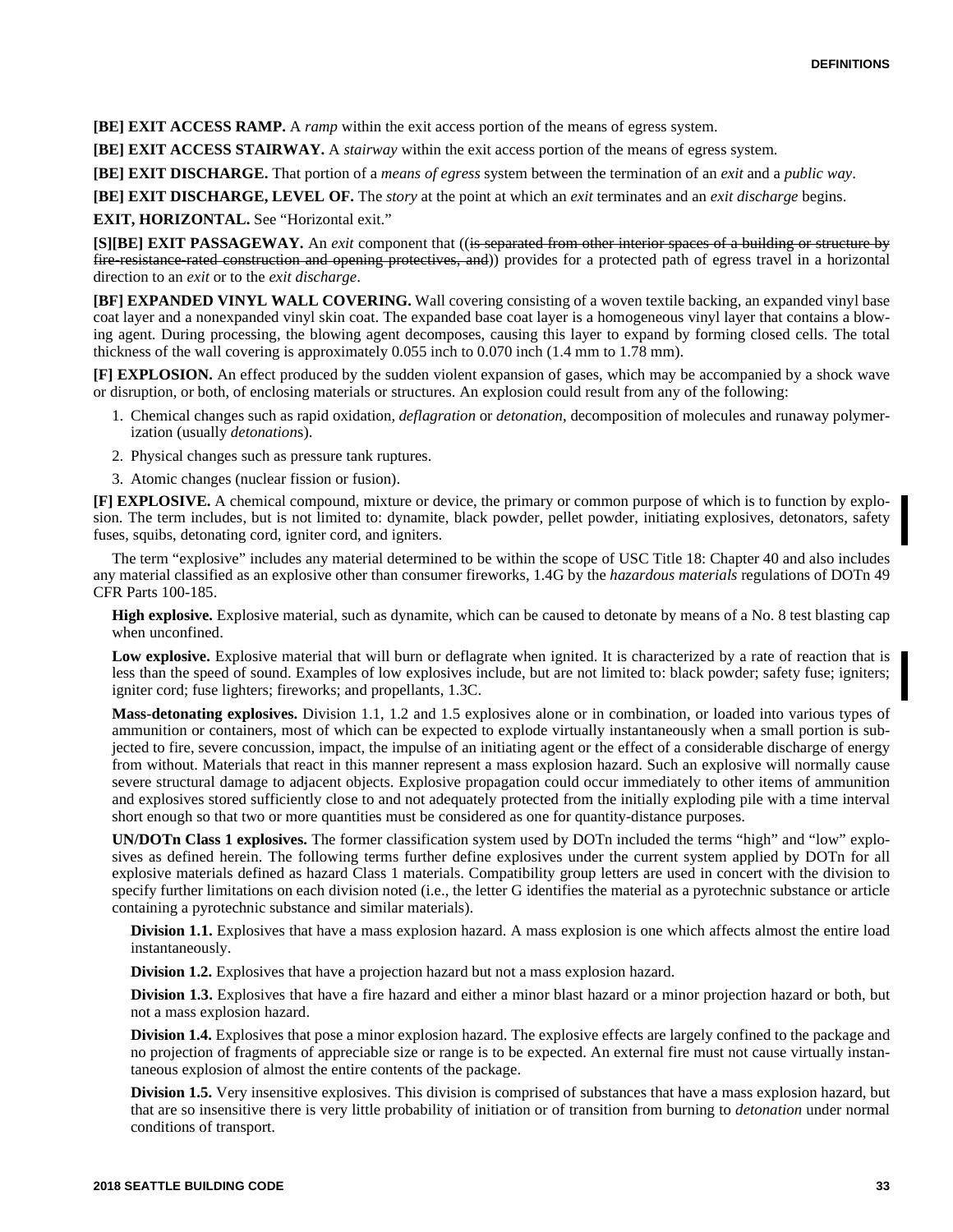**[BE] EXIT ACCESS RAMP.** A *ramp* within the exit access portion of the means of egress system.

**[BE] EXIT ACCESS STAIRWAY.** A *stairway* within the exit access portion of the means of egress system.

**[BE] EXIT DISCHARGE.** That portion of a *means of egress* system between the termination of an *exit* and a *public way*.

**[BE] EXIT DISCHARGE, LEVEL OF.** The *story* at the point at which an *exit* terminates and an *exit discharge* begins.

**EXIT, HORIZONTAL.** See "Horizontal exit."

**[S][BE] EXIT PASSAGEWAY.** An *exit* component that ((~~is separated from other interior spaces of a building or structure by fire-resistance-rated construction and opening protectives, and~~)) provides for a protected path of egress travel in a horizontal direction to an *exit* or to the *exit discharge*.

**[BF] EXPANDED VINYL WALL COVERING.** Wall covering consisting of a woven textile backing, an expanded vinyl base coat layer and a nonexpanded vinyl skin coat. The expanded base coat layer is a homogeneous vinyl layer that contains a blowing agent. During processing, the blowing agent decomposes, causing this layer to expand by forming closed cells. The total thickness of the wall covering is approximately 0.055 inch to 0.070 inch (1.4 mm to 1.78 mm).

**[F] EXPLOSION.** An effect produced by the sudden violent expansion of gases, which may be accompanied by a shock wave or disruption, or both, of enclosing materials or structures. An explosion could result from any of the following:

1. Chemical changes such as rapid oxidation, *deflagration* or *detonation*, decomposition of molecules and runaway polymerization (usually *detonations*).
2. Physical changes such as pressure tank ruptures.
3. Atomic changes (nuclear fission or fusion).

**[F] EXPLOSIVE.** A chemical compound, mixture or device, the primary or common purpose of which is to function by explosion. The term includes, but is not limited to: dynamite, black powder, pellet powder, initiating explosives, detonators, safety fuses, squibs, detonating cord, igniter cord, and igniters.

The term "explosive" includes any material determined to be within the scope of USC Title 18: Chapter 40 and also includes any material classified as an explosive other than consumer fireworks, 1.4G by the *hazardous materials* regulations of DOTn 49 CFR Parts 100-185.

**High explosive.** Explosive material, such as dynamite, which can be caused to detonate by means of a No. 8 test blasting cap when unconfined.

**Low explosive.** Explosive material that will burn or deflagrate when ignited. It is characterized by a rate of reaction that is less than the speed of sound. Examples of low explosives include, but are not limited to: black powder; safety fuse; igniters; igniter cord; fuse lighters; fireworks; and propellants, 1.3C.

**Mass-detonating explosives.** Division 1.1, 1.2 and 1.5 explosives alone or in combination, or loaded into various types of ammunition or containers, most of which can be expected to explode virtually instantaneously when a small portion is subjected to fire, severe concussion, impact, the impulse of an initiating agent or the effect of a considerable discharge of energy from without. Materials that react in this manner represent a mass explosion hazard. Such an explosive will normally cause severe structural damage to adjacent objects. Explosive propagation could occur immediately to other items of ammunition and explosives stored sufficiently close to and not adequately protected from the initially exploding pile with a time interval short enough so that two or more quantities must be considered as one for quantity-distance purposes.

**UN/DOTn Class 1 explosives.** The former classification system used by DOTn included the terms "high" and "low" explosives as defined herein. The following terms further define explosives under the current system applied by DOTn for all explosive materials defined as hazard Class 1 materials. Compatibility group letters are used in concert with the division to specify further limitations on each division noted (i.e., the letter G identifies the material as a pyrotechnic substance or article containing a pyrotechnic substance and similar materials).

**Division 1.1.** Explosives that have a mass explosion hazard. A mass explosion is one which affects almost the entire load instantaneously.

**Division 1.2.** Explosives that have a projection hazard but not a mass explosion hazard.

**Division 1.3.** Explosives that have a fire hazard and either a minor blast hazard or a minor projection hazard or both, but not a mass explosion hazard.

**Division 1.4.** Explosives that pose a minor explosion hazard. The explosive effects are largely confined to the package and no projection of fragments of appreciable size or range is to be expected. An external fire must not cause virtually instantaneous explosion of almost the entire contents of the package.

**Division 1.5.** Very insensitive explosives. This division is comprised of substances that have a mass explosion hazard, but that are so insensitive there is very little probability of initiation or of transition from burning to *detonation* under normal conditions of transport.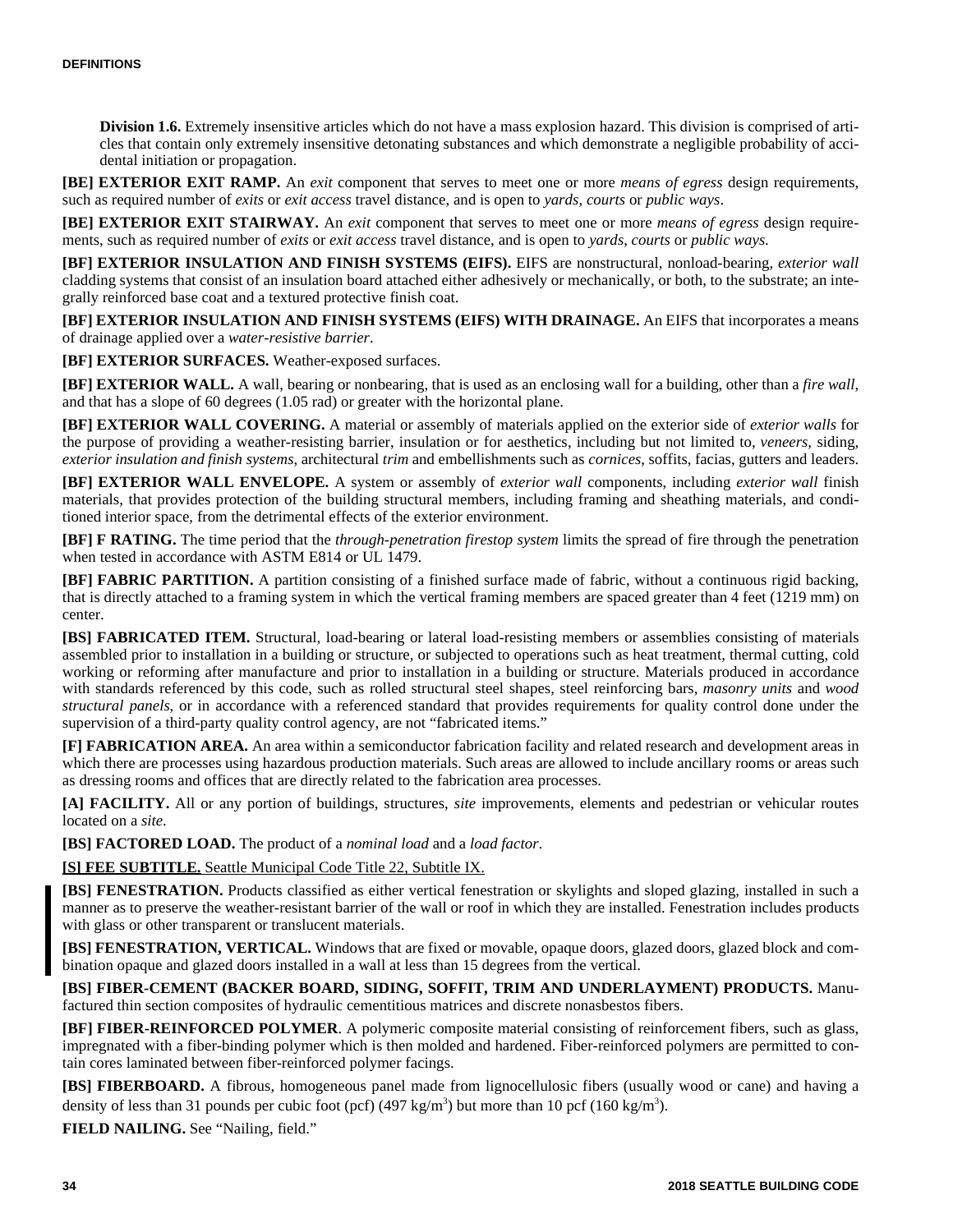**Division 1.6.** Extremely insensitive articles which do not have a mass explosion hazard. This division is comprised of articles that contain only extremely insensitive detonating substances and which demonstrate a negligible probability of accidental initiation or propagation.

**[BE] EXTERIOR EXIT RAMP.** An *exit* component that serves to meet one or more *means of egress* design requirements, such as required number of *exits* or *exit access* travel distance, and is open to *yards*, *courts* or *public ways*.

**[BE] EXTERIOR EXIT STAIRWAY.** An *exit* component that serves to meet one or more *means of egress* design requirements, such as required number of *exits* or *exit access* travel distance, and is open to *yards*, *courts* or *public ways*.

**[BF] EXTERIOR INSULATION AND FINISH SYSTEMS (EIFS).** EIFS are nonstructural, nonload-bearing, *exterior wall* cladding systems that consist of an insulation board attached either adhesively or mechanically, or both, to the substrate; an integrally reinforced base coat and a textured protective finish coat.

**[BF] EXTERIOR INSULATION AND FINISH SYSTEMS (EIFS) WITH DRAINAGE.** An EIFS that incorporates a means of drainage applied over a *water-resistive barrier*.

**[BF] EXTERIOR SURFACES.** Weather-exposed surfaces.

**[BF] EXTERIOR WALL.** A wall, bearing or nonbearing, that is used as an enclosing wall for a building, other than a *fire wall*, and that has a slope of 60 degrees (1.05 rad) or greater with the horizontal plane.

**[BF] EXTERIOR WALL COVERING.** A material or assembly of materials applied on the exterior side of *exterior walls* for the purpose of providing a weather-resisting barrier, insulation or for aesthetics, including but not limited to, *veneers*, siding, *exterior insulation and finish systems*, architectural *trim* and embellishments such as *cornices*, soffits, facias, gutters and leaders.

**[BF] EXTERIOR WALL ENVELOPE.** A system or assembly of *exterior wall* components, including *exterior wall* finish materials, that provides protection of the building structural members, including framing and sheathing materials, and conditioned interior space, from the detrimental effects of the exterior environment.

**[BF] F RATING.** The time period that the *through-penetration firestop system* limits the spread of fire through the penetration when tested in accordance with ASTM E814 or UL 1479.

**[BF] FABRIC PARTITION.** A partition consisting of a finished surface made of fabric, without a continuous rigid backing, that is directly attached to a framing system in which the vertical framing members are spaced greater than 4 feet (1219 mm) on center.

**[BS] FABRICATED ITEM.** Structural, load-bearing or lateral load-resisting members or assemblies consisting of materials assembled prior to installation in a building or structure, or subjected to operations such as heat treatment, thermal cutting, cold working or reforming after manufacture and prior to installation in a building or structure. Materials produced in accordance with standards referenced by this code, such as rolled structural steel shapes, steel reinforcing bars, *masonry units* and *wood structural panels*, or in accordance with a referenced standard that provides requirements for quality control done under the supervision of a third-party quality control agency, are not "fabricated items."

**[F] FABRICATION AREA.** An area within a semiconductor fabrication facility and related research and development areas in which there are processes using hazardous production materials. Such areas are allowed to include ancillary rooms or areas such as dressing rooms and offices that are directly related to the fabrication area processes.

**[A] FACILITY.** All or any portion of buildings, structures, *site* improvements, elements and pedestrian or vehicular routes located on a *site*.

**[BS] FACTORED LOAD.** The product of a *nominal load* and a *load factor*.

<u>**[S] FEE SUBTITLE.** Seattle Municipal Code Title 22, Subtitle IX.</u>

**[BS] FENESTRATION.** Products classified as either vertical fenestration or skylights and sloped glazing, installed in such a manner as to preserve the weather-resistant barrier of the wall or roof in which they are installed. Fenestration includes products with glass or other transparent or translucent materials.

**[BS] FENESTRATION, VERTICAL.** Windows that are fixed or movable, opaque doors, glazed doors, glazed block and combination opaque and glazed doors installed in a wall at less than 15 degrees from the vertical.

**[BS] FIBER-CEMENT (BACKER BOARD, SIDING, SOFFIT, TRIM AND UNDERLAYMENT) PRODUCTS.** Manufactured thin section composites of hydraulic cementitious matrices and discrete nonasbestos fibers.

**[BF] FIBER-REINFORCED POLYMER**. A polymeric composite material consisting of reinforcement fibers, such as glass, impregnated with a fiber-binding polymer which is then molded and hardened. Fiber-reinforced polymers are permitted to contain cores laminated between fiber-reinforced polymer facings.

**[BS] FIBERBOARD.** A fibrous, homogeneous panel made from lignocellulosic fibers (usually wood or cane) and having a density of less than 31 pounds per cubic foot (pcf) (497 $kg/m^3$) but more than 10 pcf (160 $kg/m^3$).

**FIELD NAILING.** See "Nailing, field."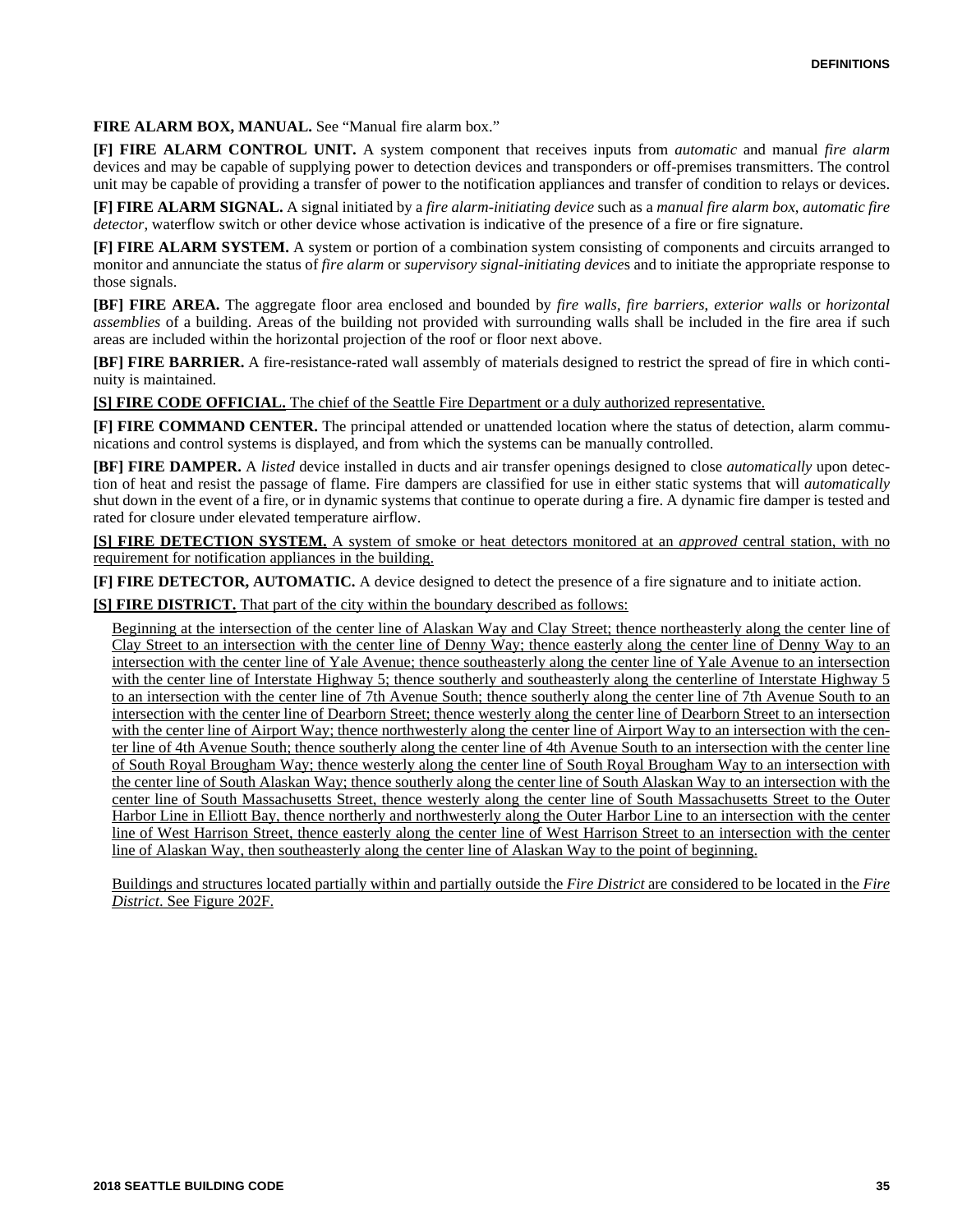**FIRE ALARM BOX, MANUAL.** See "Manual fire alarm box."

**[F] FIRE ALARM CONTROL UNIT.** A system component that receives inputs from *automatic* and manual *fire alarm* devices and may be capable of supplying power to detection devices and transponders or off-premises transmitters. The control unit may be capable of providing a transfer of power to the notification appliances and transfer of condition to relays or devices.

**[F] FIRE ALARM SIGNAL.** A signal initiated by a *fire alarm-initiating device* such as a *manual fire alarm box*, *automatic fire detector*, waterflow switch or other device whose activation is indicative of the presence of a fire or fire signature.

**[F] FIRE ALARM SYSTEM.** A system or portion of a combination system consisting of components and circuits arranged to monitor and annunciate the status of *fire alarm* or *supervisory signal-initiating device*s and to initiate the appropriate response to those signals.

**[BF] FIRE AREA.** The aggregate floor area enclosed and bounded by *fire walls*, *fire barriers*, *exterior walls* or *horizontal assemblies* of a building. Areas of the building not provided with surrounding walls shall be included in the fire area if such areas are included within the horizontal projection of the roof or floor next above.

**[BF] FIRE BARRIER.** A fire-resistance-rated wall assembly of materials designed to restrict the spread of fire in which continuity is maintained.

<u>**[S] FIRE CODE OFFICIAL.** The chief of the Seattle Fire Department or a duly authorized representative.</u>

**[F] FIRE COMMAND CENTER.** The principal attended or unattended location where the status of detection, alarm communications and control systems is displayed, and from which the systems can be manually controlled.

**[BF] FIRE DAMPER.** A *listed* device installed in ducts and air transfer openings designed to close *automatically* upon detection of heat and resist the passage of flame. Fire dampers are classified for use in either static systems that will *automatically* shut down in the event of a fire, or in dynamic systems that continue to operate during a fire. A dynamic fire damper is tested and rated for closure under elevated temperature airflow.

<u>**[S] FIRE DETECTION SYSTEM.** A system of smoke or heat detectors monitored at an *approved* central station, with no requirement for notification appliances in the building.</u>

**[F] FIRE DETECTOR, AUTOMATIC.** A device designed to detect the presence of a fire signature and to initiate action.

<u>**[S] FIRE DISTRICT.** That part of the city within the boundary described as follows:</u>

<u>Beginning at the intersection of the center line of Alaskan Way and Clay Street; thence northeasterly along the center line of Clay Street to an intersection with the center line of Denny Way; thence easterly along the center line of Denny Way to an intersection with the center line of Yale Avenue; thence southeasterly along the center line of Yale Avenue to an intersection with the center line of Interstate Highway 5; thence southerly and southeasterly along the centerline of Interstate Highway 5 to an intersection with the center line of 7th Avenue South; thence southerly along the center line of 7th Avenue South to an intersection with the center line of Dearborn Street; thence westerly along the center line of Dearborn Street to an intersection with the center line of Airport Way; thence northwesterly along the center line of Airport Way to an intersection with the center line of 4th Avenue South; thence southerly along the center line of 4th Avenue South to an intersection with the center line of South Royal Brougham Way; thence westerly along the center line of South Royal Brougham Way to an intersection with the center line of South Alaskan Way; thence southerly along the center line of South Alaskan Way to an intersection with the center line of South Massachusetts Street, thence westerly along the center line of South Massachusetts Street to the Outer Harbor Line in Elliott Bay, thence northerly and northwesterly along the Outer Harbor Line to an intersection with the center line of West Harrison Street, thence easterly along the center line of West Harrison Street to an intersection with the center line of Alaskan Way, then southeasterly along the center line of Alaskan Way to the point of beginning.</u>

<u>Buildings and structures located partially within and partially outside the *Fire District* are considered to be located in the *Fire District*. See Figure 202F.</u>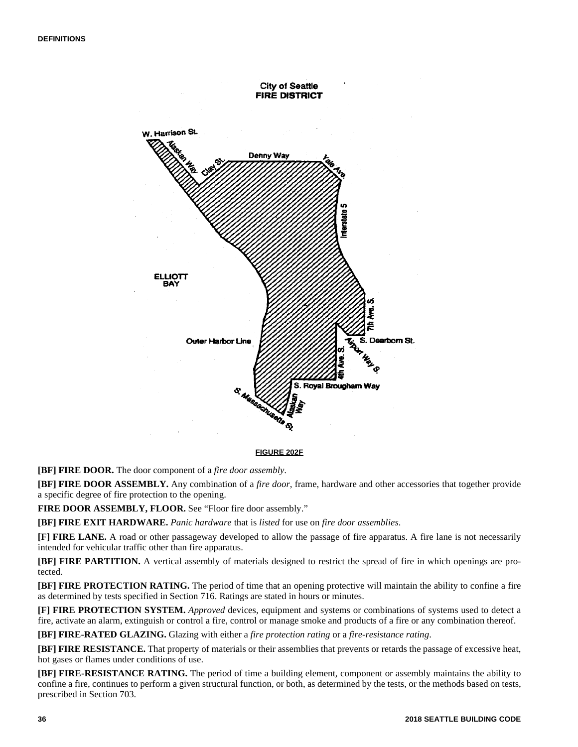City of Seattle
FIRE DISTRICT

W. Harrison St. — Alaskan Way — Clay St. — Denny Way — Yale Ave. — Interstate 5 — 7th Ave. S. — S. Dearborn St. — Airport Way S. — 4th Ave. S. — S. Royal Brougham Way — Alaskan Way — S. Massachusetts St. — Outer Harbor Line — ELLIOTT BAY

**FIGURE 202F**

**[BF] FIRE DOOR.** The door component of a *fire door assembly*.

**[BF] FIRE DOOR ASSEMBLY.** Any combination of a *fire door*, frame, hardware and other accessories that together provide a specific degree of fire protection to the opening.

**FIRE DOOR ASSEMBLY, FLOOR.** See "Floor fire door assembly."

**[BF] FIRE EXIT HARDWARE.** *Panic hardware* that is *listed* for use on *fire door assemblies*.

**[F] FIRE LANE.** A road or other passageway developed to allow the passage of fire apparatus. A fire lane is not necessarily intended for vehicular traffic other than fire apparatus.

**[BF] FIRE PARTITION.** A vertical assembly of materials designed to restrict the spread of fire in which openings are protected.

**[BF] FIRE PROTECTION RATING.** The period of time that an opening protective will maintain the ability to confine a fire as determined by tests specified in Section 716. Ratings are stated in hours or minutes.

**[F] FIRE PROTECTION SYSTEM.** *Approved* devices, equipment and systems or combinations of systems used to detect a fire, activate an alarm, extinguish or control a fire, control or manage smoke and products of a fire or any combination thereof.

**[BF] FIRE-RATED GLAZING.** Glazing with either a *fire protection rating* or a *fire-resistance rating*.

**[BF] FIRE RESISTANCE.** That property of materials or their assemblies that prevents or retards the passage of excessive heat, hot gases or flames under conditions of use.

**[BF] FIRE-RESISTANCE RATING.** The period of time a building element, component or assembly maintains the ability to confine a fire, continues to perform a given structural function, or both, as determined by the tests, or the methods based on tests, prescribed in Section 703.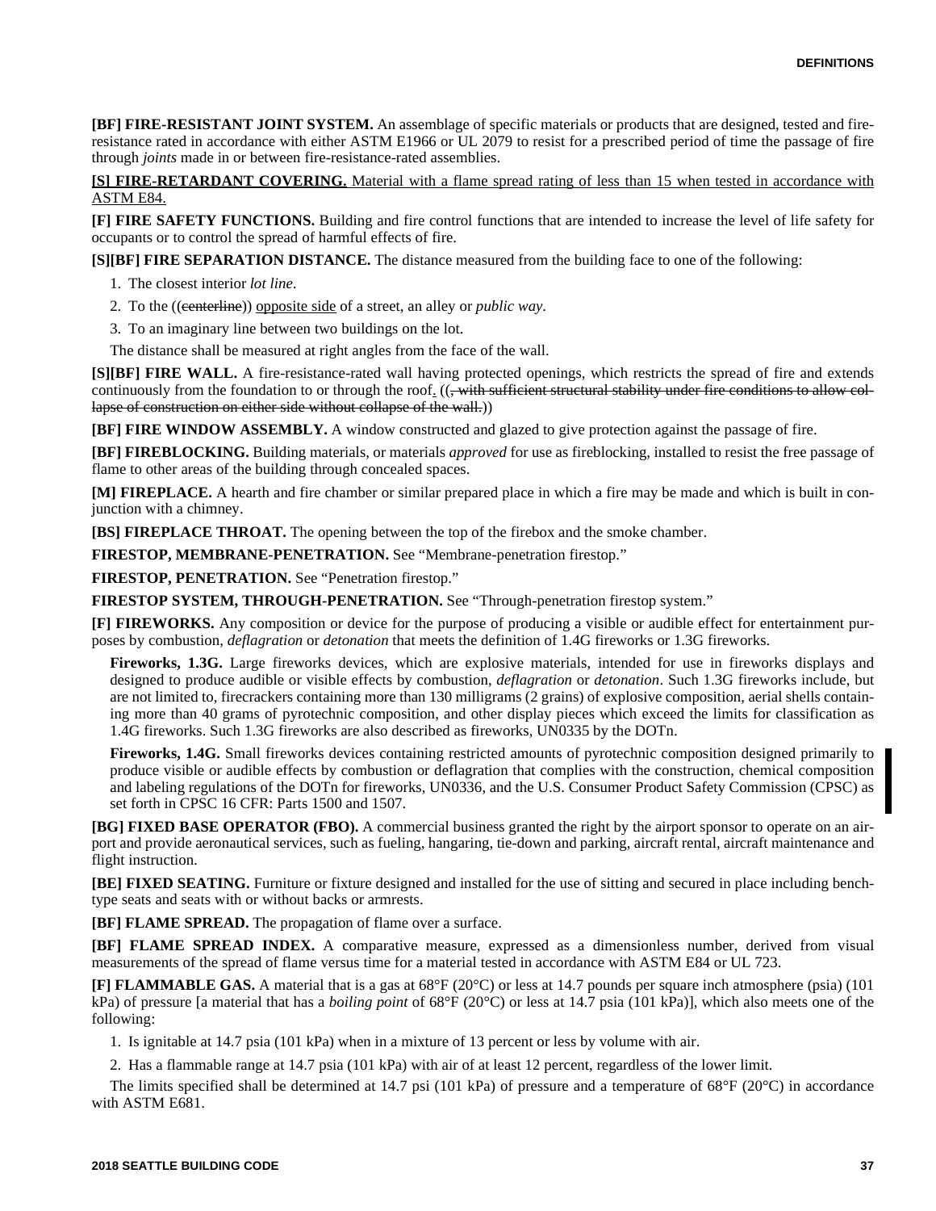**[BF] FIRE-RESISTANT JOINT SYSTEM.** An assemblage of specific materials or products that are designed, tested and fire-resistance rated in accordance with either ASTM E1966 or UL 2079 to resist for a prescribed period of time the passage of fire through *joints* made in or between fire-resistance-rated assemblies.

<u>**[S] FIRE-RETARDANT COVERING.** Material with a flame spread rating of less than 15 when tested in accordance with ASTM E84.</u>

**[F] FIRE SAFETY FUNCTIONS.** Building and fire control functions that are intended to increase the level of life safety for occupants or to control the spread of harmful effects of fire.

**[S][BF] FIRE SEPARATION DISTANCE.** The distance measured from the building face to one of the following:

1. The closest interior *lot line*.
2. To the ((~~centerline~~)) <u>opposite side</u> of a street, an alley or *public way*.
3. To an imaginary line between two buildings on the lot.

The distance shall be measured at right angles from the face of the wall.

**[S][BF] FIRE WALL.** A fire-resistance-rated wall having protected openings, which restricts the spread of fire and extends continuously from the foundation to or through the roof<u>.</u> ((~~, with sufficient structural stability under fire conditions to allow collapse of construction on either side without collapse of the wall.~~))

**[BF] FIRE WINDOW ASSEMBLY.** A window constructed and glazed to give protection against the passage of fire.

**[BF] FIREBLOCKING.** Building materials, or materials *approved* for use as fireblocking, installed to resist the free passage of flame to other areas of the building through concealed spaces.

**[M] FIREPLACE.** A hearth and fire chamber or similar prepared place in which a fire may be made and which is built in conjunction with a chimney.

**[BS] FIREPLACE THROAT.** The opening between the top of the firebox and the smoke chamber.

**FIRESTOP, MEMBRANE-PENETRATION.** See "Membrane-penetration firestop."

**FIRESTOP, PENETRATION.** See "Penetration firestop."

**FIRESTOP SYSTEM, THROUGH-PENETRATION.** See "Through-penetration firestop system."

**[F] FIREWORKS.** Any composition or device for the purpose of producing a visible or audible effect for entertainment purposes by combustion, *deflagration* or *detonation* that meets the definition of 1.4G fireworks or 1.3G fireworks.

**Fireworks, 1.3G.** Large fireworks devices, which are explosive materials, intended for use in fireworks displays and designed to produce audible or visible effects by combustion, *deflagration* or *detonation*. Such 1.3G fireworks include, but are not limited to, firecrackers containing more than 130 milligrams (2 grains) of explosive composition, aerial shells containing more than 40 grams of pyrotechnic composition, and other display pieces which exceed the limits for classification as 1.4G fireworks. Such 1.3G fireworks are also described as fireworks, UN0335 by the DOTn.

**Fireworks, 1.4G.** Small fireworks devices containing restricted amounts of pyrotechnic composition designed primarily to produce visible or audible effects by combustion or deflagration that complies with the construction, chemical composition and labeling regulations of the DOTn for fireworks, UN0336, and the U.S. Consumer Product Safety Commission (CPSC) as set forth in CPSC 16 CFR: Parts 1500 and 1507.

**[BG] FIXED BASE OPERATOR (FBO).** A commercial business granted the right by the airport sponsor to operate on an airport and provide aeronautical services, such as fueling, hangaring, tie-down and parking, aircraft rental, aircraft maintenance and flight instruction.

**[BE] FIXED SEATING.** Furniture or fixture designed and installed for the use of sitting and secured in place including bench-type seats and seats with or without backs or armrests.

**[BF] FLAME SPREAD.** The propagation of flame over a surface.

**[BF] FLAME SPREAD INDEX.** A comparative measure, expressed as a dimensionless number, derived from visual measurements of the spread of flame versus time for a material tested in accordance with ASTM E84 or UL 723.

**[F] FLAMMABLE GAS.** A material that is a gas at 68°F (20°C) or less at 14.7 pounds per square inch atmosphere (psia) (101 kPa) of pressure [a material that has a *boiling point* of 68°F (20°C) or less at 14.7 psia (101 kPa)], which also meets one of the following:

1. Is ignitable at 14.7 psia (101 kPa) when in a mixture of 13 percent or less by volume with air.
2. Has a flammable range at 14.7 psia (101 kPa) with air of at least 12 percent, regardless of the lower limit.

The limits specified shall be determined at 14.7 psi (101 kPa) of pressure and a temperature of 68°F (20°C) in accordance with ASTM E681.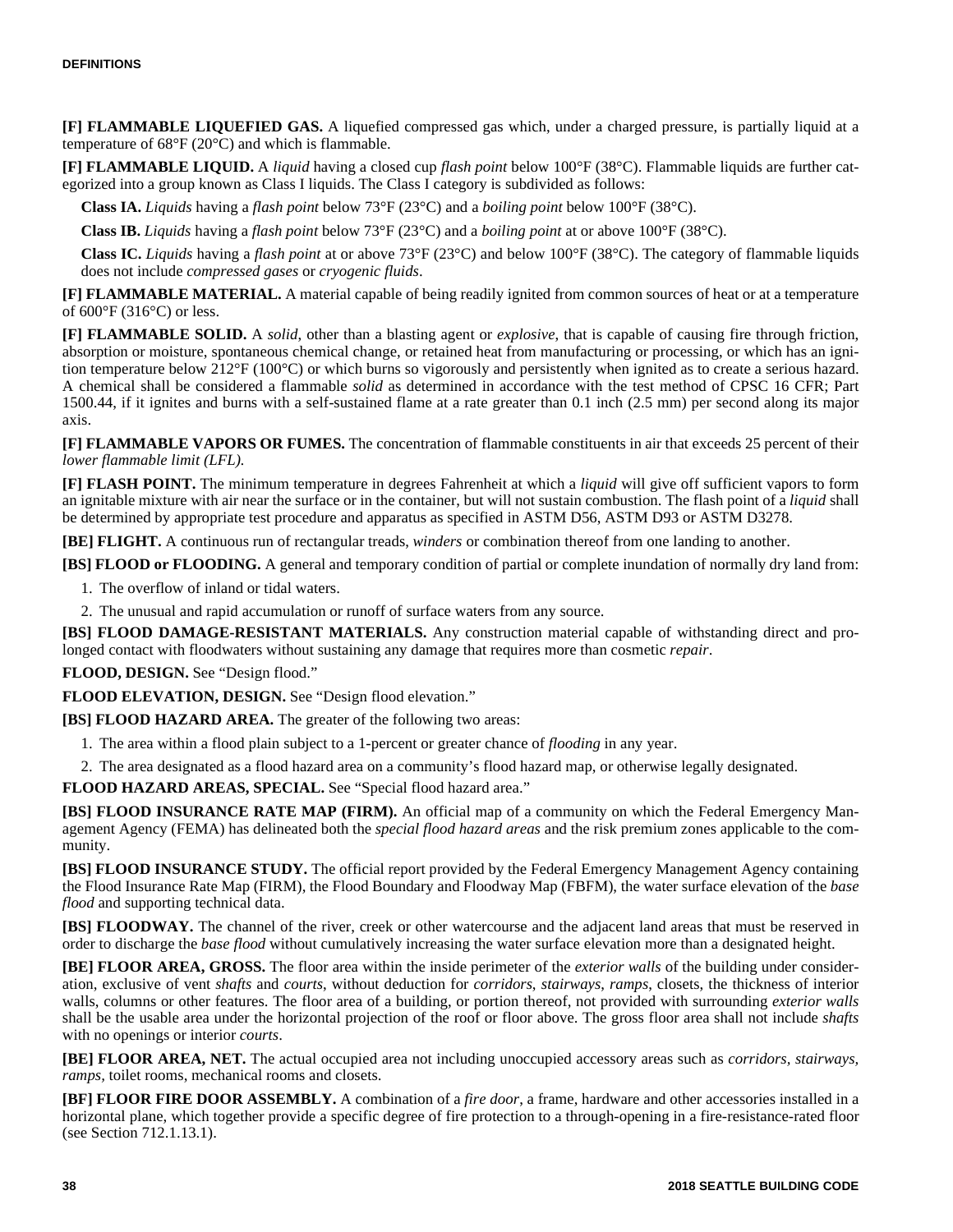**[F] FLAMMABLE LIQUEFIED GAS.** A liquefied compressed gas which, under a charged pressure, is partially liquid at a temperature of 68°F (20°C) and which is flammable.

**[F] FLAMMABLE LIQUID.** A *liquid* having a closed cup *flash point* below 100°F (38°C). Flammable liquids are further categorized into a group known as Class I liquids. The Class I category is subdivided as follows:

**Class IA.** *Liquids* having a *flash point* below 73°F (23°C) and a *boiling point* below 100°F (38°C).

**Class IB.** *Liquids* having a *flash point* below 73°F (23°C) and a *boiling point* at or above 100°F (38°C).

**Class IC.** *Liquids* having a *flash point* at or above 73°F (23°C) and below 100°F (38°C). The category of flammable liquids does not include *compressed gases* or *cryogenic fluids*.

**[F] FLAMMABLE MATERIAL.** A material capable of being readily ignited from common sources of heat or at a temperature of 600°F (316°C) or less.

**[F] FLAMMABLE SOLID.** A *solid*, other than a blasting agent or *explosive*, that is capable of causing fire through friction, absorption or moisture, spontaneous chemical change, or retained heat from manufacturing or processing, or which has an ignition temperature below 212°F (100°C) or which burns so vigorously and persistently when ignited as to create a serious hazard. A chemical shall be considered a flammable *solid* as determined in accordance with the test method of CPSC 16 CFR; Part 1500.44, if it ignites and burns with a self-sustained flame at a rate greater than 0.1 inch (2.5 mm) per second along its major axis.

**[F] FLAMMABLE VAPORS OR FUMES.** The concentration of flammable constituents in air that exceeds 25 percent of their *lower flammable limit (LFL).*

**[F] FLASH POINT.** The minimum temperature in degrees Fahrenheit at which a *liquid* will give off sufficient vapors to form an ignitable mixture with air near the surface or in the container, but will not sustain combustion. The flash point of a *liquid* shall be determined by appropriate test procedure and apparatus as specified in ASTM D56, ASTM D93 or ASTM D3278.

**[BE] FLIGHT.** A continuous run of rectangular treads, *winders* or combination thereof from one landing to another.

**[BS] FLOOD or FLOODING.** A general and temporary condition of partial or complete inundation of normally dry land from:

1. The overflow of inland or tidal waters.
2. The unusual and rapid accumulation or runoff of surface waters from any source.

**[BS] FLOOD DAMAGE-RESISTANT MATERIALS.** Any construction material capable of withstanding direct and prolonged contact with floodwaters without sustaining any damage that requires more than cosmetic *repair*.

**FLOOD, DESIGN.** See "Design flood."

**FLOOD ELEVATION, DESIGN.** See "Design flood elevation."

**[BS] FLOOD HAZARD AREA.** The greater of the following two areas:

1. The area within a flood plain subject to a 1-percent or greater chance of *flooding* in any year.
2. The area designated as a flood hazard area on a community's flood hazard map, or otherwise legally designated.

**FLOOD HAZARD AREAS, SPECIAL.** See "Special flood hazard area."

**[BS] FLOOD INSURANCE RATE MAP (FIRM).** An official map of a community on which the Federal Emergency Management Agency (FEMA) has delineated both the *special flood hazard areas* and the risk premium zones applicable to the community.

**[BS] FLOOD INSURANCE STUDY.** The official report provided by the Federal Emergency Management Agency containing the Flood Insurance Rate Map (FIRM), the Flood Boundary and Floodway Map (FBFM), the water surface elevation of the *base flood* and supporting technical data.

**[BS] FLOODWAY.** The channel of the river, creek or other watercourse and the adjacent land areas that must be reserved in order to discharge the *base flood* without cumulatively increasing the water surface elevation more than a designated height.

**[BE] FLOOR AREA, GROSS.** The floor area within the inside perimeter of the *exterior walls* of the building under consideration, exclusive of vent *shafts* and *courts*, without deduction for *corridors*, *stairways*, *ramps*, closets, the thickness of interior walls, columns or other features. The floor area of a building, or portion thereof, not provided with surrounding *exterior walls* shall be the usable area under the horizontal projection of the roof or floor above. The gross floor area shall not include *shafts* with no openings or interior *courts*.

**[BE] FLOOR AREA, NET.** The actual occupied area not including unoccupied accessory areas such as *corridors*, *stairways*, *ramps*, toilet rooms, mechanical rooms and closets.

**[BF] FLOOR FIRE DOOR ASSEMBLY.** A combination of a *fire door*, a frame, hardware and other accessories installed in a horizontal plane, which together provide a specific degree of fire protection to a through-opening in a fire-resistance-rated floor (see Section 712.1.13.1).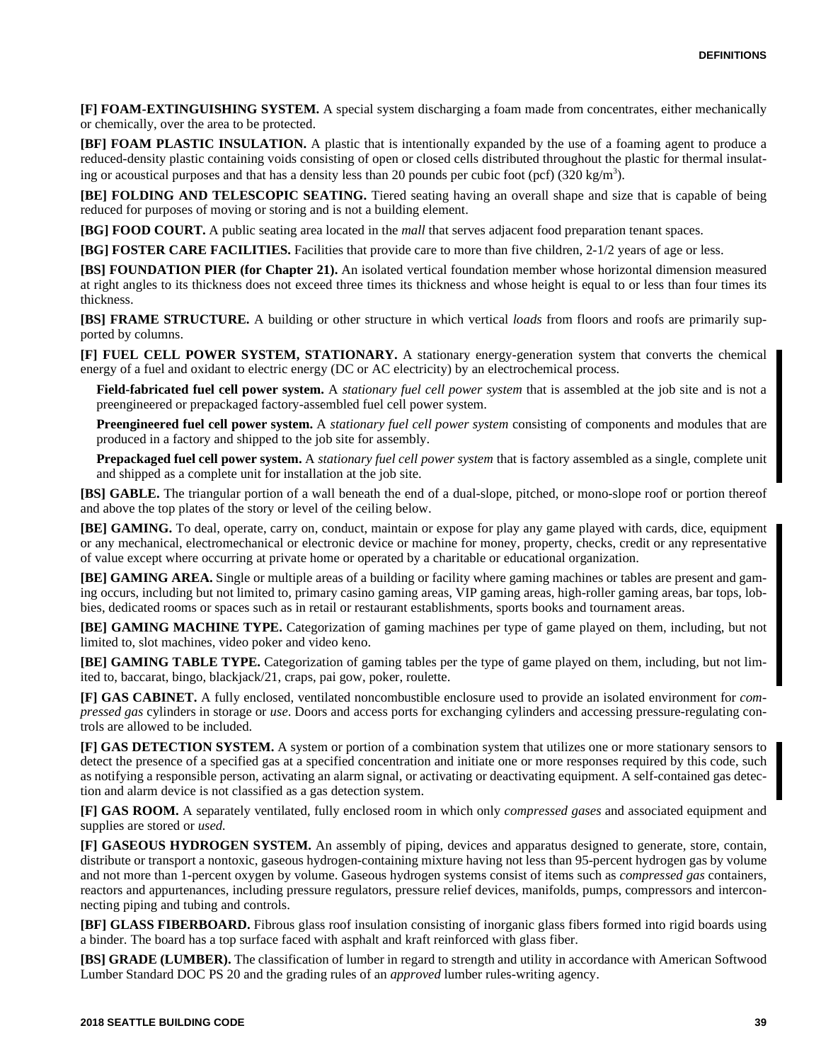**[F] FOAM-EXTINGUISHING SYSTEM.** A special system discharging a foam made from concentrates, either mechanically or chemically, over the area to be protected.

**[BF] FOAM PLASTIC INSULATION.** A plastic that is intentionally expanded by the use of a foaming agent to produce a reduced-density plastic containing voids consisting of open or closed cells distributed throughout the plastic for thermal insulating or acoustical purposes and that has a density less than 20 pounds per cubic foot (pcf) (320 kg/m$^3$).

**[BE] FOLDING AND TELESCOPIC SEATING.** Tiered seating having an overall shape and size that is capable of being reduced for purposes of moving or storing and is not a building element.

**[BG] FOOD COURT.** A public seating area located in the *mall* that serves adjacent food preparation tenant spaces.

**[BG] FOSTER CARE FACILITIES.** Facilities that provide care to more than five children, 2-1/2 years of age or less.

**[BS] FOUNDATION PIER (for Chapter 21).** An isolated vertical foundation member whose horizontal dimension measured at right angles to its thickness does not exceed three times its thickness and whose height is equal to or less than four times its thickness.

**[BS] FRAME STRUCTURE.** A building or other structure in which vertical *loads* from floors and roofs are primarily supported by columns.

**[F] FUEL CELL POWER SYSTEM, STATIONARY.** A stationary energy-generation system that converts the chemical energy of a fuel and oxidant to electric energy (DC or AC electricity) by an electrochemical process.

**Field-fabricated fuel cell power system.** A *stationary fuel cell power system* that is assembled at the job site and is not a preengineered or prepackaged factory-assembled fuel cell power system.

**Preengineered fuel cell power system.** A *stationary fuel cell power system* consisting of components and modules that are produced in a factory and shipped to the job site for assembly.

**Prepackaged fuel cell power system.** A *stationary fuel cell power system* that is factory assembled as a single, complete unit and shipped as a complete unit for installation at the job site.

**[BS] GABLE.** The triangular portion of a wall beneath the end of a dual-slope, pitched, or mono-slope roof or portion thereof and above the top plates of the story or level of the ceiling below.

**[BE] GAMING.** To deal, operate, carry on, conduct, maintain or expose for play any game played with cards, dice, equipment or any mechanical, electromechanical or electronic device or machine for money, property, checks, credit or any representative of value except where occurring at private home or operated by a charitable or educational organization.

**[BE] GAMING AREA.** Single or multiple areas of a building or facility where gaming machines or tables are present and gaming occurs, including but not limited to, primary casino gaming areas, VIP gaming areas, high-roller gaming areas, bar tops, lobbies, dedicated rooms or spaces such as in retail or restaurant establishments, sports books and tournament areas.

**[BE] GAMING MACHINE TYPE.** Categorization of gaming machines per type of game played on them, including, but not limited to, slot machines, video poker and video keno.

**[BE] GAMING TABLE TYPE.** Categorization of gaming tables per the type of game played on them, including, but not limited to, baccarat, bingo, blackjack/21, craps, pai gow, poker, roulette.

**[F] GAS CABINET.** A fully enclosed, ventilated noncombustible enclosure used to provide an isolated environment for *compressed gas* cylinders in storage or *use*. Doors and access ports for exchanging cylinders and accessing pressure-regulating controls are allowed to be included.

**[F] GAS DETECTION SYSTEM.** A system or portion of a combination system that utilizes one or more stationary sensors to detect the presence of a specified gas at a specified concentration and initiate one or more responses required by this code, such as notifying a responsible person, activating an alarm signal, or activating or deactivating equipment. A self-contained gas detection and alarm device is not classified as a gas detection system.

**[F] GAS ROOM.** A separately ventilated, fully enclosed room in which only *compressed gases* and associated equipment and supplies are stored or *used.*

**[F] GASEOUS HYDROGEN SYSTEM.** An assembly of piping, devices and apparatus designed to generate, store, contain, distribute or transport a nontoxic, gaseous hydrogen-containing mixture having not less than 95-percent hydrogen gas by volume and not more than 1-percent oxygen by volume. Gaseous hydrogen systems consist of items such as *compressed gas* containers, reactors and appurtenances, including pressure regulators, pressure relief devices, manifolds, pumps, compressors and interconnecting piping and tubing and controls.

**[BF] GLASS FIBERBOARD.** Fibrous glass roof insulation consisting of inorganic glass fibers formed into rigid boards using a binder. The board has a top surface faced with asphalt and kraft reinforced with glass fiber.

**[BS] GRADE (LUMBER).** The classification of lumber in regard to strength and utility in accordance with American Softwood Lumber Standard DOC PS 20 and the grading rules of an *approved* lumber rules-writing agency.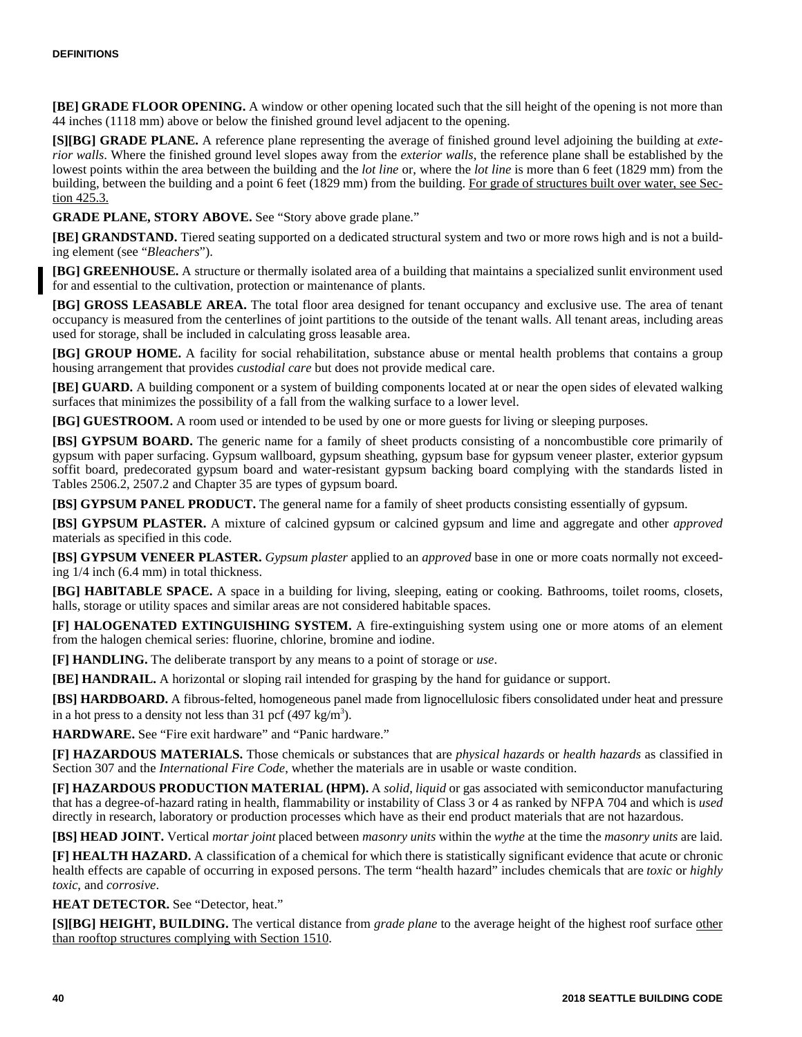**[BE] GRADE FLOOR OPENING.** A window or other opening located such that the sill height of the opening is not more than 44 inches (1118 mm) above or below the finished ground level adjacent to the opening.

**[S][BG] GRADE PLANE.** A reference plane representing the average of finished ground level adjoining the building at *exterior walls*. Where the finished ground level slopes away from the *exterior walls*, the reference plane shall be established by the lowest points within the area between the building and the *lot line* or, where the *lot line* is more than 6 feet (1829 mm) from the building, between the building and a point 6 feet (1829 mm) from the building. <u>For grade of structures built over water, see Section 425.3.</u>

**GRADE PLANE, STORY ABOVE.** See "Story above grade plane."

**[BE] GRANDSTAND.** Tiered seating supported on a dedicated structural system and two or more rows high and is not a building element (see "*Bleachers*").

**[BG] GREENHOUSE.** A structure or thermally isolated area of a building that maintains a specialized sunlit environment used for and essential to the cultivation, protection or maintenance of plants.

**[BG] GROSS LEASABLE AREA.** The total floor area designed for tenant occupancy and exclusive use. The area of tenant occupancy is measured from the centerlines of joint partitions to the outside of the tenant walls. All tenant areas, including areas used for storage, shall be included in calculating gross leasable area.

**[BG] GROUP HOME.** A facility for social rehabilitation, substance abuse or mental health problems that contains a group housing arrangement that provides *custodial care* but does not provide medical care.

**[BE] GUARD.** A building component or a system of building components located at or near the open sides of elevated walking surfaces that minimizes the possibility of a fall from the walking surface to a lower level.

**[BG] GUESTROOM.** A room used or intended to be used by one or more guests for living or sleeping purposes.

**[BS] GYPSUM BOARD.** The generic name for a family of sheet products consisting of a noncombustible core primarily of gypsum with paper surfacing. Gypsum wallboard, gypsum sheathing, gypsum base for gypsum veneer plaster, exterior gypsum soffit board, predecorated gypsum board and water-resistant gypsum backing board complying with the standards listed in Tables 2506.2, 2507.2 and Chapter 35 are types of gypsum board.

**[BS] GYPSUM PANEL PRODUCT.** The general name for a family of sheet products consisting essentially of gypsum.

**[BS] GYPSUM PLASTER.** A mixture of calcined gypsum or calcined gypsum and lime and aggregate and other *approved* materials as specified in this code.

**[BS] GYPSUM VENEER PLASTER.** *Gypsum plaster* applied to an *approved* base in one or more coats normally not exceeding 1/4 inch (6.4 mm) in total thickness.

**[BG] HABITABLE SPACE.** A space in a building for living, sleeping, eating or cooking. Bathrooms, toilet rooms, closets, halls, storage or utility spaces and similar areas are not considered habitable spaces.

**[F] HALOGENATED EXTINGUISHING SYSTEM.** A fire-extinguishing system using one or more atoms of an element from the halogen chemical series: fluorine, chlorine, bromine and iodine.

**[F] HANDLING.** The deliberate transport by any means to a point of storage or *use*.

**[BE] HANDRAIL.** A horizontal or sloping rail intended for grasping by the hand for guidance or support.

**[BS] HARDBOARD.** A fibrous-felted, homogeneous panel made from lignocellulosic fibers consolidated under heat and pressure in a hot press to a density not less than 31 pcf (497 $kg/m^3$).

**HARDWARE.** See "Fire exit hardware" and "Panic hardware."

**[F] HAZARDOUS MATERIALS.** Those chemicals or substances that are *physical hazards* or *health hazards* as classified in Section 307 and the *International Fire Code*, whether the materials are in usable or waste condition.

**[F] HAZARDOUS PRODUCTION MATERIAL (HPM).** A *solid*, *liquid* or gas associated with semiconductor manufacturing that has a degree-of-hazard rating in health, flammability or instability of Class 3 or 4 as ranked by NFPA 704 and which is *used* directly in research, laboratory or production processes which have as their end product materials that are not hazardous.

**[BS] HEAD JOINT.** Vertical *mortar joint* placed between *masonry units* within the *wythe* at the time the *masonry units* are laid.

**[F] HEALTH HAZARD.** A classification of a chemical for which there is statistically significant evidence that acute or chronic health effects are capable of occurring in exposed persons. The term "health hazard" includes chemicals that are *toxic* or *highly toxic*, and *corrosive*.

**HEAT DETECTOR.** See "Detector, heat."

**[S][BG] HEIGHT, BUILDING.** The vertical distance from *grade plane* to the average height of the highest roof surface <u>other than rooftop structures complying with Section 1510</u>.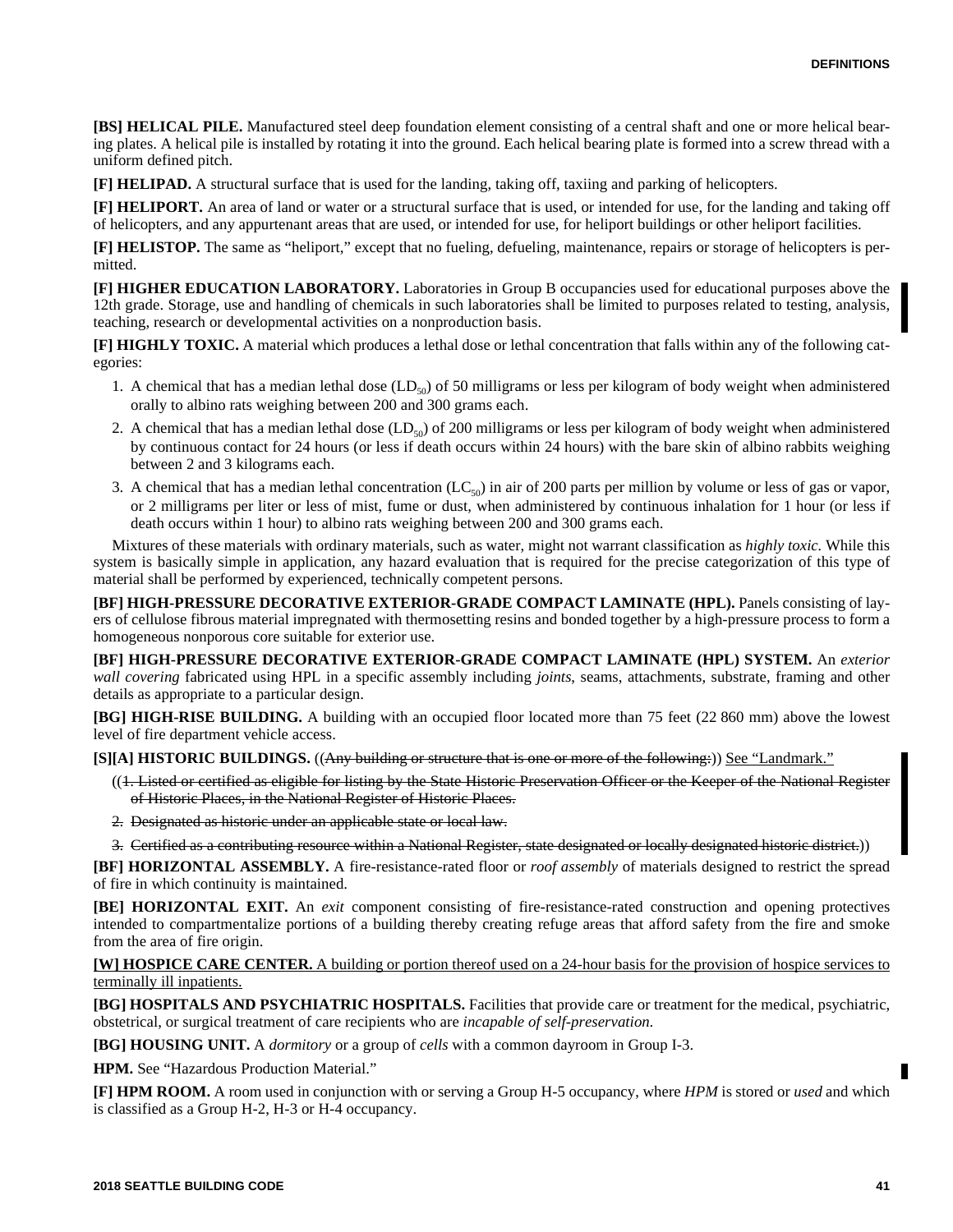**[BS] HELICAL PILE.** Manufactured steel deep foundation element consisting of a central shaft and one or more helical bearing plates. A helical pile is installed by rotating it into the ground. Each helical bearing plate is formed into a screw thread with a uniform defined pitch.

**[F] HELIPAD.** A structural surface that is used for the landing, taking off, taxiing and parking of helicopters.

**[F] HELIPORT.** An area of land or water or a structural surface that is used, or intended for use, for the landing and taking off of helicopters, and any appurtenant areas that are used, or intended for use, for heliport buildings or other heliport facilities.

**[F] HELISTOP.** The same as "heliport," except that no fueling, defueling, maintenance, repairs or storage of helicopters is permitted.

**[F] HIGHER EDUCATION LABORATORY.** Laboratories in Group B occupancies used for educational purposes above the 12th grade. Storage, use and handling of chemicals in such laboratories shall be limited to purposes related to testing, analysis, teaching, research or developmental activities on a nonproduction basis.

**[F] HIGHLY TOXIC.** A material which produces a lethal dose or lethal concentration that falls within any of the following categories:

1. A chemical that has a median lethal dose ($LD_{50}$) of 50 milligrams or less per kilogram of body weight when administered orally to albino rats weighing between 200 and 300 grams each.
2. A chemical that has a median lethal dose ($LD_{50}$) of 200 milligrams or less per kilogram of body weight when administered by continuous contact for 24 hours (or less if death occurs within 24 hours) with the bare skin of albino rabbits weighing between 2 and 3 kilograms each.
3. A chemical that has a median lethal concentration ($LC_{50}$) in air of 200 parts per million by volume or less of gas or vapor, or 2 milligrams per liter or less of mist, fume or dust, when administered by continuous inhalation for 1 hour (or less if death occurs within 1 hour) to albino rats weighing between 200 and 300 grams each.

Mixtures of these materials with ordinary materials, such as water, might not warrant classification as *highly toxic.* While this system is basically simple in application, any hazard evaluation that is required for the precise categorization of this type of material shall be performed by experienced, technically competent persons.

**[BF] HIGH-PRESSURE DECORATIVE EXTERIOR-GRADE COMPACT LAMINATE (HPL).** Panels consisting of layers of cellulose fibrous material impregnated with thermosetting resins and bonded together by a high-pressure process to form a homogeneous nonporous core suitable for exterior use.

**[BF] HIGH-PRESSURE DECORATIVE EXTERIOR-GRADE COMPACT LAMINATE (HPL) SYSTEM.** An *exterior wall covering* fabricated using HPL in a specific assembly including *joints*, seams, attachments, substrate, framing and other details as appropriate to a particular design.

**[BG] HIGH-RISE BUILDING.** A building with an occupied floor located more than 75 feet (22 860 mm) above the lowest level of fire department vehicle access.

**[S][A] HISTORIC BUILDINGS.** ((~~Any building or structure that is one or more of the following:~~)) <u>See "Landmark."</u>

((~~1. Listed or certified as eligible for listing by the State Historic Preservation Officer or the Keeper of the National Register of Historic Places, in the National Register of Historic Places.~~

~~2. Designated as historic under an applicable state or local law.~~

~~3. Certified as a contributing resource within a National Register, state designated or locally designated historic district.~~))

**[BF] HORIZONTAL ASSEMBLY.** A fire-resistance-rated floor or *roof assembly* of materials designed to restrict the spread of fire in which continuity is maintained.

**[BE] HORIZONTAL EXIT.** An *exit* component consisting of fire-resistance-rated construction and opening protectives intended to compartmentalize portions of a building thereby creating refuge areas that afford safety from the fire and smoke from the area of fire origin.

<u>**[W] HOSPICE CARE CENTER.** A building or portion thereof used on a 24-hour basis for the provision of hospice services to terminally ill inpatients.</u>

**[BG] HOSPITALS AND PSYCHIATRIC HOSPITALS.** Facilities that provide care or treatment for the medical, psychiatric, obstetrical, or surgical treatment of care recipients who are *incapable of self-preservation*.

**[BG] HOUSING UNIT.** A *dormitory* or a group of *cells* with a common dayroom in Group I-3.

**HPM.** See "Hazardous Production Material."

**[F] HPM ROOM.** A room used in conjunction with or serving a Group H-5 occupancy, where *HPM* is stored or *used* and which is classified as a Group H-2, H-3 or H-4 occupancy.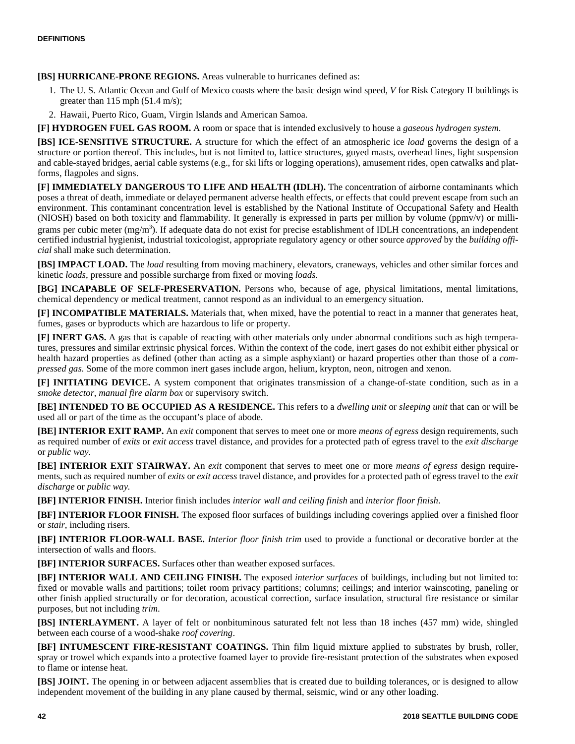**[BS] HURRICANE-PRONE REGIONS.** Areas vulnerable to hurricanes defined as:

1. The U. S. Atlantic Ocean and Gulf of Mexico coasts where the basic design wind speed, *V* for Risk Category II buildings is greater than 115 mph (51.4 m/s);
2. Hawaii, Puerto Rico, Guam, Virgin Islands and American Samoa.

**[F] HYDROGEN FUEL GAS ROOM.** A room or space that is intended exclusively to house a *gaseous hydrogen system*.

**[BS] ICE-SENSITIVE STRUCTURE.** A structure for which the effect of an atmospheric ice *load* governs the design of a structure or portion thereof. This includes, but is not limited to, lattice structures, guyed masts, overhead lines, light suspension and cable-stayed bridges, aerial cable systems (e.g., for ski lifts or logging operations), amusement rides, open catwalks and platforms, flagpoles and signs.

**[F] IMMEDIATELY DANGEROUS TO LIFE AND HEALTH (IDLH).** The concentration of airborne contaminants which poses a threat of death, immediate or delayed permanent adverse health effects, or effects that could prevent escape from such an environment. This contaminant concentration level is established by the National Institute of Occupational Safety and Health (NIOSH) based on both toxicity and flammability. It generally is expressed in parts per million by volume (ppmv/v) or milligrams per cubic meter ($mg/m^3$). If adequate data do not exist for precise establishment of IDLH concentrations, an independent certified industrial hygienist, industrial toxicologist, appropriate regulatory agency or other source *approved* by the *building official* shall make such determination.

**[BS] IMPACT LOAD.** The *load* resulting from moving machinery, elevators, craneways, vehicles and other similar forces and kinetic *loads*, pressure and possible surcharge from fixed or moving *loads*.

**[BG] INCAPABLE OF SELF-PRESERVATION.** Persons who, because of age, physical limitations, mental limitations, chemical dependency or medical treatment, cannot respond as an individual to an emergency situation.

**[F] INCOMPATIBLE MATERIALS.** Materials that, when mixed, have the potential to react in a manner that generates heat, fumes, gases or byproducts which are hazardous to life or property.

**[F] INERT GAS.** A gas that is capable of reacting with other materials only under abnormal conditions such as high temperatures, pressures and similar extrinsic physical forces. Within the context of the code, inert gases do not exhibit either physical or health hazard properties as defined (other than acting as a simple asphyxiant) or hazard properties other than those of a *compressed gas*. Some of the more common inert gases include argon, helium, krypton, neon, nitrogen and xenon.

**[F] INITIATING DEVICE.** A system component that originates transmission of a change-of-state condition, such as in a *smoke detector*, *manual fire alarm box* or supervisory switch.

**[BE] INTENDED TO BE OCCUPIED AS A RESIDENCE.** This refers to a *dwelling unit* or *sleeping unit* that can or will be used all or part of the time as the occupant's place of abode.

**[BE] INTERIOR EXIT RAMP.** An *exit* component that serves to meet one or more *means of egress* design requirements, such as required number of *exits* or *exit access* travel distance, and provides for a protected path of egress travel to the *exit discharge* or *public way*.

**[BE] INTERIOR EXIT STAIRWAY.** An *exit* component that serves to meet one or more *means of egress* design requirements, such as required number of *exits* or *exit access* travel distance, and provides for a protected path of egress travel to the *exit discharge* or *public way*.

**[BF] INTERIOR FINISH.** Interior finish includes *interior wall and ceiling finish* and *interior floor finish*.

**[BF] INTERIOR FLOOR FINISH.** The exposed floor surfaces of buildings including coverings applied over a finished floor or *stair*, including risers.

**[BF] INTERIOR FLOOR-WALL BASE.** *Interior floor finish trim* used to provide a functional or decorative border at the intersection of walls and floors.

**[BF] INTERIOR SURFACES.** Surfaces other than weather exposed surfaces.

**[BF] INTERIOR WALL AND CEILING FINISH.** The exposed *interior surfaces* of buildings, including but not limited to: fixed or movable walls and partitions; toilet room privacy partitions; columns; ceilings; and interior wainscoting, paneling or other finish applied structurally or for decoration, acoustical correction, surface insulation, structural fire resistance or similar purposes, but not including *trim*.

**[BS] INTERLAYMENT.** A layer of felt or nonbituminous saturated felt not less than 18 inches (457 mm) wide, shingled between each course of a wood-shake *roof covering*.

**[BF] INTUMESCENT FIRE-RESISTANT COATINGS.** Thin film liquid mixture applied to substrates by brush, roller, spray or trowel which expands into a protective foamed layer to provide fire-resistant protection of the substrates when exposed to flame or intense heat.

**[BS] JOINT.** The opening in or between adjacent assemblies that is created due to building tolerances, or is designed to allow independent movement of the building in any plane caused by thermal, seismic, wind or any other loading.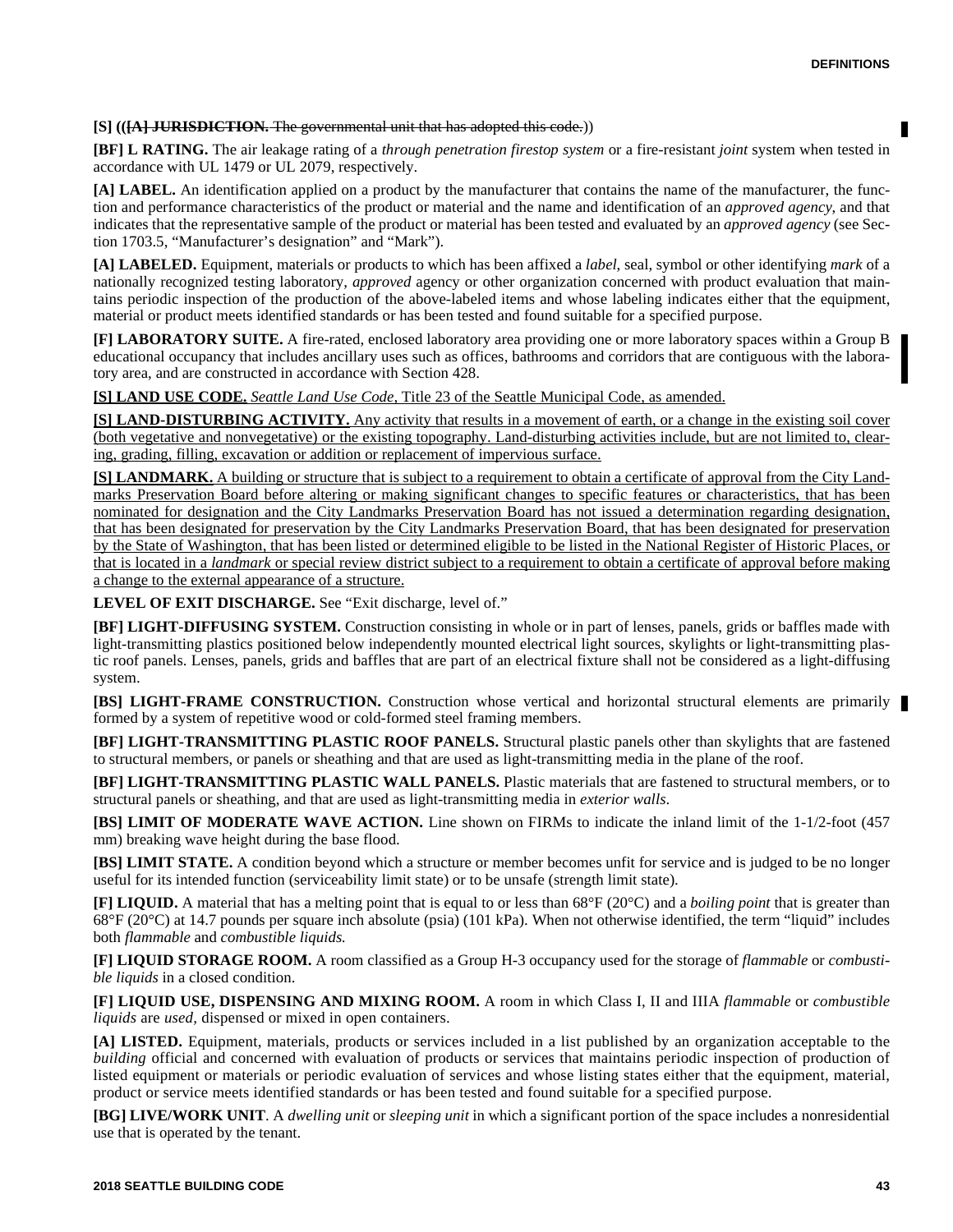**[S] (([A] JURISDICTION.** The governmental unit that has adopted this code.))

**[BF] L RATING.** The air leakage rating of a *through penetration firestop system* or a fire-resistant *joint* system when tested in accordance with UL 1479 or UL 2079, respectively.

**[A] LABEL.** An identification applied on a product by the manufacturer that contains the name of the manufacturer, the function and performance characteristics of the product or material and the name and identification of an *approved agency*, and that indicates that the representative sample of the product or material has been tested and evaluated by an *approved agency* (see Section 1703.5, "Manufacturer's designation" and "Mark").

**[A] LABELED.** Equipment, materials or products to which has been affixed a *label*, seal, symbol or other identifying *mark* of a nationally recognized testing laboratory, *approved* agency or other organization concerned with product evaluation that maintains periodic inspection of the production of the above-labeled items and whose labeling indicates either that the equipment, material or product meets identified standards or has been tested and found suitable for a specified purpose.

**[F] LABORATORY SUITE.** A fire-rated, enclosed laboratory area providing one or more laboratory spaces within a Group B educational occupancy that includes ancillary uses such as offices, bathrooms and corridors that are contiguous with the laboratory area, and are constructed in accordance with Section 428.

**[S] LAND USE CODE.** *Seattle Land Use Code*, Title 23 of the Seattle Municipal Code, as amended.

**[S] LAND-DISTURBING ACTIVITY.** Any activity that results in a movement of earth, or a change in the existing soil cover (both vegetative and nonvegetative) or the existing topography. Land-disturbing activities include, but are not limited to, clearing, grading, filling, excavation or addition or replacement of impervious surface.

**[S] LANDMARK.** A building or structure that is subject to a requirement to obtain a certificate of approval from the City Landmarks Preservation Board before altering or making significant changes to specific features or characteristics, that has been nominated for designation and the City Landmarks Preservation Board has not issued a determination regarding designation, that has been designated for preservation by the City Landmarks Preservation Board, that has been designated for preservation by the State of Washington, that has been listed or determined eligible to be listed in the National Register of Historic Places, or that is located in a *landmark* or special review district subject to a requirement to obtain a certificate of approval before making a change to the external appearance of a structure.

**LEVEL OF EXIT DISCHARGE.** See "Exit discharge, level of."

**[BF] LIGHT-DIFFUSING SYSTEM.** Construction consisting in whole or in part of lenses, panels, grids or baffles made with light-transmitting plastics positioned below independently mounted electrical light sources, skylights or light-transmitting plastic roof panels. Lenses, panels, grids and baffles that are part of an electrical fixture shall not be considered as a light-diffusing system.

**[BS] LIGHT-FRAME CONSTRUCTION.** Construction whose vertical and horizontal structural elements are primarily formed by a system of repetitive wood or cold-formed steel framing members.

**[BF] LIGHT-TRANSMITTING PLASTIC ROOF PANELS.** Structural plastic panels other than skylights that are fastened to structural members, or panels or sheathing and that are used as light-transmitting media in the plane of the roof.

**[BF] LIGHT-TRANSMITTING PLASTIC WALL PANELS.** Plastic materials that are fastened to structural members, or to structural panels or sheathing, and that are used as light-transmitting media in *exterior walls*.

**[BS] LIMIT OF MODERATE WAVE ACTION.** Line shown on FIRMs to indicate the inland limit of the 1-1/2-foot (457 mm) breaking wave height during the base flood.

**[BS] LIMIT STATE.** A condition beyond which a structure or member becomes unfit for service and is judged to be no longer useful for its intended function (serviceability limit state) or to be unsafe (strength limit state).

**[F] LIQUID.** A material that has a melting point that is equal to or less than 68°F (20°C) and a *boiling point* that is greater than 68°F (20°C) at 14.7 pounds per square inch absolute (psia) (101 kPa). When not otherwise identified, the term "liquid" includes both *flammable* and *combustible liquids.*

**[F] LIQUID STORAGE ROOM.** A room classified as a Group H-3 occupancy used for the storage of *flammable* or *combustible liquids* in a closed condition.

**[F] LIQUID USE, DISPENSING AND MIXING ROOM.** A room in which Class I, II and IIIA *flammable* or *combustible liquids* are *used*, dispensed or mixed in open containers.

**[A] LISTED.** Equipment, materials, products or services included in a list published by an organization acceptable to the *building* official and concerned with evaluation of products or services that maintains periodic inspection of production of listed equipment or materials or periodic evaluation of services and whose listing states either that the equipment, material, product or service meets identified standards or has been tested and found suitable for a specified purpose.

**[BG] LIVE/WORK UNIT**. A *dwelling unit* or *sleeping unit* in which a significant portion of the space includes a nonresidential use that is operated by the tenant.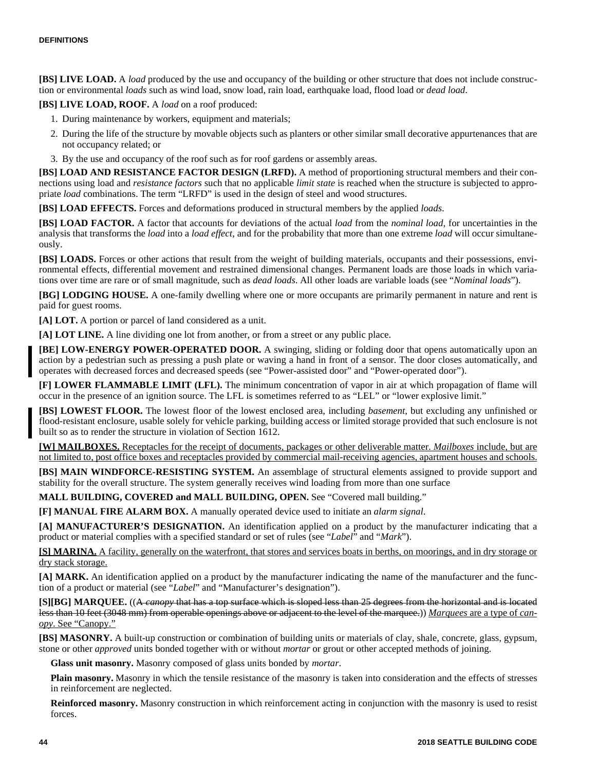**[BS] LIVE LOAD.** A *load* produced by the use and occupancy of the building or other structure that does not include construction or environmental *loads* such as wind load, snow load, rain load, earthquake load, flood load or *dead load*.

**[BS] LIVE LOAD, ROOF.** A *load* on a roof produced:

1. During maintenance by workers, equipment and materials;
2. During the life of the structure by movable objects such as planters or other similar small decorative appurtenances that are not occupancy related; or
3. By the use and occupancy of the roof such as for roof gardens or assembly areas.

**[BS] LOAD AND RESISTANCE FACTOR DESIGN (LRFD).** A method of proportioning structural members and their connections using load and *resistance factors* such that no applicable *limit state* is reached when the structure is subjected to appropriate *load* combinations. The term "LRFD" is used in the design of steel and wood structures.

**[BS] LOAD EFFECTS.** Forces and deformations produced in structural members by the applied *loads*.

**[BS] LOAD FACTOR.** A factor that accounts for deviations of the actual *load* from the *nominal load*, for uncertainties in the analysis that transforms the *load* into a *load effect*, and for the probability that more than one extreme *load* will occur simultaneously.

**[BS] LOADS.** Forces or other actions that result from the weight of building materials, occupants and their possessions, environmental effects, differential movement and restrained dimensional changes. Permanent loads are those loads in which variations over time are rare or of small magnitude, such as *dead loads*. All other loads are variable loads (see "*Nominal loads*").

**[BG] LODGING HOUSE.** A one-family dwelling where one or more occupants are primarily permanent in nature and rent is paid for guest rooms.

**[A] LOT.** A portion or parcel of land considered as a unit.

**[A] LOT LINE.** A line dividing one lot from another, or from a street or any public place.

**[BE] LOW-ENERGY POWER-OPERATED DOOR.** A swinging, sliding or folding door that opens automatically upon an action by a pedestrian such as pressing a push plate or waving a hand in front of a sensor. The door closes automatically, and operates with decreased forces and decreased speeds (see "Power-assisted door" and "Power-operated door").

**[F] LOWER FLAMMABLE LIMIT (LFL).** The minimum concentration of vapor in air at which propagation of flame will occur in the presence of an ignition source. The LFL is sometimes referred to as "LEL" or "lower explosive limit."

**[BS] LOWEST FLOOR.** The lowest floor of the lowest enclosed area, including *basement*, but excluding any unfinished or flood-resistant enclosure, usable solely for vehicle parking, building access or limited storage provided that such enclosure is not built so as to render the structure in violation of Section 1612.

<u>**[W] MAILBOXES.** Receptacles for the receipt of documents, packages or other deliverable matter. *Mailboxes* include, but are not limited to, post office boxes and receptacles provided by commercial mail-receiving agencies, apartment houses and schools.</u>

**[BS] MAIN WINDFORCE-RESISTING SYSTEM.** An assemblage of structural elements assigned to provide support and stability for the overall structure. The system generally receives wind loading from more than one surface

**MALL BUILDING, COVERED and MALL BUILDING, OPEN.** See "Covered mall building."

**[F] MANUAL FIRE ALARM BOX.** A manually operated device used to initiate an *alarm signal*.

**[A] MANUFACTURER'S DESIGNATION.** An identification applied on a product by the manufacturer indicating that a product or material complies with a specified standard or set of rules (see "*Label*" and "*Mark*").

<u>**[S] MARINA.** A facility, generally on the waterfront, that stores and services boats in berths, on moorings, and in dry storage or dry stack storage.</u>

**[A] MARK.** An identification applied on a product by the manufacturer indicating the name of the manufacturer and the function of a product or material (see "*Label*" and "Manufacturer's designation").

**[S][BG] MARQUEE.** ((~~A *canopy* that has a top surface which is sloped less than 25 degrees from the horizontal and is located less than 10 feet (3048 mm) from operable openings above or adjacent to the level of the marquee.~~)) <u>*Marquees* are a type of *canopy*. See "Canopy."</u>

**[BS] MASONRY.** A built-up construction or combination of building units or materials of clay, shale, concrete, glass, gypsum, stone or other *approved* units bonded together with or without *mortar* or grout or other accepted methods of joining.

**Glass unit masonry.** Masonry composed of glass units bonded by *mortar*.

**Plain masonry.** Masonry in which the tensile resistance of the masonry is taken into consideration and the effects of stresses in reinforcement are neglected.

**Reinforced masonry.** Masonry construction in which reinforcement acting in conjunction with the masonry is used to resist forces.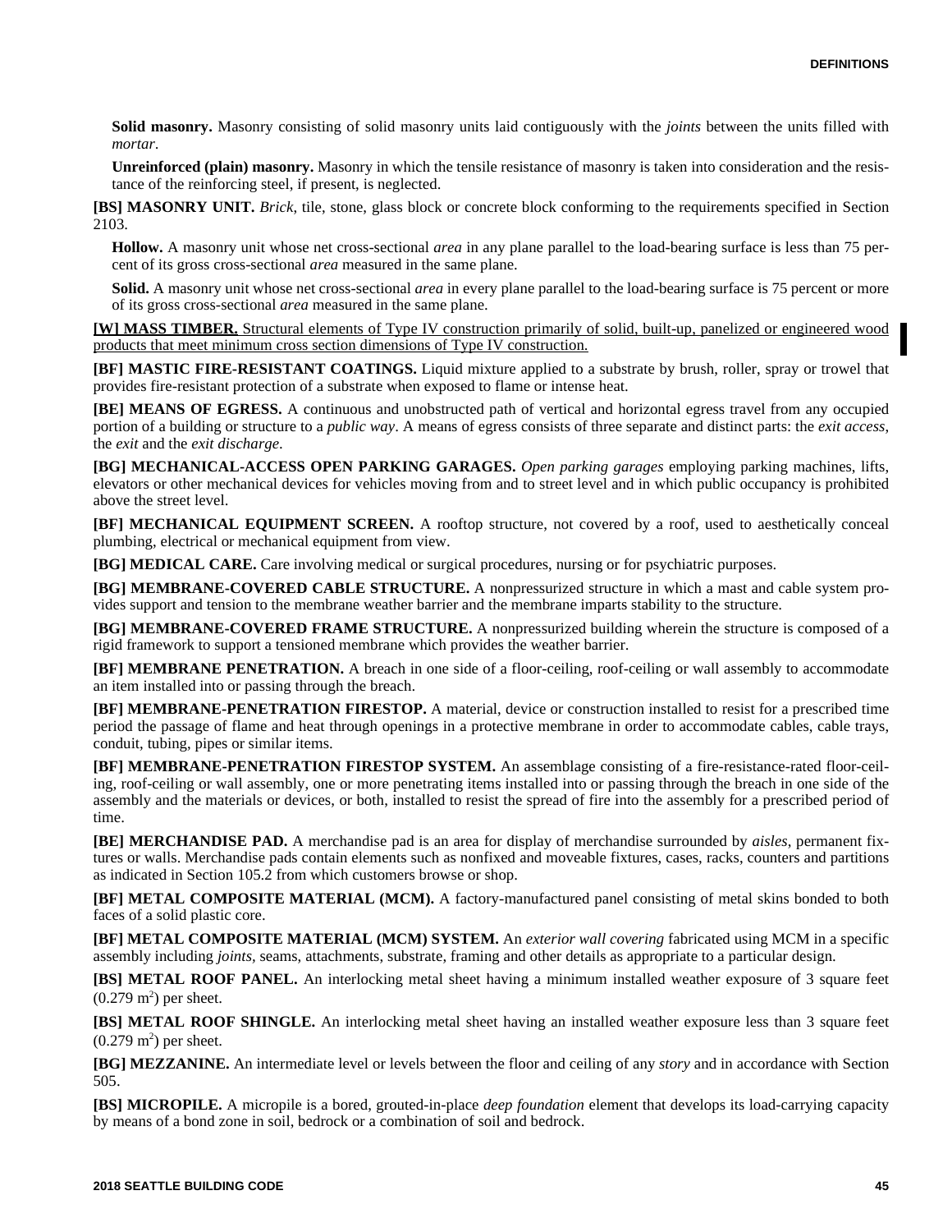**Solid masonry.** Masonry consisting of solid masonry units laid contiguously with the *joints* between the units filled with *mortar*.

**Unreinforced (plain) masonry.** Masonry in which the tensile resistance of masonry is taken into consideration and the resistance of the reinforcing steel, if present, is neglected.

**[BS] MASONRY UNIT.** *Brick*, tile, stone, glass block or concrete block conforming to the requirements specified in Section 2103.

**Hollow.** A masonry unit whose net cross-sectional *area* in any plane parallel to the load-bearing surface is less than 75 percent of its gross cross-sectional *area* measured in the same plane.

**Solid.** A masonry unit whose net cross-sectional *area* in every plane parallel to the load-bearing surface is 75 percent or more of its gross cross-sectional *area* measured in the same plane.

**[W] MASS TIMBER.** Structural elements of Type IV construction primarily of solid, built-up, panelized or engineered wood products that meet minimum cross section dimensions of Type IV construction.

**[BF] MASTIC FIRE-RESISTANT COATINGS.** Liquid mixture applied to a substrate by brush, roller, spray or trowel that provides fire-resistant protection of a substrate when exposed to flame or intense heat.

**[BE] MEANS OF EGRESS.** A continuous and unobstructed path of vertical and horizontal egress travel from any occupied portion of a building or structure to a *public way*. A means of egress consists of three separate and distinct parts: the *exit access*, the *exit* and the *exit discharge*.

**[BG] MECHANICAL-ACCESS OPEN PARKING GARAGES.** *Open parking garages* employing parking machines, lifts, elevators or other mechanical devices for vehicles moving from and to street level and in which public occupancy is prohibited above the street level.

**[BF] MECHANICAL EQUIPMENT SCREEN.** A rooftop structure, not covered by a roof, used to aesthetically conceal plumbing, electrical or mechanical equipment from view.

**[BG] MEDICAL CARE.** Care involving medical or surgical procedures, nursing or for psychiatric purposes.

**[BG] MEMBRANE-COVERED CABLE STRUCTURE.** A nonpressurized structure in which a mast and cable system provides support and tension to the membrane weather barrier and the membrane imparts stability to the structure.

**[BG] MEMBRANE-COVERED FRAME STRUCTURE.** A nonpressurized building wherein the structure is composed of a rigid framework to support a tensioned membrane which provides the weather barrier.

**[BF] MEMBRANE PENETRATION.** A breach in one side of a floor-ceiling, roof-ceiling or wall assembly to accommodate an item installed into or passing through the breach.

**[BF] MEMBRANE-PENETRATION FIRESTOP.** A material, device or construction installed to resist for a prescribed time period the passage of flame and heat through openings in a protective membrane in order to accommodate cables, cable trays, conduit, tubing, pipes or similar items.

**[BF] MEMBRANE-PENETRATION FIRESTOP SYSTEM.** An assemblage consisting of a fire-resistance-rated floor-ceiling, roof-ceiling or wall assembly, one or more penetrating items installed into or passing through the breach in one side of the assembly and the materials or devices, or both, installed to resist the spread of fire into the assembly for a prescribed period of time.

**[BE] MERCHANDISE PAD.** A merchandise pad is an area for display of merchandise surrounded by *aisles*, permanent fixtures or walls. Merchandise pads contain elements such as nonfixed and moveable fixtures, cases, racks, counters and partitions as indicated in Section 105.2 from which customers browse or shop.

**[BF] METAL COMPOSITE MATERIAL (MCM).** A factory-manufactured panel consisting of metal skins bonded to both faces of a solid plastic core.

**[BF] METAL COMPOSITE MATERIAL (MCM) SYSTEM.** An *exterior wall covering* fabricated using MCM in a specific assembly including *joints*, seams, attachments, substrate, framing and other details as appropriate to a particular design.

**[BS] METAL ROOF PANEL.** An interlocking metal sheet having a minimum installed weather exposure of 3 square feet ($0.279\ m^2$) per sheet.

**[BS] METAL ROOF SHINGLE.** An interlocking metal sheet having an installed weather exposure less than 3 square feet ($0.279\ m^2$) per sheet.

**[BG] MEZZANINE.** An intermediate level or levels between the floor and ceiling of any *story* and in accordance with Section 505.

**[BS] MICROPILE.** A micropile is a bored, grouted-in-place *deep foundation* element that develops its load-carrying capacity by means of a bond zone in soil, bedrock or a combination of soil and bedrock.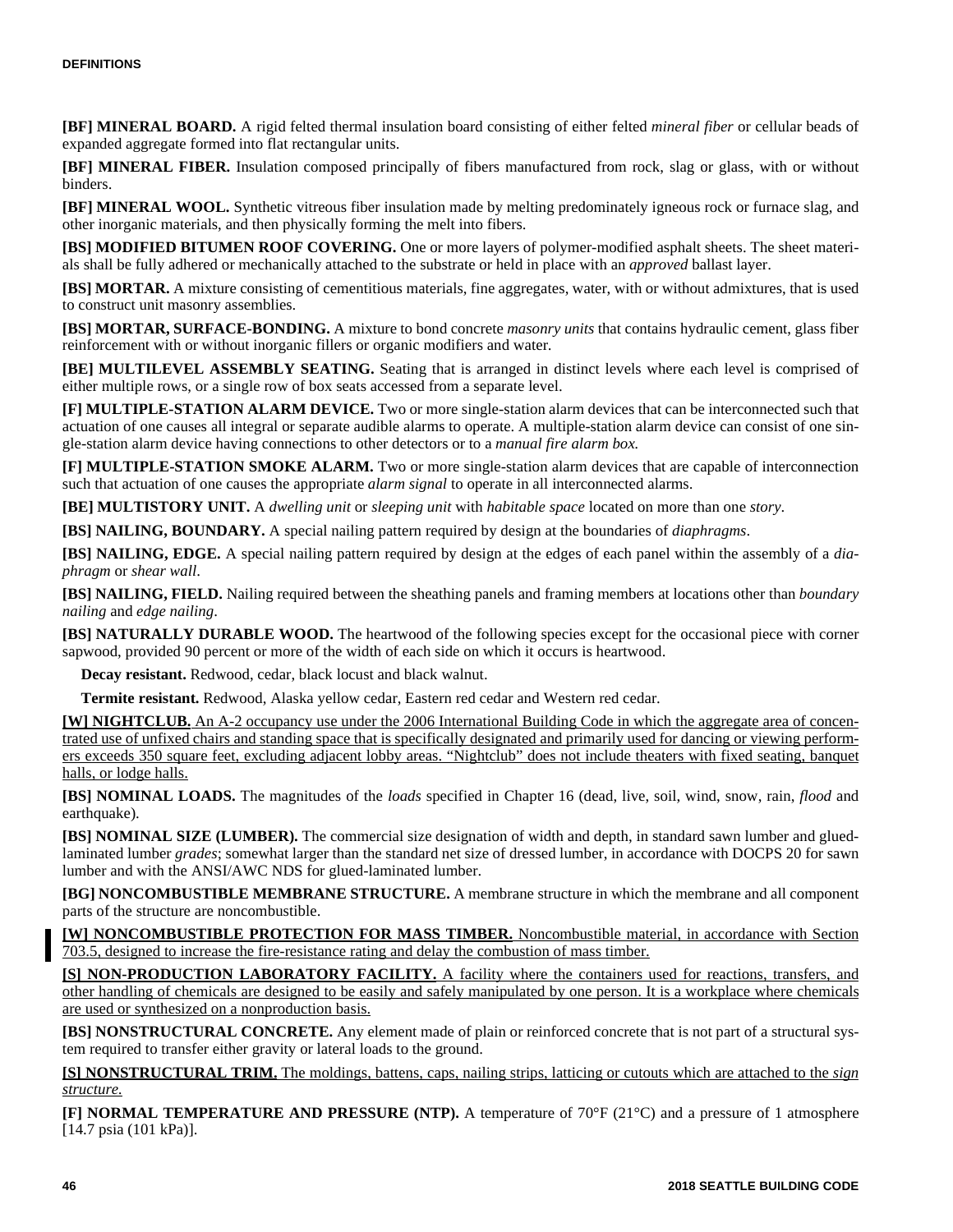**[BF] MINERAL BOARD.** A rigid felted thermal insulation board consisting of either felted *mineral fiber* or cellular beads of expanded aggregate formed into flat rectangular units.

**[BF] MINERAL FIBER.** Insulation composed principally of fibers manufactured from rock, slag or glass, with or without binders.

**[BF] MINERAL WOOL.** Synthetic vitreous fiber insulation made by melting predominately igneous rock or furnace slag, and other inorganic materials, and then physically forming the melt into fibers.

**[BS] MODIFIED BITUMEN ROOF COVERING.** One or more layers of polymer-modified asphalt sheets. The sheet materials shall be fully adhered or mechanically attached to the substrate or held in place with an *approved* ballast layer.

**[BS] MORTAR.** A mixture consisting of cementitious materials, fine aggregates, water, with or without admixtures, that is used to construct unit masonry assemblies.

**[BS] MORTAR, SURFACE-BONDING.** A mixture to bond concrete *masonry units* that contains hydraulic cement, glass fiber reinforcement with or without inorganic fillers or organic modifiers and water.

**[BE] MULTILEVEL ASSEMBLY SEATING.** Seating that is arranged in distinct levels where each level is comprised of either multiple rows, or a single row of box seats accessed from a separate level.

**[F] MULTIPLE-STATION ALARM DEVICE.** Two or more single-station alarm devices that can be interconnected such that actuation of one causes all integral or separate audible alarms to operate. A multiple-station alarm device can consist of one single-station alarm device having connections to other detectors or to a *manual fire alarm box.*

**[F] MULTIPLE-STATION SMOKE ALARM.** Two or more single-station alarm devices that are capable of interconnection such that actuation of one causes the appropriate *alarm signal* to operate in all interconnected alarms.

**[BE] MULTISTORY UNIT.** A *dwelling unit* or *sleeping unit* with *habitable space* located on more than one *story*.

**[BS] NAILING, BOUNDARY.** A special nailing pattern required by design at the boundaries of *diaphragms*.

**[BS] NAILING, EDGE.** A special nailing pattern required by design at the edges of each panel within the assembly of a *diaphragm* or *shear wall*.

**[BS] NAILING, FIELD.** Nailing required between the sheathing panels and framing members at locations other than *boundary nailing* and *edge nailing*.

**[BS] NATURALLY DURABLE WOOD.** The heartwood of the following species except for the occasional piece with corner sapwood, provided 90 percent or more of the width of each side on which it occurs is heartwood.

**Decay resistant.** Redwood, cedar, black locust and black walnut.

**Termite resistant.** Redwood, Alaska yellow cedar, Eastern red cedar and Western red cedar.

<u>**[W] NIGHTCLUB.** An A-2 occupancy use under the 2006 International Building Code in which the aggregate area of concentrated use of unfixed chairs and standing space that is specifically designated and primarily used for dancing or viewing performers exceeds 350 square feet, excluding adjacent lobby areas. "Nightclub" does not include theaters with fixed seating, banquet halls, or lodge halls.</u>

**[BS] NOMINAL LOADS.** The magnitudes of the *loads* specified in Chapter 16 (dead, live, soil, wind, snow, rain, *flood* and earthquake).

**[BS] NOMINAL SIZE (LUMBER).** The commercial size designation of width and depth, in standard sawn lumber and glued-laminated lumber *grades*; somewhat larger than the standard net size of dressed lumber, in accordance with DOCPS 20 for sawn lumber and with the ANSI/AWC NDS for glued-laminated lumber.

**[BG] NONCOMBUSTIBLE MEMBRANE STRUCTURE.** A membrane structure in which the membrane and all component parts of the structure are noncombustible.

<u>**[W] NONCOMBUSTIBLE PROTECTION FOR MASS TIMBER.** Noncombustible material, in accordance with Section 703.5, designed to increase the fire-resistance rating and delay the combustion of mass timber.</u>

<u>**[S] NON-PRODUCTION LABORATORY FACILITY.** A facility where the containers used for reactions, transfers, and other handling of chemicals are designed to be easily and safely manipulated by one person. It is a workplace where chemicals are used or synthesized on a nonproduction basis.</u>

**[BS] NONSTRUCTURAL CONCRETE.** Any element made of plain or reinforced concrete that is not part of a structural system required to transfer either gravity or lateral loads to the ground.

<u>**[S] NONSTRUCTURAL TRIM.** The moldings, battens, caps, nailing strips, latticing or cutouts which are attached to the *sign structure.*</u>

**[F] NORMAL TEMPERATURE AND PRESSURE (NTP).** A temperature of 70°F (21°C) and a pressure of 1 atmosphere [14.7 psia (101 kPa)].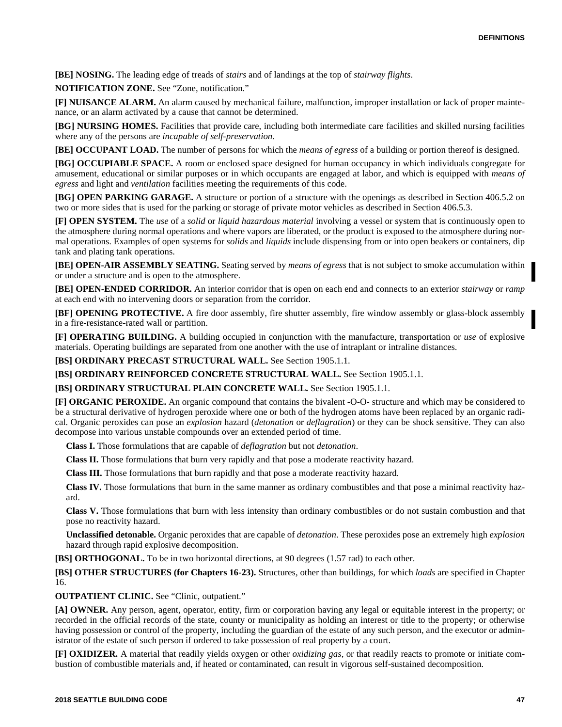**[BE] NOSING.** The leading edge of treads of *stairs* and of landings at the top of *stairway flights*.

**NOTIFICATION ZONE.** See "Zone, notification."

**[F] NUISANCE ALARM.** An alarm caused by mechanical failure, malfunction, improper installation or lack of proper maintenance, or an alarm activated by a cause that cannot be determined.

**[BG] NURSING HOMES.** Facilities that provide care, including both intermediate care facilities and skilled nursing facilities where any of the persons are *incapable of self-preservation*.

**[BE] OCCUPANT LOAD.** The number of persons for which the *means of egress* of a building or portion thereof is designed.

**[BG] OCCUPIABLE SPACE.** A room or enclosed space designed for human occupancy in which individuals congregate for amusement, educational or similar purposes or in which occupants are engaged at labor, and which is equipped with *means of egress* and light and *ventilation* facilities meeting the requirements of this code.

**[BG] OPEN PARKING GARAGE.** A structure or portion of a structure with the openings as described in Section 406.5.2 on two or more sides that is used for the parking or storage of private motor vehicles as described in Section 406.5.3.

**[F] OPEN SYSTEM.** The *use* of a *solid* or *liquid hazardous material* involving a vessel or system that is continuously open to the atmosphere during normal operations and where vapors are liberated, or the product is exposed to the atmosphere during normal operations. Examples of open systems for *solids* and *liquids* include dispensing from or into open beakers or containers, dip tank and plating tank operations.

**[BE] OPEN-AIR ASSEMBLY SEATING.** Seating served by *means of egress* that is not subject to smoke accumulation within or under a structure and is open to the atmosphere.

**[BE] OPEN-ENDED CORRIDOR.** An interior corridor that is open on each end and connects to an exterior *stairway* or *ramp* at each end with no intervening doors or separation from the corridor.

**[BF] OPENING PROTECTIVE.** A fire door assembly, fire shutter assembly, fire window assembly or glass-block assembly in a fire-resistance-rated wall or partition.

**[F] OPERATING BUILDING.** A building occupied in conjunction with the manufacture, transportation or *use* of explosive materials. Operating buildings are separated from one another with the use of intraplant or intraline distances.

**[BS] ORDINARY PRECAST STRUCTURAL WALL.** See Section 1905.1.1.

**[BS] ORDINARY REINFORCED CONCRETE STRUCTURAL WALL.** See Section 1905.1.1.

**[BS] ORDINARY STRUCTURAL PLAIN CONCRETE WALL.** See Section 1905.1.1.

**[F] ORGANIC PEROXIDE.** An organic compound that contains the bivalent -O-O- structure and which may be considered to be a structural derivative of hydrogen peroxide where one or both of the hydrogen atoms have been replaced by an organic radical. Organic peroxides can pose an *explosion* hazard (*detonation* or *deflagration*) or they can be shock sensitive. They can also decompose into various unstable compounds over an extended period of time.

**Class I.** Those formulations that are capable of *deflagration* but not *detonation*.

**Class II.** Those formulations that burn very rapidly and that pose a moderate reactivity hazard.

**Class III.** Those formulations that burn rapidly and that pose a moderate reactivity hazard.

**Class IV.** Those formulations that burn in the same manner as ordinary combustibles and that pose a minimal reactivity hazard.

**Class V.** Those formulations that burn with less intensity than ordinary combustibles or do not sustain combustion and that pose no reactivity hazard.

**Unclassified detonable.** Organic peroxides that are capable of *detonation*. These peroxides pose an extremely high *explosion* hazard through rapid explosive decomposition.

**[BS] ORTHOGONAL.** To be in two horizontal directions, at 90 degrees (1.57 rad) to each other.

**[BS] OTHER STRUCTURES (for Chapters 16-23).** Structures, other than buildings, for which *loads* are specified in Chapter 16.

**OUTPATIENT CLINIC.** See "Clinic, outpatient."

**[A] OWNER.** Any person, agent, operator, entity, firm or corporation having any legal or equitable interest in the property; or recorded in the official records of the state, county or municipality as holding an interest or title to the property; or otherwise having possession or control of the property, including the guardian of the estate of any such person, and the executor or administrator of the estate of such person if ordered to take possession of real property by a court.

**[F] OXIDIZER.** A material that readily yields oxygen or other *oxidizing gas*, or that readily reacts to promote or initiate combustion of combustible materials and, if heated or contaminated, can result in vigorous self-sustained decomposition.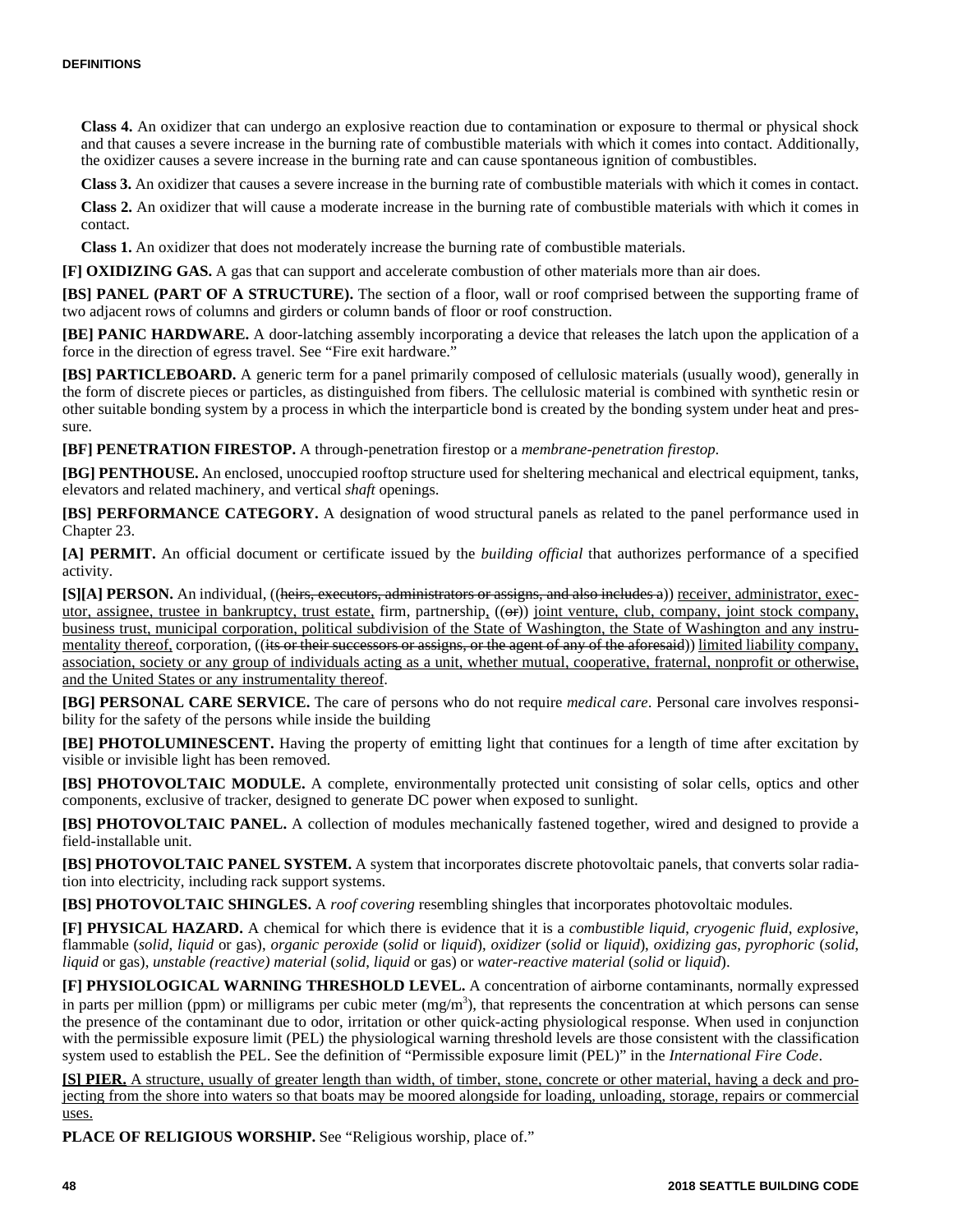**Class 4.** An oxidizer that can undergo an explosive reaction due to contamination or exposure to thermal or physical shock and that causes a severe increase in the burning rate of combustible materials with which it comes into contact. Additionally, the oxidizer causes a severe increase in the burning rate and can cause spontaneous ignition of combustibles.

**Class 3.** An oxidizer that causes a severe increase in the burning rate of combustible materials with which it comes in contact.

**Class 2.** An oxidizer that will cause a moderate increase in the burning rate of combustible materials with which it comes in contact.

**Class 1.** An oxidizer that does not moderately increase the burning rate of combustible materials.

**[F] OXIDIZING GAS.** A gas that can support and accelerate combustion of other materials more than air does.

**[BS] PANEL (PART OF A STRUCTURE).** The section of a floor, wall or roof comprised between the supporting frame of two adjacent rows of columns and girders or column bands of floor or roof construction.

**[BE] PANIC HARDWARE.** A door-latching assembly incorporating a device that releases the latch upon the application of a force in the direction of egress travel. See "Fire exit hardware."

**[BS] PARTICLEBOARD.** A generic term for a panel primarily composed of cellulosic materials (usually wood), generally in the form of discrete pieces or particles, as distinguished from fibers. The cellulosic material is combined with synthetic resin or other suitable bonding system by a process in which the interparticle bond is created by the bonding system under heat and pressure.

**[BF] PENETRATION FIRESTOP.** A through-penetration firestop or a *membrane-penetration firestop*.

**[BG] PENTHOUSE.** An enclosed, unoccupied rooftop structure used for sheltering mechanical and electrical equipment, tanks, elevators and related machinery, and vertical *shaft* openings.

**[BS] PERFORMANCE CATEGORY.** A designation of wood structural panels as related to the panel performance used in Chapter 23.

**[A] PERMIT.** An official document or certificate issued by the *building official* that authorizes performance of a specified activity.

**[S][A] PERSON.** An individual, ((~~heirs, executors, administrators or assigns, and also includes a~~)) <u>receiver, administrator, executor, assignee, trustee in bankruptcy, trust estate,</u> firm, partnership<u>,</u> ((~~or~~)) <u>joint venture, club, company, joint stock company, business trust, municipal corporation, political subdivision of the State of Washington, the State of Washington and any instrumentality thereof,</u> corporation, ((~~its or their successors or assigns, or the agent of any of the aforesaid~~)) <u>limited liability company, association, society or any group of individuals acting as a unit, whether mutual, cooperative, fraternal, nonprofit or otherwise, and the United States or any instrumentality thereof</u>.

**[BG] PERSONAL CARE SERVICE.** The care of persons who do not require *medical care*. Personal care involves responsibility for the safety of the persons while inside the building

**[BE] PHOTOLUMINESCENT.** Having the property of emitting light that continues for a length of time after excitation by visible or invisible light has been removed.

**[BS] PHOTOVOLTAIC MODULE.** A complete, environmentally protected unit consisting of solar cells, optics and other components, exclusive of tracker, designed to generate DC power when exposed to sunlight.

**[BS] PHOTOVOLTAIC PANEL.** A collection of modules mechanically fastened together, wired and designed to provide a field-installable unit.

**[BS] PHOTOVOLTAIC PANEL SYSTEM.** A system that incorporates discrete photovoltaic panels, that converts solar radiation into electricity, including rack support systems.

**[BS] PHOTOVOLTAIC SHINGLES.** A *roof covering* resembling shingles that incorporates photovoltaic modules.

**[F] PHYSICAL HAZARD.** A chemical for which there is evidence that it is a *combustible liquid*, *cryogenic fluid*, *explosive*, flammable (*solid*, *liquid* or gas), *organic peroxide* (*solid* or *liquid*), *oxidizer* (*solid* or *liquid*), *oxidizing gas*, *pyrophoric* (*solid*, *liquid* or gas), *unstable (reactive) material* (*solid*, *liquid* or gas) or *water-reactive material* (*solid* or *liquid*).

**[F] PHYSIOLOGICAL WARNING THRESHOLD LEVEL.** A concentration of airborne contaminants, normally expressed in parts per million (ppm) or milligrams per cubic meter ($mg/m^3$), that represents the concentration at which persons can sense the presence of the contaminant due to odor, irritation or other quick-acting physiological response. When used in conjunction with the permissible exposure limit (PEL) the physiological warning threshold levels are those consistent with the classification system used to establish the PEL. See the definition of "Permissible exposure limit (PEL)" in the *International Fire Code*.

<u>**[S] PIER.** A structure, usually of greater length than width, of timber, stone, concrete or other material, having a deck and projecting from the shore into waters so that boats may be moored alongside for loading, unloading, storage, repairs or commercial uses.</u>

**PLACE OF RELIGIOUS WORSHIP.** See "Religious worship, place of."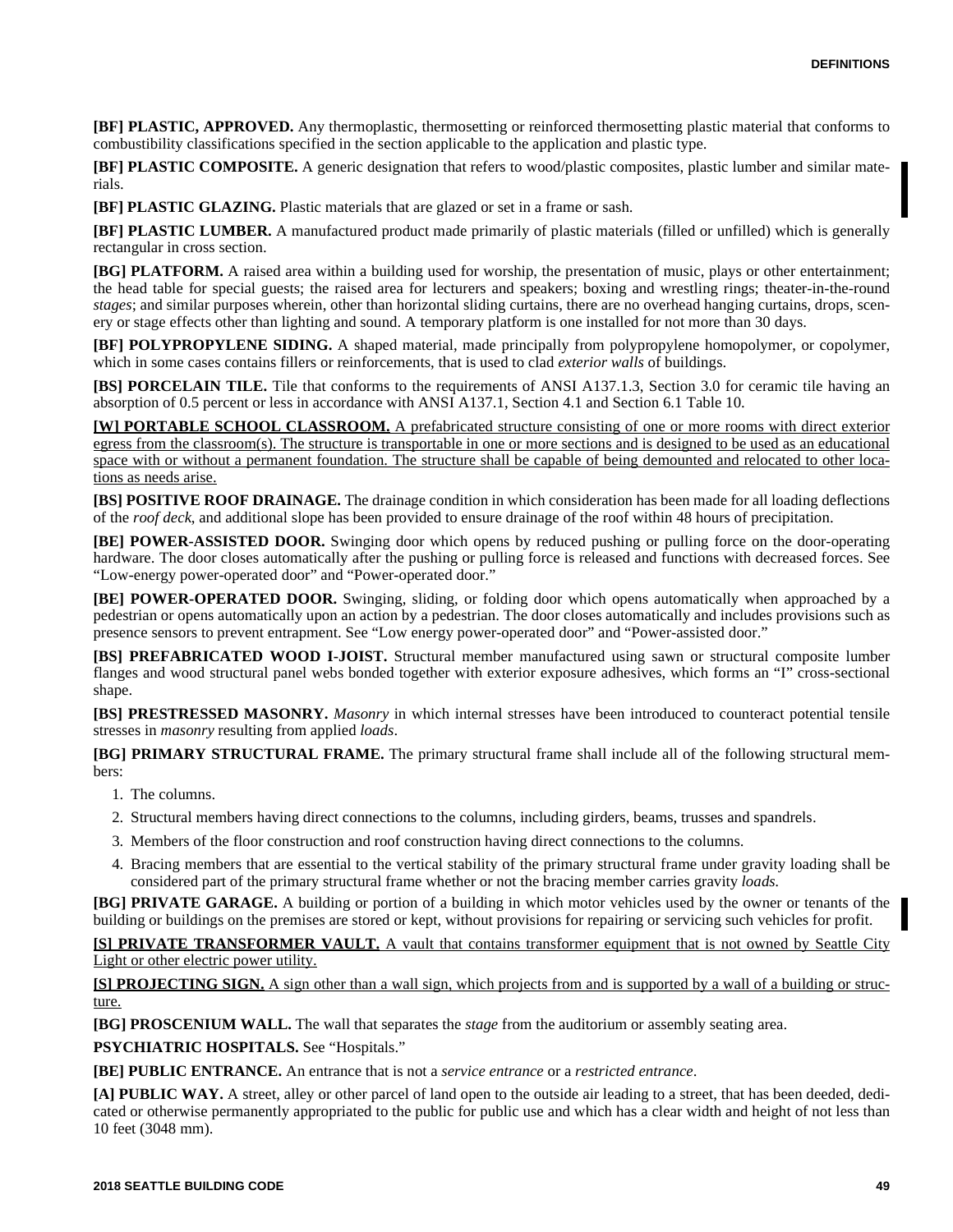**[BF] PLASTIC, APPROVED.** Any thermoplastic, thermosetting or reinforced thermosetting plastic material that conforms to combustibility classifications specified in the section applicable to the application and plastic type.

**[BF] PLASTIC COMPOSITE.** A generic designation that refers to wood/plastic composites, plastic lumber and similar materials.

**[BF] PLASTIC GLAZING.** Plastic materials that are glazed or set in a frame or sash.

**[BF] PLASTIC LUMBER.** A manufactured product made primarily of plastic materials (filled or unfilled) which is generally rectangular in cross section.

**[BG] PLATFORM.** A raised area within a building used for worship, the presentation of music, plays or other entertainment; the head table for special guests; the raised area for lecturers and speakers; boxing and wrestling rings; theater-in-the-round *stages*; and similar purposes wherein, other than horizontal sliding curtains, there are no overhead hanging curtains, drops, scenery or stage effects other than lighting and sound. A temporary platform is one installed for not more than 30 days.

**[BF] POLYPROPYLENE SIDING.** A shaped material, made principally from polypropylene homopolymer, or copolymer, which in some cases contains fillers or reinforcements, that is used to clad *exterior walls* of buildings.

**[BS] PORCELAIN TILE.** Tile that conforms to the requirements of ANSI A137.1.3, Section 3.0 for ceramic tile having an absorption of 0.5 percent or less in accordance with ANSI A137.1, Section 4.1 and Section 6.1 Table 10.

**[W] PORTABLE SCHOOL CLASSROOM.** A prefabricated structure consisting of one or more rooms with direct exterior egress from the classroom(s). The structure is transportable in one or more sections and is designed to be used as an educational space with or without a permanent foundation. The structure shall be capable of being demounted and relocated to other locations as needs arise.

**[BS] POSITIVE ROOF DRAINAGE.** The drainage condition in which consideration has been made for all loading deflections of the *roof deck*, and additional slope has been provided to ensure drainage of the roof within 48 hours of precipitation.

**[BE] POWER-ASSISTED DOOR.** Swinging door which opens by reduced pushing or pulling force on the door-operating hardware. The door closes automatically after the pushing or pulling force is released and functions with decreased forces. See "Low-energy power-operated door" and "Power-operated door."

**[BE] POWER-OPERATED DOOR.** Swinging, sliding, or folding door which opens automatically when approached by a pedestrian or opens automatically upon an action by a pedestrian. The door closes automatically and includes provisions such as presence sensors to prevent entrapment. See "Low energy power-operated door" and "Power-assisted door."

**[BS] PREFABRICATED WOOD I-JOIST.** Structural member manufactured using sawn or structural composite lumber flanges and wood structural panel webs bonded together with exterior exposure adhesives, which forms an "I" cross-sectional shape.

**[BS] PRESTRESSED MASONRY.** *Masonry* in which internal stresses have been introduced to counteract potential tensile stresses in *masonry* resulting from applied *loads*.

**[BG] PRIMARY STRUCTURAL FRAME.** The primary structural frame shall include all of the following structural members:

1. The columns.
2. Structural members having direct connections to the columns, including girders, beams, trusses and spandrels.
3. Members of the floor construction and roof construction having direct connections to the columns.
4. Bracing members that are essential to the vertical stability of the primary structural frame under gravity loading shall be considered part of the primary structural frame whether or not the bracing member carries gravity *loads.*

**[BG] PRIVATE GARAGE.** A building or portion of a building in which motor vehicles used by the owner or tenants of the building or buildings on the premises are stored or kept, without provisions for repairing or servicing such vehicles for profit.

**[S] PRIVATE TRANSFORMER VAULT.** A vault that contains transformer equipment that is not owned by Seattle City Light or other electric power utility.

**[S] PROJECTING SIGN.** A sign other than a wall sign, which projects from and is supported by a wall of a building or structure.

**[BG] PROSCENIUM WALL.** The wall that separates the *stage* from the auditorium or assembly seating area.

**PSYCHIATRIC HOSPITALS.** See "Hospitals."

**[BE] PUBLIC ENTRANCE.** An entrance that is not a *service entrance* or a *restricted entrance*.

**[A] PUBLIC WAY.** A street, alley or other parcel of land open to the outside air leading to a street, that has been deeded, dedicated or otherwise permanently appropriated to the public for public use and which has a clear width and height of not less than 10 feet (3048 mm).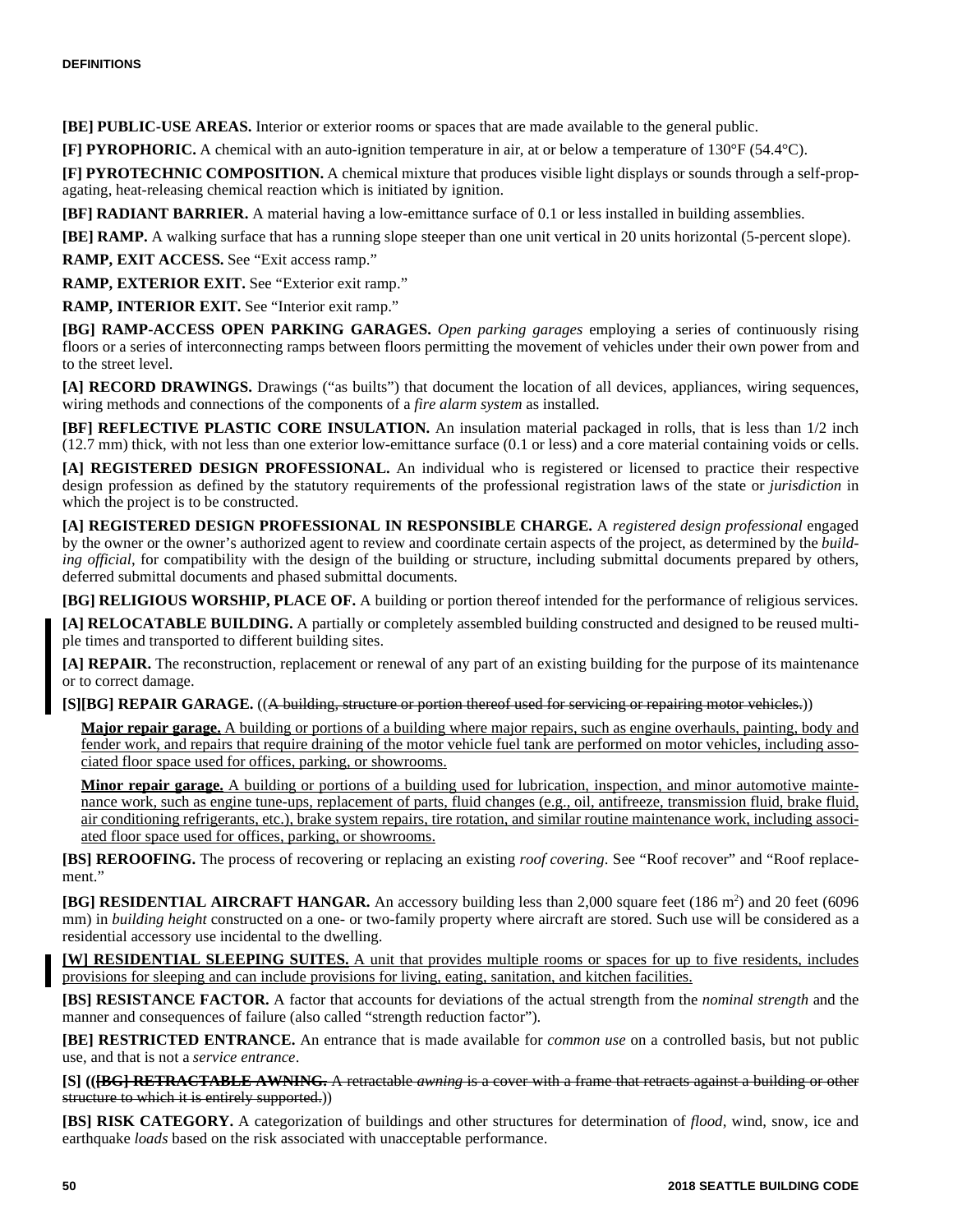**[BE] PUBLIC-USE AREAS.** Interior or exterior rooms or spaces that are made available to the general public.

**[F] PYROPHORIC.** A chemical with an auto-ignition temperature in air, at or below a temperature of 130°F (54.4°C).

**[F] PYROTECHNIC COMPOSITION.** A chemical mixture that produces visible light displays or sounds through a self-propagating, heat-releasing chemical reaction which is initiated by ignition.

**[BF] RADIANT BARRIER.** A material having a low-emittance surface of 0.1 or less installed in building assemblies.

**[BE] RAMP.** A walking surface that has a running slope steeper than one unit vertical in 20 units horizontal (5-percent slope).

**RAMP, EXIT ACCESS.** See "Exit access ramp."

**RAMP, EXTERIOR EXIT.** See "Exterior exit ramp."

**RAMP, INTERIOR EXIT.** See "Interior exit ramp."

**[BG] RAMP-ACCESS OPEN PARKING GARAGES.** *Open parking garages* employing a series of continuously rising floors or a series of interconnecting ramps between floors permitting the movement of vehicles under their own power from and to the street level.

**[A] RECORD DRAWINGS.** Drawings ("as builts") that document the location of all devices, appliances, wiring sequences, wiring methods and connections of the components of a *fire alarm system* as installed.

**[BF] REFLECTIVE PLASTIC CORE INSULATION.** An insulation material packaged in rolls, that is less than 1/2 inch (12.7 mm) thick, with not less than one exterior low-emittance surface (0.1 or less) and a core material containing voids or cells.

**[A] REGISTERED DESIGN PROFESSIONAL.** An individual who is registered or licensed to practice their respective design profession as defined by the statutory requirements of the professional registration laws of the state or *jurisdiction* in which the project is to be constructed.

**[A] REGISTERED DESIGN PROFESSIONAL IN RESPONSIBLE CHARGE.** A *registered design professional* engaged by the owner or the owner's authorized agent to review and coordinate certain aspects of the project, as determined by the *building official*, for compatibility with the design of the building or structure, including submittal documents prepared by others, deferred submittal documents and phased submittal documents.

**[BG] RELIGIOUS WORSHIP, PLACE OF.** A building or portion thereof intended for the performance of religious services.

**[A] RELOCATABLE BUILDING.** A partially or completely assembled building constructed and designed to be reused multiple times and transported to different building sites.

**[A] REPAIR.** The reconstruction, replacement or renewal of any part of an existing building for the purpose of its maintenance or to correct damage.

**[S][BG] REPAIR GARAGE.** ((~~A building, structure or portion thereof used for servicing or repairing motor vehicles.~~))

> **Major repair garage.** A building or portions of a building where major repairs, such as engine overhauls, painting, body and fender work, and repairs that require draining of the motor vehicle fuel tank are performed on motor vehicles, including associated floor space used for offices, parking, or showrooms.

> **Minor repair garage.** A building or portions of a building used for lubrication, inspection, and minor automotive maintenance work, such as engine tune-ups, replacement of parts, fluid changes (e.g., oil, antifreeze, transmission fluid, brake fluid, air conditioning refrigerants, etc.), brake system repairs, tire rotation, and similar routine maintenance work, including associated floor space used for offices, parking, or showrooms.

**[BS] REROOFING.** The process of recovering or replacing an existing *roof covering*. See "Roof recover" and "Roof replacement."

**[BG] RESIDENTIAL AIRCRAFT HANGAR.** An accessory building less than 2,000 square feet (186 m$^2$) and 20 feet (6096 mm) in *building height* constructed on a one- or two-family property where aircraft are stored. Such use will be considered as a residential accessory use incidental to the dwelling.

**[W] RESIDENTIAL SLEEPING SUITES.** A unit that provides multiple rooms or spaces for up to five residents, includes provisions for sleeping and can include provisions for living, eating, sanitation, and kitchen facilities.

**[BS] RESISTANCE FACTOR.** A factor that accounts for deviations of the actual strength from the *nominal strength* and the manner and consequences of failure (also called "strength reduction factor").

**[BE] RESTRICTED ENTRANCE.** An entrance that is made available for *common use* on a controlled basis, but not public use, and that is not a *service entrance*.

**[S]** ((~~**[BG] RETRACTABLE AWNING.** A retractable *awning* is a cover with a frame that retracts against a building or other structure to which it is entirely supported.~~))

**[BS] RISK CATEGORY.** A categorization of buildings and other structures for determination of *flood*, wind, snow, ice and earthquake *loads* based on the risk associated with unacceptable performance.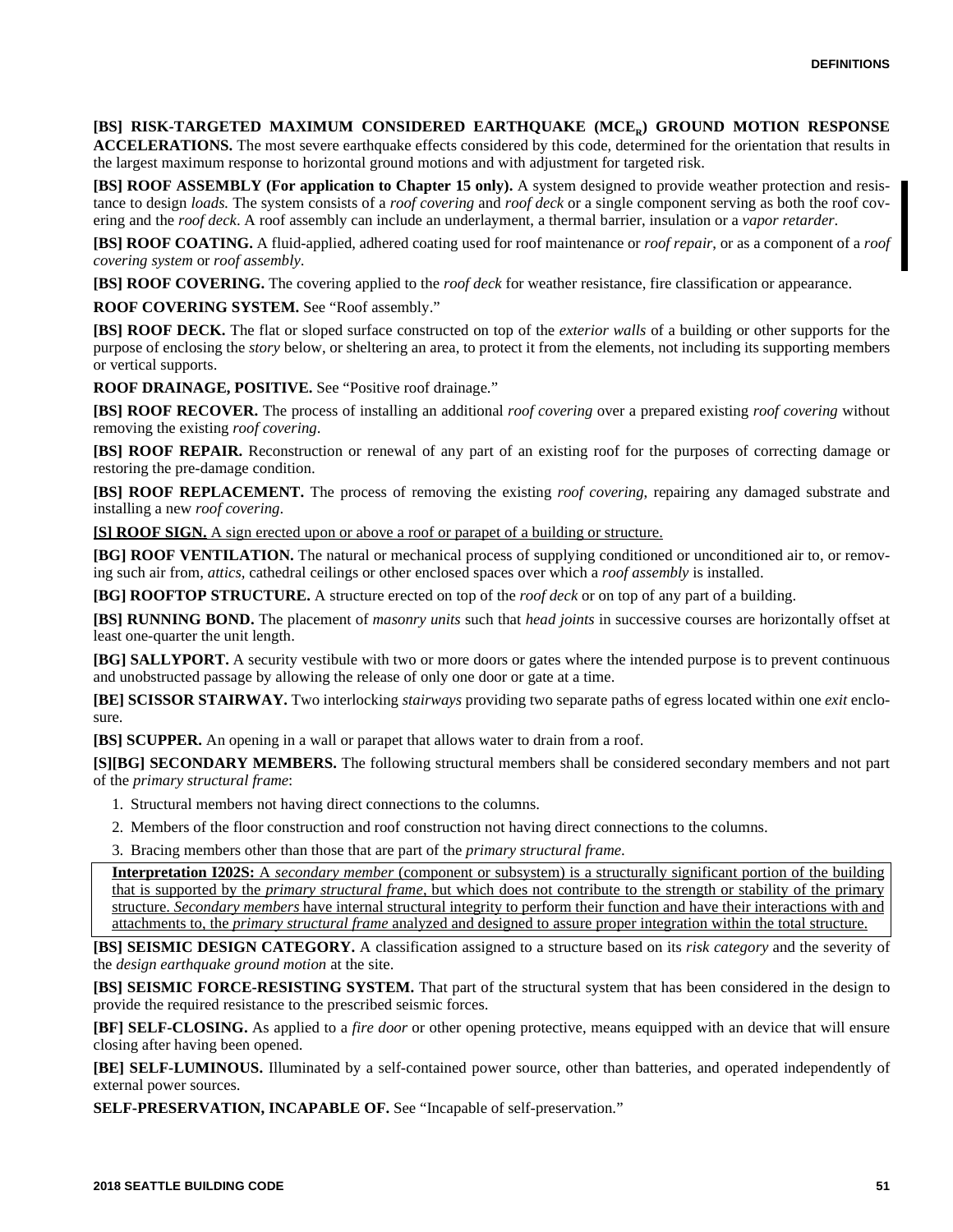**[BS] RISK-TARGETED MAXIMUM CONSIDERED EARTHQUAKE ($MCE_R$) GROUND MOTION RESPONSE ACCELERATIONS.** The most severe earthquake effects considered by this code, determined for the orientation that results in the largest maximum response to horizontal ground motions and with adjustment for targeted risk.

**[BS] ROOF ASSEMBLY (For application to Chapter 15 only).** A system designed to provide weather protection and resistance to design *loads.* The system consists of a *roof covering* and *roof deck* or a single component serving as both the roof covering and the *roof deck*. A roof assembly can include an underlayment, a thermal barrier, insulation or a *vapor retarder*.

**[BS] ROOF COATING.** A fluid-applied, adhered coating used for roof maintenance or *roof repair*, or as a component of a *roof covering system* or *roof assembly*.

**[BS] ROOF COVERING.** The covering applied to the *roof deck* for weather resistance, fire classification or appearance.

**ROOF COVERING SYSTEM.** See "Roof assembly."

**[BS] ROOF DECK.** The flat or sloped surface constructed on top of the *exterior walls* of a building or other supports for the purpose of enclosing the *story* below, or sheltering an area, to protect it from the elements, not including its supporting members or vertical supports.

**ROOF DRAINAGE, POSITIVE.** See "Positive roof drainage."

**[BS] ROOF RECOVER.** The process of installing an additional *roof covering* over a prepared existing *roof covering* without removing the existing *roof covering*.

**[BS] ROOF REPAIR.** Reconstruction or renewal of any part of an existing roof for the purposes of correcting damage or restoring the pre-damage condition.

**[BS] ROOF REPLACEMENT.** The process of removing the existing *roof covering*, repairing any damaged substrate and installing a new *roof covering*.

**[S] ROOF SIGN.** A sign erected upon or above a roof or parapet of a building or structure.

**[BG] ROOF VENTILATION.** The natural or mechanical process of supplying conditioned or unconditioned air to, or removing such air from, *attics*, cathedral ceilings or other enclosed spaces over which a *roof assembly* is installed.

**[BG] ROOFTOP STRUCTURE.** A structure erected on top of the *roof deck* or on top of any part of a building.

**[BS] RUNNING BOND.** The placement of *masonry units* such that *head joints* in successive courses are horizontally offset at least one-quarter the unit length.

**[BG] SALLYPORT.** A security vestibule with two or more doors or gates where the intended purpose is to prevent continuous and unobstructed passage by allowing the release of only one door or gate at a time.

**[BE] SCISSOR STAIRWAY.** Two interlocking *stairways* providing two separate paths of egress located within one *exit* enclosure.

**[BS] SCUPPER.** An opening in a wall or parapet that allows water to drain from a roof.

**[S][BG] SECONDARY MEMBERS.** The following structural members shall be considered secondary members and not part of the *primary structural frame*:

1. Structural members not having direct connections to the columns.
2. Members of the floor construction and roof construction not having direct connections to the columns.
3. Bracing members other than those that are part of the *primary structural frame*.

> **Interpretation I202S:** A *secondary member* (component or subsystem) is a structurally significant portion of the building that is supported by the *primary structural frame*, but which does not contribute to the strength or stability of the primary structure. *Secondary members* have internal structural integrity to perform their function and have their interactions with and attachments to, the *primary structural frame* analyzed and designed to assure proper integration within the total structure.

**[BS] SEISMIC DESIGN CATEGORY.** A classification assigned to a structure based on its *risk category* and the severity of the *design earthquake ground motion* at the site.

**[BS] SEISMIC FORCE-RESISTING SYSTEM.** That part of the structural system that has been considered in the design to provide the required resistance to the prescribed seismic forces.

**[BF] SELF-CLOSING.** As applied to a *fire door* or other opening protective, means equipped with an device that will ensure closing after having been opened.

**[BE] SELF-LUMINOUS.** Illuminated by a self-contained power source, other than batteries, and operated independently of external power sources.

**SELF-PRESERVATION, INCAPABLE OF.** See "Incapable of self-preservation."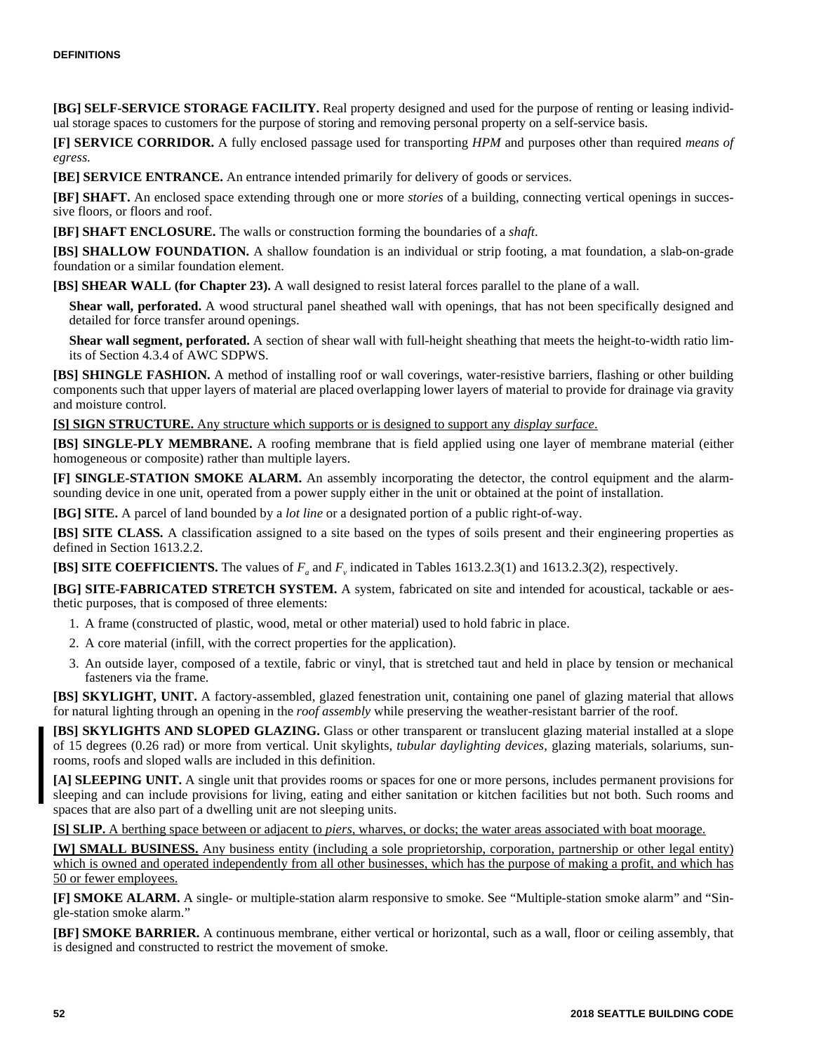**[BG] SELF-SERVICE STORAGE FACILITY.** Real property designed and used for the purpose of renting or leasing individual storage spaces to customers for the purpose of storing and removing personal property on a self-service basis.

**[F] SERVICE CORRIDOR.** A fully enclosed passage used for transporting *HPM* and purposes other than required *means of egress.*

**[BE] SERVICE ENTRANCE.** An entrance intended primarily for delivery of goods or services.

**[BF] SHAFT.** An enclosed space extending through one or more *stories* of a building, connecting vertical openings in successive floors, or floors and roof.

**[BF] SHAFT ENCLOSURE.** The walls or construction forming the boundaries of a *shaft*.

**[BS] SHALLOW FOUNDATION.** A shallow foundation is an individual or strip footing, a mat foundation, a slab-on-grade foundation or a similar foundation element.

**[BS] SHEAR WALL (for Chapter 23).** A wall designed to resist lateral forces parallel to the plane of a wall.

**Shear wall, perforated.** A wood structural panel sheathed wall with openings, that has not been specifically designed and detailed for force transfer around openings.

**Shear wall segment, perforated.** A section of shear wall with full-height sheathing that meets the height-to-width ratio limits of Section 4.3.4 of AWC SDPWS.

**[BS] SHINGLE FASHION.** A method of installing roof or wall coverings, water-resistive barriers, flashing or other building components such that upper layers of material are placed overlapping lower layers of material to provide for drainage via gravity and moisture control.

<u>**[S] SIGN STRUCTURE.** Any structure which supports or is designed to support any *display surface*.</u>

**[BS] SINGLE-PLY MEMBRANE.** A roofing membrane that is field applied using one layer of membrane material (either homogeneous or composite) rather than multiple layers.

**[F] SINGLE-STATION SMOKE ALARM.** An assembly incorporating the detector, the control equipment and the alarm-sounding device in one unit, operated from a power supply either in the unit or obtained at the point of installation.

**[BG] SITE.** A parcel of land bounded by a *lot line* or a designated portion of a public right-of-way.

**[BS] SITE CLASS.** A classification assigned to a site based on the types of soils present and their engineering properties as defined in Section 1613.2.2.

**[BS] SITE COEFFICIENTS.** The values of $F_a$ and $F_v$ indicated in Tables 1613.2.3(1) and 1613.2.3(2), respectively.

**[BG] SITE-FABRICATED STRETCH SYSTEM.** A system, fabricated on site and intended for acoustical, tackable or aesthetic purposes, that is composed of three elements:

1. A frame (constructed of plastic, wood, metal or other material) used to hold fabric in place.
2. A core material (infill, with the correct properties for the application).
3. An outside layer, composed of a textile, fabric or vinyl, that is stretched taut and held in place by tension or mechanical fasteners via the frame.

**[BS] SKYLIGHT, UNIT.** A factory-assembled, glazed fenestration unit, containing one panel of glazing material that allows for natural lighting through an opening in the *roof assembly* while preserving the weather-resistant barrier of the roof.

**[BS] SKYLIGHTS AND SLOPED GLAZING.** Glass or other transparent or translucent glazing material installed at a slope of 15 degrees (0.26 rad) or more from vertical. Unit skylights, *tubular daylighting devices*, glazing materials, solariums, sunrooms, roofs and sloped walls are included in this definition.

**[A] SLEEPING UNIT.** A single unit that provides rooms or spaces for one or more persons, includes permanent provisions for sleeping and can include provisions for living, eating and either sanitation or kitchen facilities but not both. Such rooms and spaces that are also part of a dwelling unit are not sleeping units.

<u>**[S] SLIP.** A berthing space between or adjacent to *piers*, wharves, or docks; the water areas associated with boat moorage.</u>

<u>**[W] SMALL BUSINESS.** Any business entity (including a sole proprietorship, corporation, partnership or other legal entity) which is owned and operated independently from all other businesses, which has the purpose of making a profit, and which has 50 or fewer employees.</u>

**[F] SMOKE ALARM.** A single- or multiple-station alarm responsive to smoke. See "Multiple-station smoke alarm" and "Single-station smoke alarm."

**[BF] SMOKE BARRIER.** A continuous membrane, either vertical or horizontal, such as a wall, floor or ceiling assembly, that is designed and constructed to restrict the movement of smoke.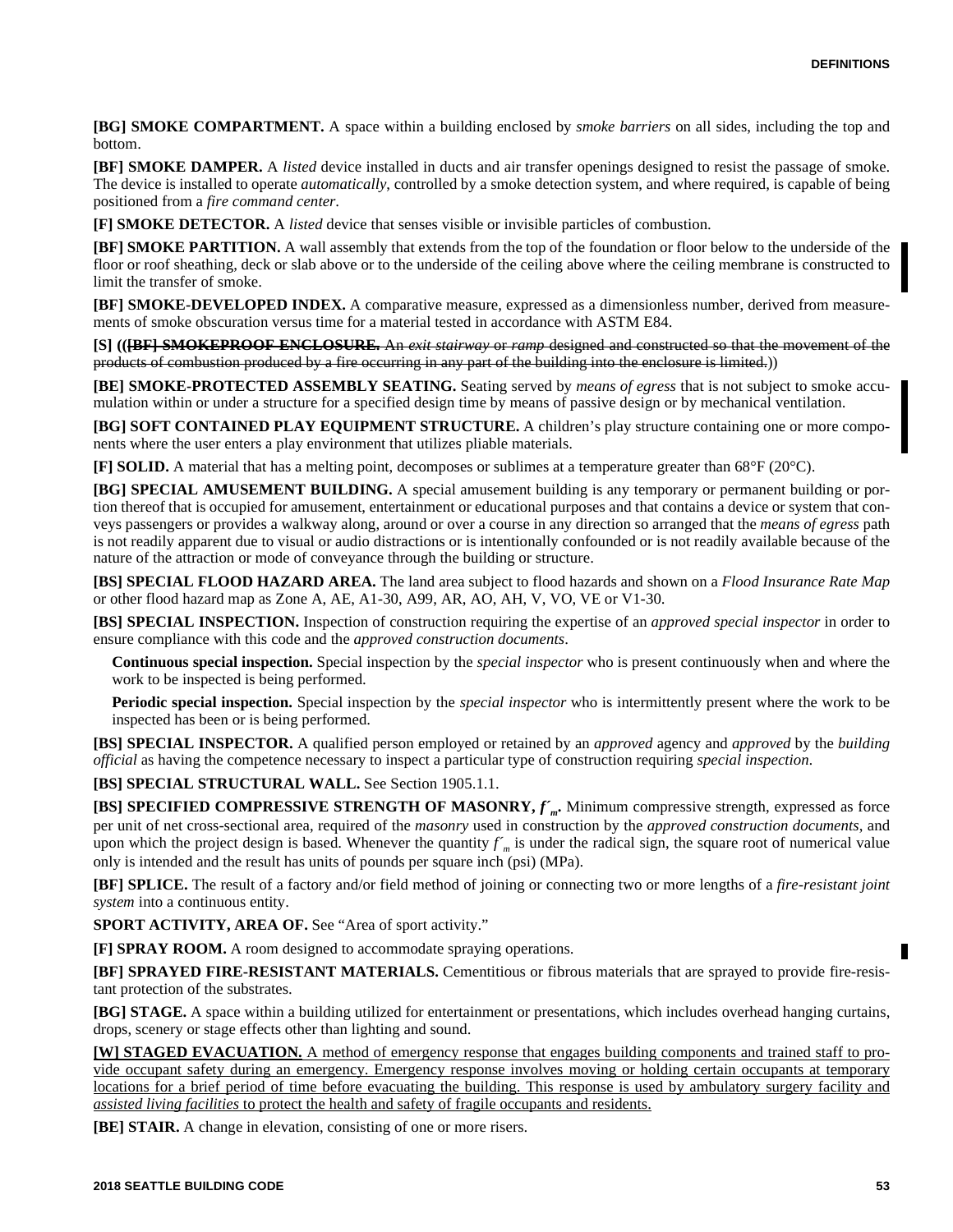**[BG] SMOKE COMPARTMENT.** A space within a building enclosed by *smoke barriers* on all sides, including the top and bottom.

**[BF] SMOKE DAMPER.** A *listed* device installed in ducts and air transfer openings designed to resist the passage of smoke. The device is installed to operate *automatically*, controlled by a smoke detection system, and where required, is capable of being positioned from a *fire command center*.

**[F] SMOKE DETECTOR.** A *listed* device that senses visible or invisible particles of combustion.

**[BF] SMOKE PARTITION.** A wall assembly that extends from the top of the foundation or floor below to the underside of the floor or roof sheathing, deck or slab above or to the underside of the ceiling above where the ceiling membrane is constructed to limit the transfer of smoke.

**[BF] SMOKE-DEVELOPED INDEX.** A comparative measure, expressed as a dimensionless number, derived from measurements of smoke obscuration versus time for a material tested in accordance with ASTM E84.

**[S]** ((~~**[BF] SMOKEPROOF ENCLOSURE.** An *exit stairway* or *ramp* designed and constructed so that the movement of the products of combustion produced by a fire occurring in any part of the building into the enclosure is limited.~~))

**[BE] SMOKE-PROTECTED ASSEMBLY SEATING.** Seating served by *means of egress* that is not subject to smoke accumulation within or under a structure for a specified design time by means of passive design or by mechanical ventilation.

**[BG] SOFT CONTAINED PLAY EQUIPMENT STRUCTURE.** A children's play structure containing one or more components where the user enters a play environment that utilizes pliable materials.

**[F] SOLID.** A material that has a melting point, decomposes or sublimes at a temperature greater than 68°F (20°C).

**[BG] SPECIAL AMUSEMENT BUILDING.** A special amusement building is any temporary or permanent building or portion thereof that is occupied for amusement, entertainment or educational purposes and that contains a device or system that conveys passengers or provides a walkway along, around or over a course in any direction so arranged that the *means of egress* path is not readily apparent due to visual or audio distractions or is intentionally confounded or is not readily available because of the nature of the attraction or mode of conveyance through the building or structure.

**[BS] SPECIAL FLOOD HAZARD AREA.** The land area subject to flood hazards and shown on a *Flood Insurance Rate Map* or other flood hazard map as Zone A, AE, A1-30, A99, AR, AO, AH, V, VO, VE or V1-30.

**[BS] SPECIAL INSPECTION.** Inspection of construction requiring the expertise of an *approved special inspector* in order to ensure compliance with this code and the *approved construction documents*.

**Continuous special inspection.** Special inspection by the *special inspector* who is present continuously when and where the work to be inspected is being performed.

**Periodic special inspection.** Special inspection by the *special inspector* who is intermittently present where the work to be inspected has been or is being performed.

**[BS] SPECIAL INSPECTOR.** A qualified person employed or retained by an *approved* agency and *approved* by the *building official* as having the competence necessary to inspect a particular type of construction requiring *special inspection*.

**[BS] SPECIAL STRUCTURAL WALL.** See Section 1905.1.1.

**[BS] SPECIFIED COMPRESSIVE STRENGTH OF MASONRY, $f'_m$.** Minimum compressive strength, expressed as force per unit of net cross-sectional area, required of the *masonry* used in construction by the *approved construction documents*, and upon which the project design is based. Whenever the quantity $f'_m$ is under the radical sign, the square root of numerical value only is intended and the result has units of pounds per square inch (psi) (MPa).

**[BF] SPLICE.** The result of a factory and/or field method of joining or connecting two or more lengths of a *fire-resistant joint system* into a continuous entity.

**SPORT ACTIVITY, AREA OF.** See "Area of sport activity."

**[F] SPRAY ROOM.** A room designed to accommodate spraying operations.

**[BF] SPRAYED FIRE-RESISTANT MATERIALS.** Cementitious or fibrous materials that are sprayed to provide fire-resistant protection of the substrates.

**[BG] STAGE.** A space within a building utilized for entertainment or presentations, which includes overhead hanging curtains, drops, scenery or stage effects other than lighting and sound.

<u>**[W] STAGED EVACUATION.** A method of emergency response that engages building components and trained staff to provide occupant safety during an emergency. Emergency response involves moving or holding certain occupants at temporary locations for a brief period of time before evacuating the building. This response is used by ambulatory surgery facility and *assisted living facilities* to protect the health and safety of fragile occupants and residents.</u>

**[BE] STAIR.** A change in elevation, consisting of one or more risers.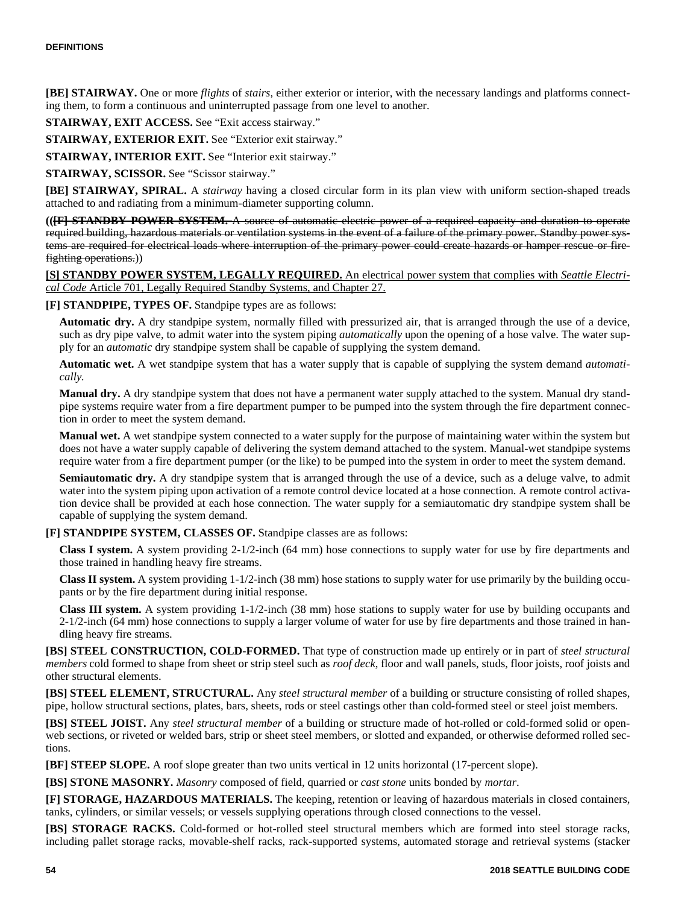**[BE] STAIRWAY.** One or more *flights* of *stairs*, either exterior or interior, with the necessary landings and platforms connecting them, to form a continuous and uninterrupted passage from one level to another.

**STAIRWAY, EXIT ACCESS.** See "Exit access stairway."

**STAIRWAY, EXTERIOR EXIT.** See "Exterior exit stairway."

**STAIRWAY, INTERIOR EXIT.** See "Interior exit stairway."

**STAIRWAY, SCISSOR.** See "Scissor stairway."

**[BE] STAIRWAY, SPIRAL.** A *stairway* having a closed circular form in its plan view with uniform section-shaped treads attached to and radiating from a minimum-diameter supporting column.

**((~~[F] STANDBY POWER SYSTEM.~~** ~~A source of automatic electric power of a required capacity and duration to operate required building, hazardous materials or ventilation systems in the event of a failure of the primary power. Standby power systems are required for electrical loads where interruption of the primary power could create hazards or hamper rescue or fire-fighting operations.~~))

<u>**[S] STANDBY POWER SYSTEM, LEGALLY REQUIRED.** An electrical power system that complies with *Seattle Electrical Code* Article 701, Legally Required Standby Systems, and Chapter 27.</u>

**[F] STANDPIPE, TYPES OF.** Standpipe types are as follows:

**Automatic dry.** A dry standpipe system, normally filled with pressurized air, that is arranged through the use of a device, such as dry pipe valve, to admit water into the system piping *automatically* upon the opening of a hose valve. The water supply for an *automatic* dry standpipe system shall be capable of supplying the system demand.

**Automatic wet.** A wet standpipe system that has a water supply that is capable of supplying the system demand *automatically.*

**Manual dry.** A dry standpipe system that does not have a permanent water supply attached to the system. Manual dry standpipe systems require water from a fire department pumper to be pumped into the system through the fire department connection in order to meet the system demand.

**Manual wet.** A wet standpipe system connected to a water supply for the purpose of maintaining water within the system but does not have a water supply capable of delivering the system demand attached to the system. Manual-wet standpipe systems require water from a fire department pumper (or the like) to be pumped into the system in order to meet the system demand.

**Semiautomatic dry.** A dry standpipe system that is arranged through the use of a device, such as a deluge valve, to admit water into the system piping upon activation of a remote control device located at a hose connection. A remote control activation device shall be provided at each hose connection. The water supply for a semiautomatic dry standpipe system shall be capable of supplying the system demand.

**[F] STANDPIPE SYSTEM, CLASSES OF.** Standpipe classes are as follows:

**Class I system.** A system providing 2-1/2-inch (64 mm) hose connections to supply water for use by fire departments and those trained in handling heavy fire streams.

**Class II system.** A system providing 1-1/2-inch (38 mm) hose stations to supply water for use primarily by the building occupants or by the fire department during initial response.

**Class III system.** A system providing 1-1/2-inch (38 mm) hose stations to supply water for use by building occupants and 2-1/2-inch (64 mm) hose connections to supply a larger volume of water for use by fire departments and those trained in handling heavy fire streams.

**[BS] STEEL CONSTRUCTION, COLD-FORMED.** That type of construction made up entirely or in part of *steel structural members* cold formed to shape from sheet or strip steel such as *roof deck*, floor and wall panels, studs, floor joists, roof joists and other structural elements.

**[BS] STEEL ELEMENT, STRUCTURAL.** Any *steel structural member* of a building or structure consisting of rolled shapes, pipe, hollow structural sections, plates, bars, sheets, rods or steel castings other than cold-formed steel or steel joist members.

**[BS] STEEL JOIST.** Any *steel structural member* of a building or structure made of hot-rolled or cold-formed solid or open-web sections, or riveted or welded bars, strip or sheet steel members, or slotted and expanded, or otherwise deformed rolled sections.

**[BF] STEEP SLOPE.** A roof slope greater than two units vertical in 12 units horizontal (17-percent slope).

**[BS] STONE MASONRY.** *Masonry* composed of field, quarried or *cast stone* units bonded by *mortar*.

**[F] STORAGE, HAZARDOUS MATERIALS.** The keeping, retention or leaving of hazardous materials in closed containers, tanks, cylinders, or similar vessels; or vessels supplying operations through closed connections to the vessel.

**[BS] STORAGE RACKS.** Cold-formed or hot-rolled steel structural members which are formed into steel storage racks, including pallet storage racks, movable-shelf racks, rack-supported systems, automated storage and retrieval systems (stacker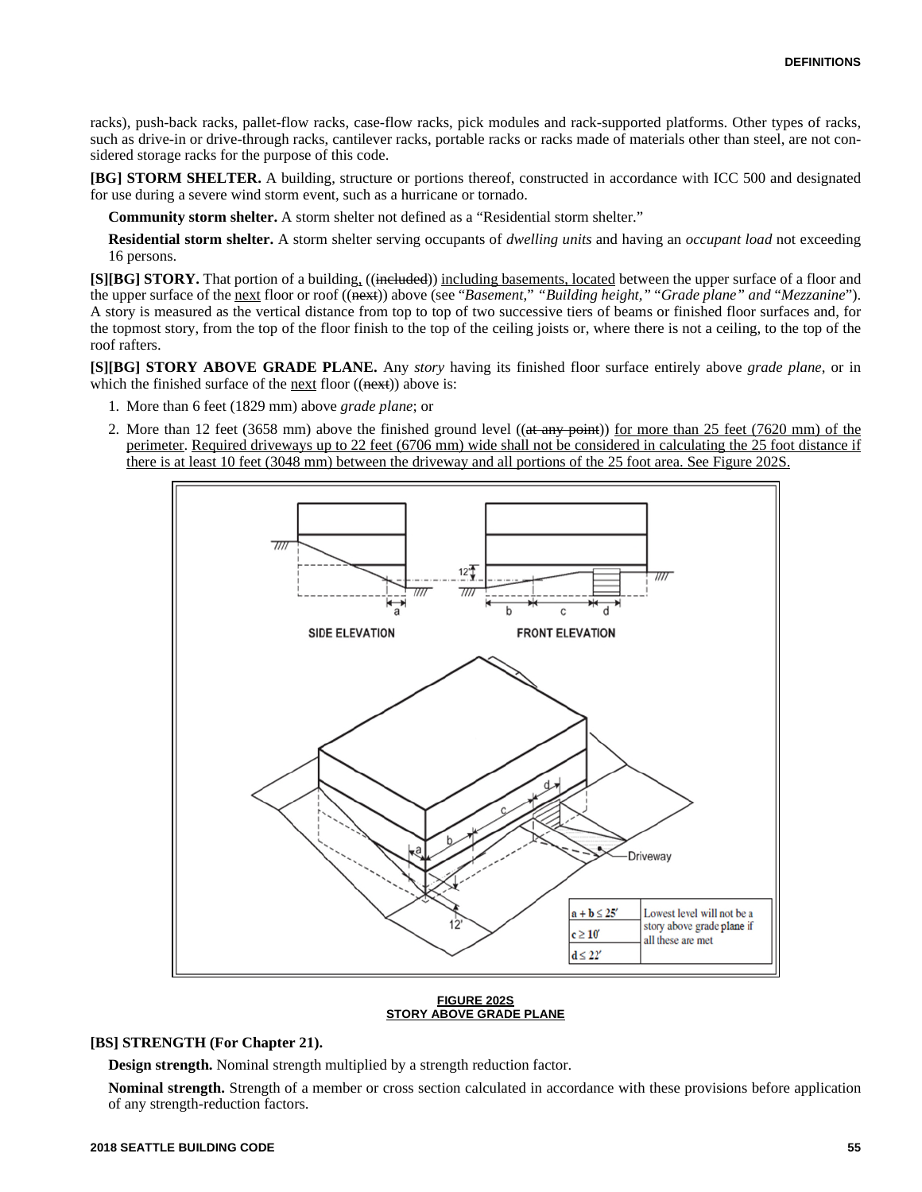racks), push-back racks, pallet-flow racks, case-flow racks, pick modules and rack-supported platforms. Other types of racks, such as drive-in or drive-through racks, cantilever racks, portable racks or racks made of materials other than steel, are not considered storage racks for the purpose of this code.

**[BG] STORM SHELTER.** A building, structure or portions thereof, constructed in accordance with ICC 500 and designated for use during a severe wind storm event, such as a hurricane or tornado.

**Community storm shelter.** A storm shelter not defined as a "Residential storm shelter."

**Residential storm shelter.** A storm shelter serving occupants of *dwelling units* and having an *occupant load* not exceeding 16 persons.

**[S][BG] STORY.** That portion of a building, ((~~included~~)) including basements, located between the upper surface of a floor and the upper surface of the next floor or roof ((~~next~~)) above (see "*Basement,*" "*Building height,*" "*Grade plane*" and "*Mezzanine*"). A story is measured as the vertical distance from top to top of two successive tiers of beams or finished floor surfaces and, for the topmost story, from the top of the floor finish to the top of the ceiling joists or, where there is not a ceiling, to the top of the roof rafters.

**[S][BG] STORY ABOVE GRADE PLANE.** Any *story* having its finished floor surface entirely above *grade plane*, or in which the finished surface of the next floor ((~~next~~)) above is:

1. More than 6 feet (1829 mm) above *grade plane*; or
2. More than 12 feet (3658 mm) above the finished ground level ((~~at any point~~)) for more than 25 feet (7620 mm) of the perimeter. Required driveways up to 22 feet (6706 mm) wide shall not be considered in calculating the 25 foot distance if there is at least 10 feet (3048 mm) between the driveway and all portions of the 25 foot area. See Figure 202S.

| | |
|---|---|
| a + b ≤ 25′ | Lowest level will not be a story above grade plane if all these are met |
| c ≥ 10′ | |
| d ≤ 22′ | |

**FIGURE 202S**
**STORY ABOVE GRADE PLANE**

**[BS] STRENGTH (For Chapter 21).**

**Design strength.** Nominal strength multiplied by a strength reduction factor.

**Nominal strength.** Strength of a member or cross section calculated in accordance with these provisions before application of any strength-reduction factors.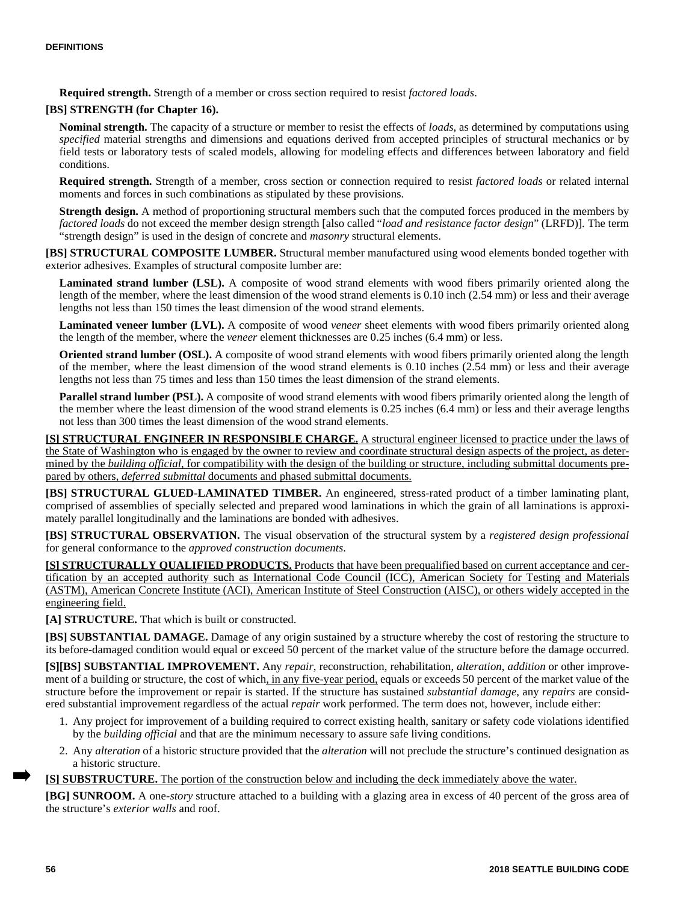**Required strength.** Strength of a member or cross section required to resist *factored loads*.

**[BS] STRENGTH (for Chapter 16).**

**Nominal strength.** The capacity of a structure or member to resist the effects of *loads*, as determined by computations using *specified* material strengths and dimensions and equations derived from accepted principles of structural mechanics or by field tests or laboratory tests of scaled models, allowing for modeling effects and differences between laboratory and field conditions.

**Required strength.** Strength of a member, cross section or connection required to resist *factored loads* or related internal moments and forces in such combinations as stipulated by these provisions.

**Strength design.** A method of proportioning structural members such that the computed forces produced in the members by *factored loads* do not exceed the member design strength [also called "*load and resistance factor design*" (LRFD)]. The term "strength design" is used in the design of concrete and *masonry* structural elements.

**[BS] STRUCTURAL COMPOSITE LUMBER.** Structural member manufactured using wood elements bonded together with exterior adhesives. Examples of structural composite lumber are:

**Laminated strand lumber (LSL).** A composite of wood strand elements with wood fibers primarily oriented along the length of the member, where the least dimension of the wood strand elements is 0.10 inch (2.54 mm) or less and their average lengths not less than 150 times the least dimension of the wood strand elements.

**Laminated veneer lumber (LVL).** A composite of wood *veneer* sheet elements with wood fibers primarily oriented along the length of the member, where the *veneer* element thicknesses are 0.25 inches (6.4 mm) or less.

**Oriented strand lumber (OSL).** A composite of wood strand elements with wood fibers primarily oriented along the length of the member, where the least dimension of the wood strand elements is 0.10 inches (2.54 mm) or less and their average lengths not less than 75 times and less than 150 times the least dimension of the strand elements.

**Parallel strand lumber (PSL).** A composite of wood strand elements with wood fibers primarily oriented along the length of the member where the least dimension of the wood strand elements is 0.25 inches (6.4 mm) or less and their average lengths not less than 300 times the least dimension of the wood strand elements.

**[S] STRUCTURAL ENGINEER IN RESPONSIBLE CHARGE.** A structural engineer licensed to practice under the laws of the State of Washington who is engaged by the owner to review and coordinate structural design aspects of the project, as determined by the *building official*, for compatibility with the design of the building or structure, including submittal documents prepared by others, *deferred submittal* documents and phased submittal documents.

**[BS] STRUCTURAL GLUED-LAMINATED TIMBER.** An engineered, stress-rated product of a timber laminating plant, comprised of assemblies of specially selected and prepared wood laminations in which the grain of all laminations is approximately parallel longitudinally and the laminations are bonded with adhesives.

**[BS] STRUCTURAL OBSERVATION.** The visual observation of the structural system by a *registered design professional* for general conformance to the *approved construction documents*.

**[S] STRUCTURALLY QUALIFIED PRODUCTS.** Products that have been prequalified based on current acceptance and certification by an accepted authority such as International Code Council (ICC), American Society for Testing and Materials (ASTM), American Concrete Institute (ACI), American Institute of Steel Construction (AISC), or others widely accepted in the engineering field.

**[A] STRUCTURE.** That which is built or constructed.

**[BS] SUBSTANTIAL DAMAGE.** Damage of any origin sustained by a structure whereby the cost of restoring the structure to its before-damaged condition would equal or exceed 50 percent of the market value of the structure before the damage occurred.

**[S][BS] SUBSTANTIAL IMPROVEMENT.** Any *repair*, reconstruction, rehabilitation, *alteration*, *addition* or other improvement of a building or structure, the cost of which, in any five-year period, equals or exceeds 50 percent of the market value of the structure before the improvement or repair is started. If the structure has sustained *substantial damage*, any *repairs* are considered substantial improvement regardless of the actual *repair* work performed. The term does not, however, include either:

1. Any project for improvement of a building required to correct existing health, sanitary or safety code violations identified by the *building official* and that are the minimum necessary to assure safe living conditions.
2. Any *alteration* of a historic structure provided that the *alteration* will not preclude the structure's continued designation as a historic structure.

**[S] SUBSTRUCTURE.** The portion of the construction below and including the deck immediately above the water.

**[BG] SUNROOM.** A one-*story* structure attached to a building with a glazing area in excess of 40 percent of the gross area of the structure's *exterior walls* and roof.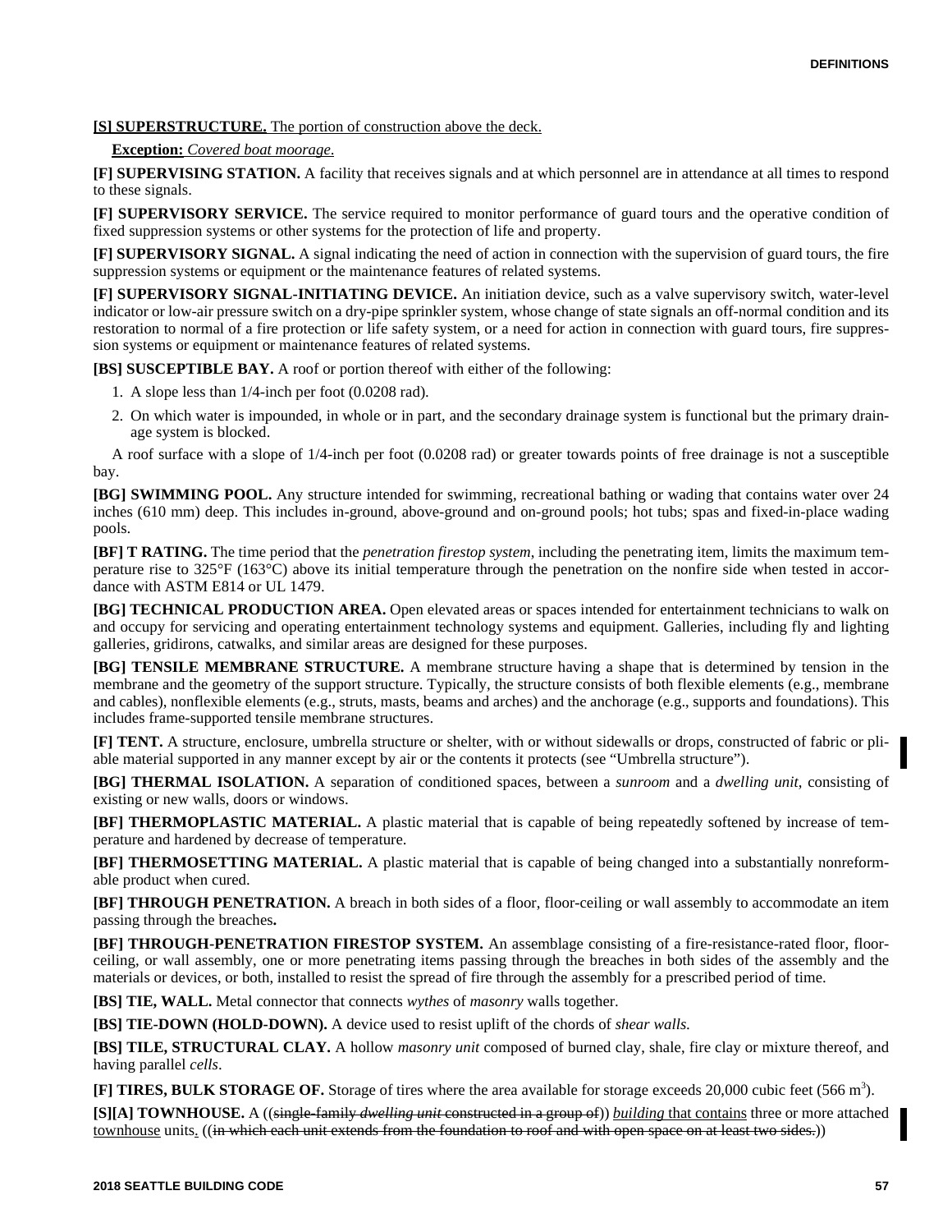**[S] SUPERSTRUCTURE.** The portion of construction above the deck.

**Exception:** *Covered boat moorage.*

**[F] SUPERVISING STATION.** A facility that receives signals and at which personnel are in attendance at all times to respond to these signals.

**[F] SUPERVISORY SERVICE.** The service required to monitor performance of guard tours and the operative condition of fixed suppression systems or other systems for the protection of life and property.

**[F] SUPERVISORY SIGNAL.** A signal indicating the need of action in connection with the supervision of guard tours, the fire suppression systems or equipment or the maintenance features of related systems.

**[F] SUPERVISORY SIGNAL-INITIATING DEVICE.** An initiation device, such as a valve supervisory switch, water-level indicator or low-air pressure switch on a dry-pipe sprinkler system, whose change of state signals an off-normal condition and its restoration to normal of a fire protection or life safety system, or a need for action in connection with guard tours, fire suppression systems or equipment or maintenance features of related systems.

**[BS] SUSCEPTIBLE BAY.** A roof or portion thereof with either of the following:

1. A slope less than 1/4-inch per foot (0.0208 rad).
2. On which water is impounded, in whole or in part, and the secondary drainage system is functional but the primary drainage system is blocked.

A roof surface with a slope of 1/4-inch per foot (0.0208 rad) or greater towards points of free drainage is not a susceptible bay.

**[BG] SWIMMING POOL.** Any structure intended for swimming, recreational bathing or wading that contains water over 24 inches (610 mm) deep. This includes in-ground, above-ground and on-ground pools; hot tubs; spas and fixed-in-place wading pools.

**[BF] T RATING.** The time period that the *penetration firestop system*, including the penetrating item, limits the maximum temperature rise to 325°F (163°C) above its initial temperature through the penetration on the nonfire side when tested in accordance with ASTM E814 or UL 1479.

**[BG] TECHNICAL PRODUCTION AREA.** Open elevated areas or spaces intended for entertainment technicians to walk on and occupy for servicing and operating entertainment technology systems and equipment. Galleries, including fly and lighting galleries, gridirons, catwalks, and similar areas are designed for these purposes.

**[BG] TENSILE MEMBRANE STRUCTURE.** A membrane structure having a shape that is determined by tension in the membrane and the geometry of the support structure. Typically, the structure consists of both flexible elements (e.g., membrane and cables), nonflexible elements (e.g., struts, masts, beams and arches) and the anchorage (e.g., supports and foundations). This includes frame-supported tensile membrane structures.

**[F] TENT.** A structure, enclosure, umbrella structure or shelter, with or without sidewalls or drops, constructed of fabric or pliable material supported in any manner except by air or the contents it protects (see "Umbrella structure").

**[BG] THERMAL ISOLATION.** A separation of conditioned spaces, between a *sunroom* and a *dwelling unit*, consisting of existing or new walls, doors or windows.

**[BF] THERMOPLASTIC MATERIAL.** A plastic material that is capable of being repeatedly softened by increase of temperature and hardened by decrease of temperature.

**[BF] THERMOSETTING MATERIAL.** A plastic material that is capable of being changed into a substantially nonreformable product when cured.

**[BF] THROUGH PENETRATION.** A breach in both sides of a floor, floor-ceiling or wall assembly to accommodate an item passing through the breaches**.**

**[BF] THROUGH-PENETRATION FIRESTOP SYSTEM.** An assemblage consisting of a fire-resistance-rated floor, floor-ceiling, or wall assembly, one or more penetrating items passing through the breaches in both sides of the assembly and the materials or devices, or both, installed to resist the spread of fire through the assembly for a prescribed period of time.

**[BS] TIE, WALL.** Metal connector that connects *wythes* of *masonry* walls together.

**[BS] TIE-DOWN (HOLD-DOWN).** A device used to resist uplift of the chords of *shear walls.*

**[BS] TILE, STRUCTURAL CLAY.** A hollow *masonry unit* composed of burned clay, shale, fire clay or mixture thereof, and having parallel *cells*.

**[F] TIRES, BULK STORAGE OF.** Storage of tires where the area available for storage exceeds 20,000 cubic feet (566 $m^3$).

**[S][A] TOWNHOUSE.** A ((~~single-family~~ ~~*dwelling unit*~~ ~~constructed in a group of~~)) *building* that contains three or more attached townhouse units. ((~~in which each unit extends from the foundation to roof and with open space on at least two sides.~~))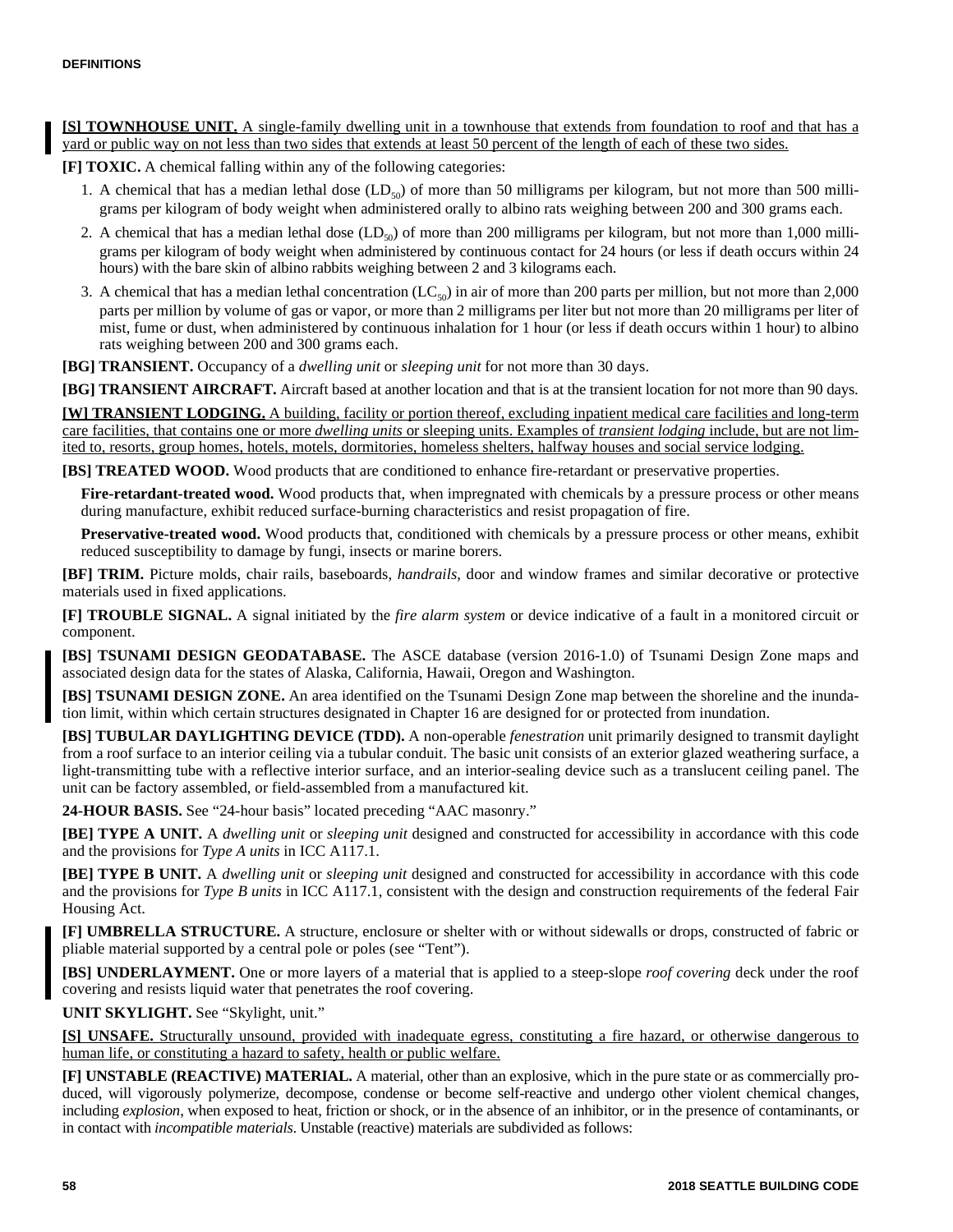**[S] TOWNHOUSE UNIT.** A single-family dwelling unit in a townhouse that extends from foundation to roof and that has a yard or public way on not less than two sides that extends at least 50 percent of the length of each of these two sides.

**[F] TOXIC.** A chemical falling within any of the following categories:

1. A chemical that has a median lethal dose ($LD_{50}$) of more than 50 milligrams per kilogram, but not more than 500 milligrams per kilogram of body weight when administered orally to albino rats weighing between 200 and 300 grams each.
2. A chemical that has a median lethal dose ($LD_{50}$) of more than 200 milligrams per kilogram, but not more than 1,000 milligrams per kilogram of body weight when administered by continuous contact for 24 hours (or less if death occurs within 24 hours) with the bare skin of albino rabbits weighing between 2 and 3 kilograms each.
3. A chemical that has a median lethal concentration ($LC_{50}$) in air of more than 200 parts per million, but not more than 2,000 parts per million by volume of gas or vapor, or more than 2 milligrams per liter but not more than 20 milligrams per liter of mist, fume or dust, when administered by continuous inhalation for 1 hour (or less if death occurs within 1 hour) to albino rats weighing between 200 and 300 grams each.

**[BG] TRANSIENT.** Occupancy of a *dwelling unit* or *sleeping unit* for not more than 30 days.

**[BG] TRANSIENT AIRCRAFT.** Aircraft based at another location and that is at the transient location for not more than 90 days.

**[W] TRANSIENT LODGING.** A building, facility or portion thereof, excluding inpatient medical care facilities and long-term care facilities, that contains one or more *dwelling units* or sleeping units. Examples of *transient lodging* include, but are not limited to, resorts, group homes, hotels, motels, dormitories, homeless shelters, halfway houses and social service lodging.

**[BS] TREATED WOOD.** Wood products that are conditioned to enhance fire-retardant or preservative properties.

**Fire-retardant-treated wood.** Wood products that, when impregnated with chemicals by a pressure process or other means during manufacture, exhibit reduced surface-burning characteristics and resist propagation of fire.

**Preservative-treated wood.** Wood products that, conditioned with chemicals by a pressure process or other means, exhibit reduced susceptibility to damage by fungi, insects or marine borers.

**[BF] TRIM.** Picture molds, chair rails, baseboards, *handrails*, door and window frames and similar decorative or protective materials used in fixed applications.

**[F] TROUBLE SIGNAL.** A signal initiated by the *fire alarm system* or device indicative of a fault in a monitored circuit or component.

**[BS] TSUNAMI DESIGN GEODATABASE.** The ASCE database (version 2016-1.0) of Tsunami Design Zone maps and associated design data for the states of Alaska, California, Hawaii, Oregon and Washington.

**[BS] TSUNAMI DESIGN ZONE.** An area identified on the Tsunami Design Zone map between the shoreline and the inundation limit, within which certain structures designated in Chapter 16 are designed for or protected from inundation.

**[BS] TUBULAR DAYLIGHTING DEVICE (TDD).** A non-operable *fenestration* unit primarily designed to transmit daylight from a roof surface to an interior ceiling via a tubular conduit. The basic unit consists of an exterior glazed weathering surface, a light-transmitting tube with a reflective interior surface, and an interior-sealing device such as a translucent ceiling panel. The unit can be factory assembled, or field-assembled from a manufactured kit.

**24-HOUR BASIS.** See "24-hour basis" located preceding "AAC masonry."

**[BE] TYPE A UNIT.** A *dwelling unit* or *sleeping unit* designed and constructed for accessibility in accordance with this code and the provisions for *Type A units* in ICC A117.1.

**[BE] TYPE B UNIT.** A *dwelling unit* or *sleeping unit* designed and constructed for accessibility in accordance with this code and the provisions for *Type B units* in ICC A117.1, consistent with the design and construction requirements of the federal Fair Housing Act.

**[F] UMBRELLA STRUCTURE.** A structure, enclosure or shelter with or without sidewalls or drops, constructed of fabric or pliable material supported by a central pole or poles (see "Tent").

**[BS] UNDERLAYMENT.** One or more layers of a material that is applied to a steep-slope *roof covering* deck under the roof covering and resists liquid water that penetrates the roof covering.

**UNIT SKYLIGHT.** See "Skylight, unit."

**[S] UNSAFE.** Structurally unsound, provided with inadequate egress, constituting a fire hazard, or otherwise dangerous to human life, or constituting a hazard to safety, health or public welfare.

**[F] UNSTABLE (REACTIVE) MATERIAL.** A material, other than an explosive, which in the pure state or as commercially produced, will vigorously polymerize, decompose, condense or become self-reactive and undergo other violent chemical changes, including *explosion*, when exposed to heat, friction or shock, or in the absence of an inhibitor, or in the presence of contaminants, or in contact with *incompatible materials*. Unstable (reactive) materials are subdivided as follows: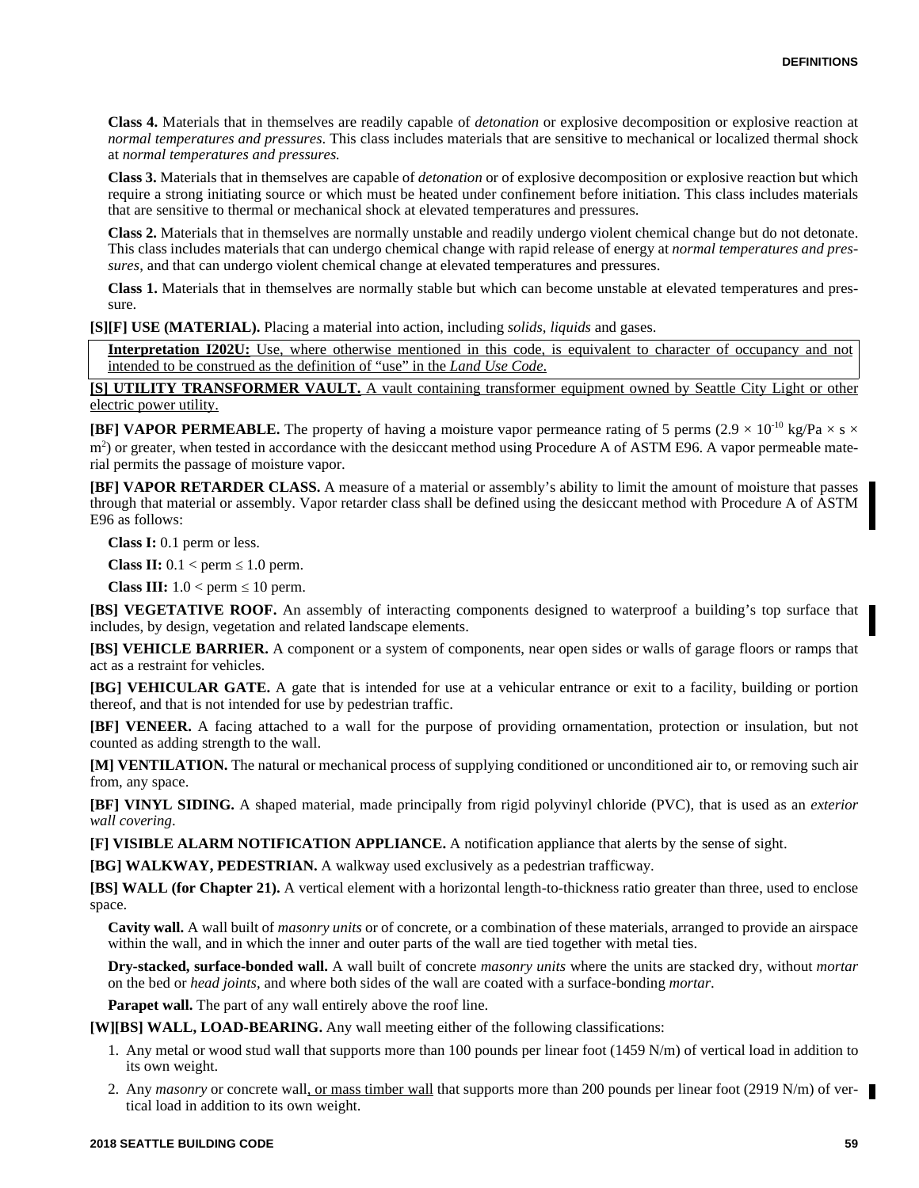**Class 4.** Materials that in themselves are readily capable of *detonation* or explosive decomposition or explosive reaction at *normal temperatures and pressures*. This class includes materials that are sensitive to mechanical or localized thermal shock at *normal temperatures and pressures.*

**Class 3.** Materials that in themselves are capable of *detonation* or of explosive decomposition or explosive reaction but which require a strong initiating source or which must be heated under confinement before initiation. This class includes materials that are sensitive to thermal or mechanical shock at elevated temperatures and pressures.

**Class 2.** Materials that in themselves are normally unstable and readily undergo violent chemical change but do not detonate. This class includes materials that can undergo chemical change with rapid release of energy at *normal temperatures and pressures*, and that can undergo violent chemical change at elevated temperatures and pressures.

**Class 1.** Materials that in themselves are normally stable but which can become unstable at elevated temperatures and pressure.

**[S][F] USE (MATERIAL).** Placing a material into action, including *solids*, *liquids* and gases.

**Interpretation I202U:** Use, where otherwise mentioned in this code, is equivalent to character of occupancy and not intended to be construed as the definition of "use" in the *Land Use Code*.

**[S] UTILITY TRANSFORMER VAULT.** A vault containing transformer equipment owned by Seattle City Light or other electric power utility.

**[BF] VAPOR PERMEABLE.** The property of having a moisture vapor permeance rating of 5 perms ($2.9 \times 10^{-10}$ kg/Pa $\times$ s $\times$ m$^2$) or greater, when tested in accordance with the desiccant method using Procedure A of ASTM E96. A vapor permeable material permits the passage of moisture vapor.

**[BF] VAPOR RETARDER CLASS.** A measure of a material or assembly's ability to limit the amount of moisture that passes through that material or assembly. Vapor retarder class shall be defined using the desiccant method with Procedure A of ASTM E96 as follows:

**Class I:** 0.1 perm or less.

**Class II:** $0.1 < \text{perm} \leq 1.0$ perm.

**Class III:** $1.0 < \text{perm} \leq 10$ perm.

**[BS] VEGETATIVE ROOF.** An assembly of interacting components designed to waterproof a building's top surface that includes, by design, vegetation and related landscape elements.

**[BS] VEHICLE BARRIER.** A component or a system of components, near open sides or walls of garage floors or ramps that act as a restraint for vehicles.

**[BG] VEHICULAR GATE.** A gate that is intended for use at a vehicular entrance or exit to a facility, building or portion thereof, and that is not intended for use by pedestrian traffic.

**[BF] VENEER.** A facing attached to a wall for the purpose of providing ornamentation, protection or insulation, but not counted as adding strength to the wall.

**[M] VENTILATION.** The natural or mechanical process of supplying conditioned or unconditioned air to, or removing such air from, any space.

**[BF] VINYL SIDING.** A shaped material, made principally from rigid polyvinyl chloride (PVC), that is used as an *exterior wall covering*.

**[F] VISIBLE ALARM NOTIFICATION APPLIANCE.** A notification appliance that alerts by the sense of sight.

**[BG] WALKWAY, PEDESTRIAN.** A walkway used exclusively as a pedestrian trafficway.

**[BS] WALL (for Chapter 21).** A vertical element with a horizontal length-to-thickness ratio greater than three, used to enclose space.

**Cavity wall.** A wall built of *masonry units* or of concrete, or a combination of these materials, arranged to provide an airspace within the wall, and in which the inner and outer parts of the wall are tied together with metal ties.

**Dry-stacked, surface-bonded wall.** A wall built of concrete *masonry units* where the units are stacked dry, without *mortar* on the bed or *head joints*, and where both sides of the wall are coated with a surface-bonding *mortar*.

**Parapet wall.** The part of any wall entirely above the roof line.

**[W][BS] WALL, LOAD-BEARING.** Any wall meeting either of the following classifications:

1. Any metal or wood stud wall that supports more than 100 pounds per linear foot (1459 N/m) of vertical load in addition to its own weight.
2. Any *masonry* or concrete wall, or mass timber wall that supports more than 200 pounds per linear foot (2919 N/m) of vertical load in addition to its own weight.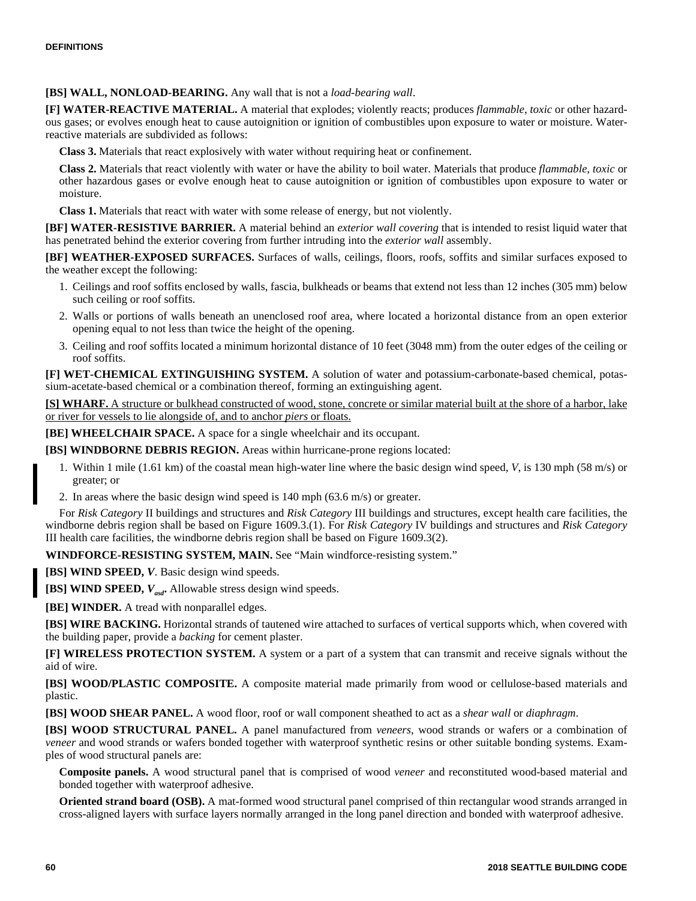**[BS] WALL, NONLOAD-BEARING.** Any wall that is not a *load-bearing wall*.

**[F] WATER-REACTIVE MATERIAL.** A material that explodes; violently reacts; produces *flammable*, *toxic* or other hazardous gases; or evolves enough heat to cause autoignition or ignition of combustibles upon exposure to water or moisture. Water-reactive materials are subdivided as follows:

**Class 3.** Materials that react explosively with water without requiring heat or confinement.

**Class 2.** Materials that react violently with water or have the ability to boil water. Materials that produce *flammable*, *toxic* or other hazardous gases or evolve enough heat to cause autoignition or ignition of combustibles upon exposure to water or moisture.

**Class 1.** Materials that react with water with some release of energy, but not violently.

**[BF] WATER-RESISTIVE BARRIER.** A material behind an *exterior wall covering* that is intended to resist liquid water that has penetrated behind the exterior covering from further intruding into the *exterior wall* assembly.

**[BF] WEATHER-EXPOSED SURFACES.** Surfaces of walls, ceilings, floors, roofs, soffits and similar surfaces exposed to the weather except the following:

1. Ceilings and roof soffits enclosed by walls, fascia, bulkheads or beams that extend not less than 12 inches (305 mm) below such ceiling or roof soffits.
2. Walls or portions of walls beneath an unenclosed roof area, where located a horizontal distance from an open exterior opening equal to not less than twice the height of the opening.
3. Ceiling and roof soffits located a minimum horizontal distance of 10 feet (3048 mm) from the outer edges of the ceiling or roof soffits.

**[F] WET-CHEMICAL EXTINGUISHING SYSTEM.** A solution of water and potassium-carbonate-based chemical, potassium-acetate-based chemical or a combination thereof, forming an extinguishing agent.

<u>**[S] WHARF.** A structure or bulkhead constructed of wood, stone, concrete or similar material built at the shore of a harbor, lake or river for vessels to lie alongside of, and to anchor *piers* or floats.</u>

**[BE] WHEELCHAIR SPACE.** A space for a single wheelchair and its occupant.

**[BS] WINDBORNE DEBRIS REGION.** Areas within hurricane-prone regions located:

1. Within 1 mile (1.61 km) of the coastal mean high-water line where the basic design wind speed, $V$, is 130 mph (58 m/s) or greater; or
2. In areas where the basic design wind speed is 140 mph (63.6 m/s) or greater.

For *Risk Category* II buildings and structures and *Risk Category* III buildings and structures, except health care facilities, the windborne debris region shall be based on Figure 1609.3.(1). For *Risk Category* IV buildings and structures and *Risk Category* III health care facilities, the windborne debris region shall be based on Figure 1609.3(2).

**WINDFORCE-RESISTING SYSTEM, MAIN.** See "Main windforce-resisting system."

**[BS] WIND SPEED, $V$.** Basic design wind speeds.

**[BS] WIND SPEED, $V_{asd}$.** Allowable stress design wind speeds.

**[BE] WINDER.** A tread with nonparallel edges.

**[BS] WIRE BACKING.** Horizontal strands of tautened wire attached to surfaces of vertical supports which, when covered with the building paper, provide a *backing* for cement plaster.

**[F] WIRELESS PROTECTION SYSTEM.** A system or a part of a system that can transmit and receive signals without the aid of wire.

**[BS] WOOD/PLASTIC COMPOSITE.** A composite material made primarily from wood or cellulose-based materials and plastic.

**[BS] WOOD SHEAR PANEL.** A wood floor, roof or wall component sheathed to act as a *shear wall* or *diaphragm*.

**[BS] WOOD STRUCTURAL PANEL.** A panel manufactured from *veneers*, wood strands or wafers or a combination of *veneer* and wood strands or wafers bonded together with waterproof synthetic resins or other suitable bonding systems. Examples of wood structural panels are:

**Composite panels.** A wood structural panel that is comprised of wood *veneer* and reconstituted wood-based material and bonded together with waterproof adhesive.

**Oriented strand board (OSB).** A mat-formed wood structural panel comprised of thin rectangular wood strands arranged in cross-aligned layers with surface layers normally arranged in the long panel direction and bonded with waterproof adhesive.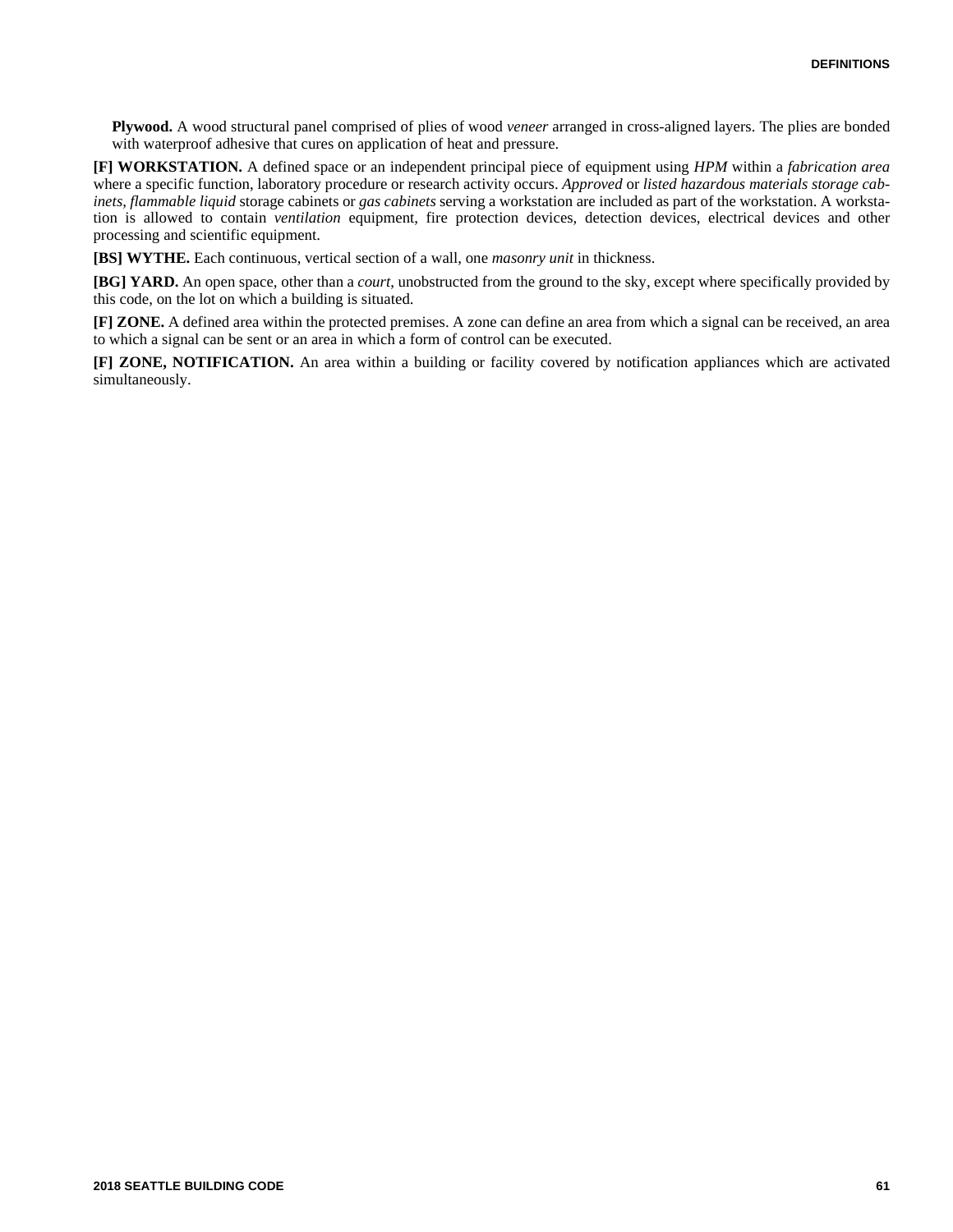**Plywood.** A wood structural panel comprised of plies of wood *veneer* arranged in cross-aligned layers. The plies are bonded with waterproof adhesive that cures on application of heat and pressure.

**[F] WORKSTATION.** A defined space or an independent principal piece of equipment using *HPM* within a *fabrication area* where a specific function, laboratory procedure or research activity occurs. *Approved* or *listed hazardous materials storage cabinets*, *flammable liquid* storage cabinets or *gas cabinets* serving a workstation are included as part of the workstation. A workstation is allowed to contain *ventilation* equipment, fire protection devices, detection devices, electrical devices and other processing and scientific equipment.

**[BS] WYTHE.** Each continuous, vertical section of a wall, one *masonry unit* in thickness.

**[BG] YARD.** An open space, other than a *court*, unobstructed from the ground to the sky, except where specifically provided by this code, on the lot on which a building is situated.

**[F] ZONE.** A defined area within the protected premises. A zone can define an area from which a signal can be received, an area to which a signal can be sent or an area in which a form of control can be executed.

**[F] ZONE, NOTIFICATION.** An area within a building or facility covered by notification appliances which are activated simultaneously.